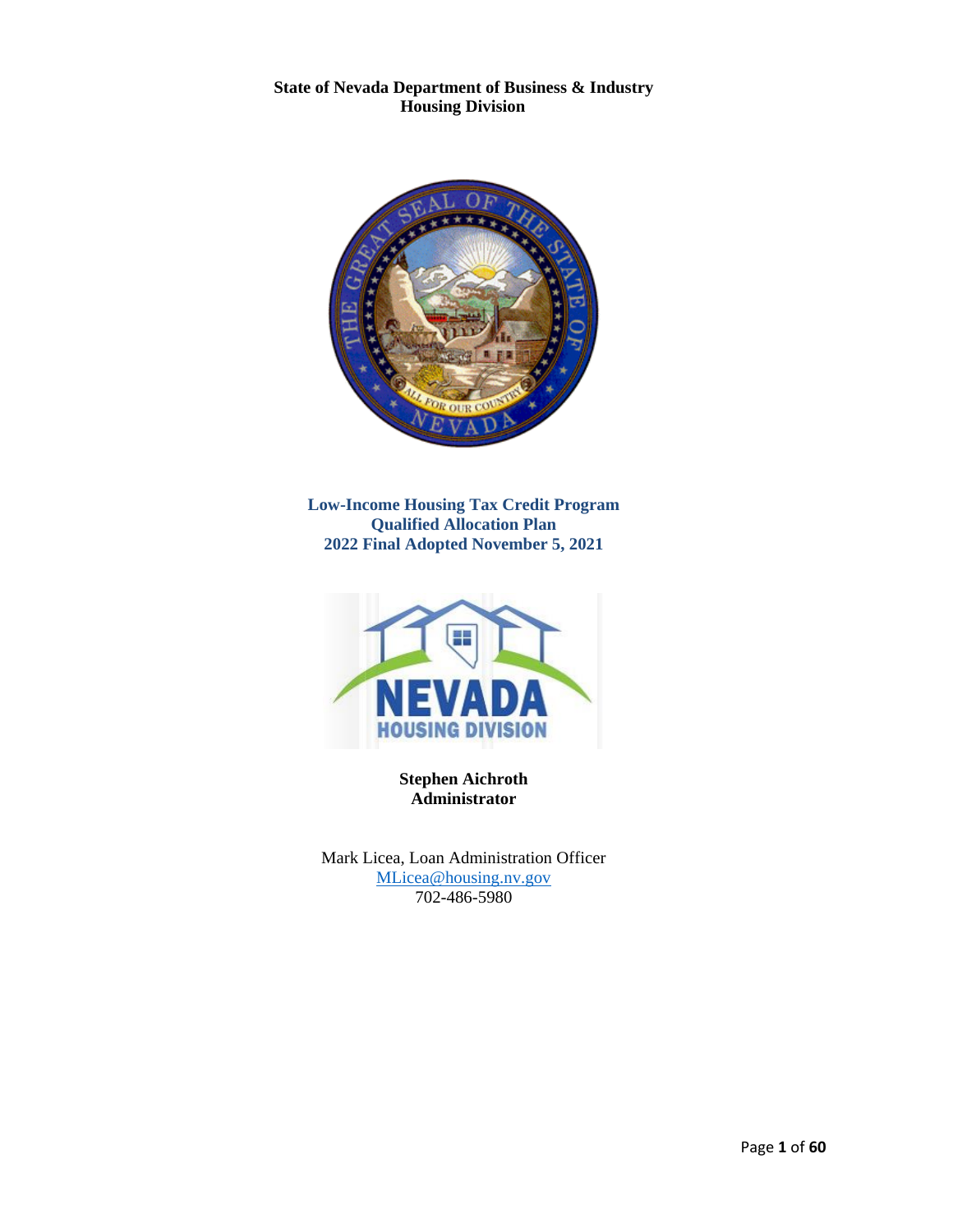**State of Nevada Department of Business & Industry**
**Housing Division**

# Low-Income Housing Tax Credit Program
# Qualified Allocation Plan
# 2022 Final Adopted November 5, 2021

**Stephen Aichroth**
**Administrator**

Mark Licea, Loan Administration Officer
MLicea@housing.nv.gov
702-486-5980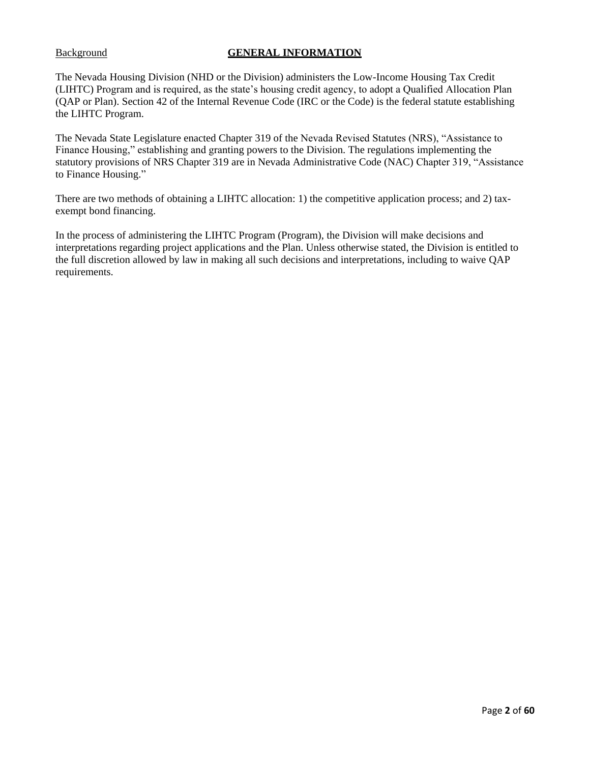<u>Background</u>

# GENERAL INFORMATION

The Nevada Housing Division (NHD or the Division) administers the Low-Income Housing Tax Credit (LIHTC) Program and is required, as the state's housing credit agency, to adopt a Qualified Allocation Plan (QAP or Plan). Section 42 of the Internal Revenue Code (IRC or the Code) is the federal statute establishing the LIHTC Program.

The Nevada State Legislature enacted Chapter 319 of the Nevada Revised Statutes (NRS), "Assistance to Finance Housing," establishing and granting powers to the Division. The regulations implementing the statutory provisions of NRS Chapter 319 are in Nevada Administrative Code (NAC) Chapter 319, "Assistance to Finance Housing."

There are two methods of obtaining a LIHTC allocation: 1) the competitive application process; and 2) tax-exempt bond financing.

In the process of administering the LIHTC Program (Program), the Division will make decisions and interpretations regarding project applications and the Plan. Unless otherwise stated, the Division is entitled to the full discretion allowed by law in making all such decisions and interpretations, including to waive QAP requirements.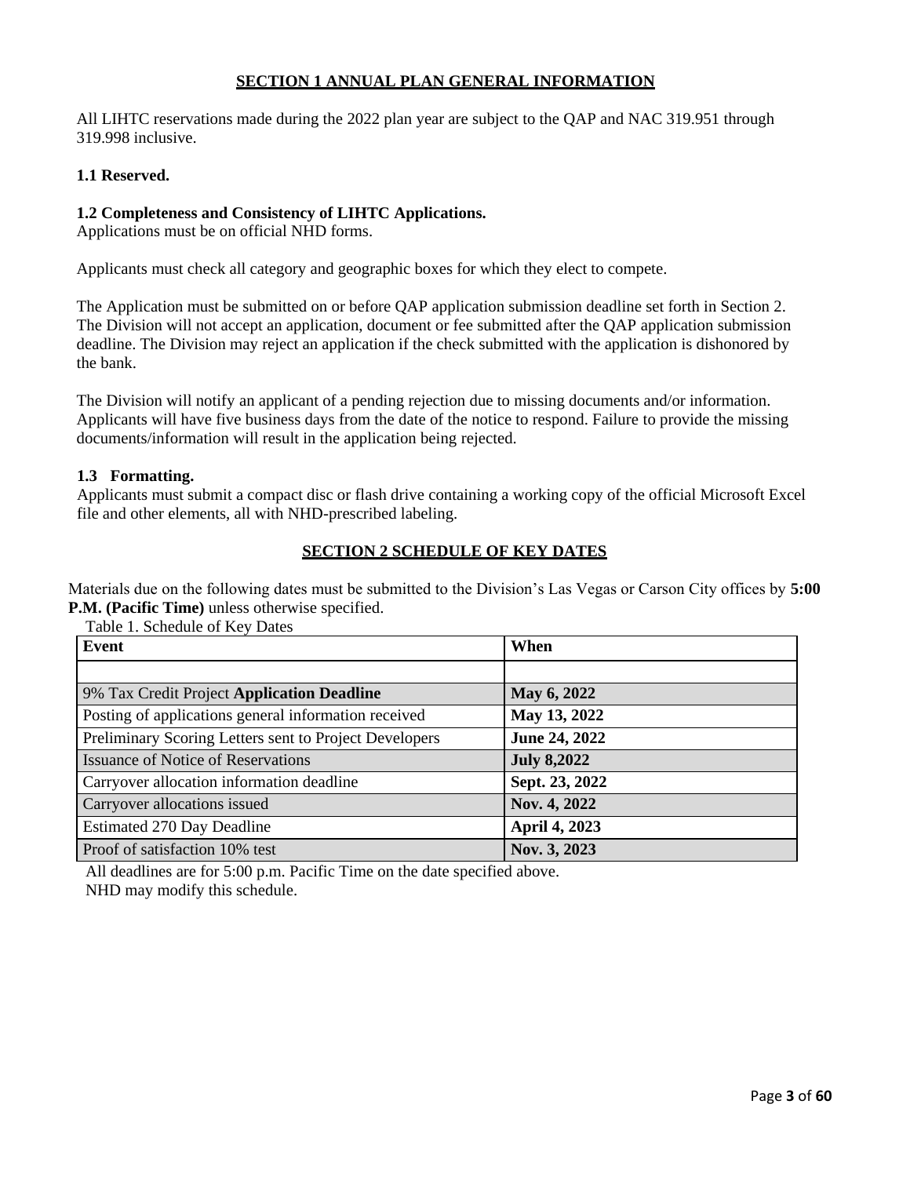## SECTION 1 ANNUAL PLAN GENERAL INFORMATION

All LIHTC reservations made during the 2022 plan year are subject to the QAP and NAC 319.951 through 319.998 inclusive.

### 1.1 Reserved.

### 1.2 Completeness and Consistency of LIHTC Applications.

Applications must be on official NHD forms.

Applicants must check all category and geographic boxes for which they elect to compete.

The Application must be submitted on or before QAP application submission deadline set forth in Section 2. The Division will not accept an application, document or fee submitted after the QAP application submission deadline. The Division may reject an application if the check submitted with the application is dishonored by the bank.

The Division will notify an applicant of a pending rejection due to missing documents and/or information. Applicants will have five business days from the date of the notice to respond. Failure to provide the missing documents/information will result in the application being rejected.

### 1.3 Formatting.

Applicants must submit a compact disc or flash drive containing a working copy of the official Microsoft Excel file and other elements, all with NHD-prescribed labeling.

## SECTION 2 SCHEDULE OF KEY DATES

Materials due on the following dates must be submitted to the Division's Las Vegas or Carson City offices by **5:00 P.M. (Pacific Time)** unless otherwise specified.

Table 1. Schedule of Key Dates

| Event | When |
|---|---|
| | |
| 9% Tax Credit Project **Application Deadline** | **May 6, 2022** |
| Posting of applications general information received | **May 13, 2022** |
| Preliminary Scoring Letters sent to Project Developers | **June 24, 2022** |
| Issuance of Notice of Reservations | **July 8,2022** |
| Carryover allocation information deadline | **Sept. 23, 2022** |
| Carryover allocations issued | **Nov. 4, 2022** |
| Estimated 270 Day Deadline | **April 4, 2023** |
| Proof of satisfaction 10% test | **Nov. 3, 2023** |

All deadlines are for 5:00 p.m. Pacific Time on the date specified above.
NHD may modify this schedule.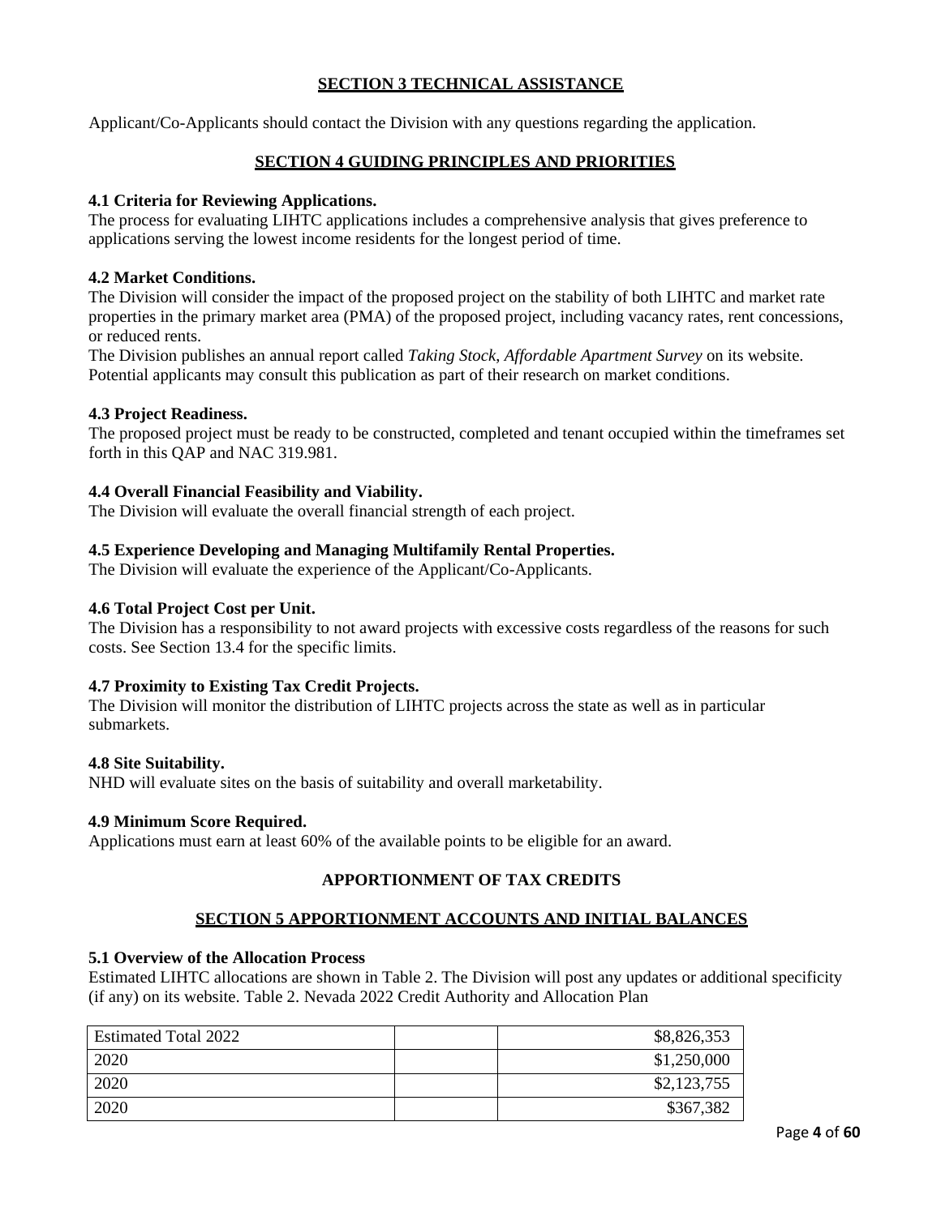## SECTION 3 TECHNICAL ASSISTANCE

Applicant/Co-Applicants should contact the Division with any questions regarding the application.

## SECTION 4 GUIDING PRINCIPLES AND PRIORITIES

**4.1 Criteria for Reviewing Applications.**
The process for evaluating LIHTC applications includes a comprehensive analysis that gives preference to applications serving the lowest income residents for the longest period of time.

**4.2 Market Conditions.**
The Division will consider the impact of the proposed project on the stability of both LIHTC and market rate properties in the primary market area (PMA) of the proposed project, including vacancy rates, rent concessions, or reduced rents.
The Division publishes an annual report called *Taking Stock, Affordable Apartment Survey* on its website. Potential applicants may consult this publication as part of their research on market conditions.

**4.3 Project Readiness.**
The proposed project must be ready to be constructed, completed and tenant occupied within the timeframes set forth in this QAP and NAC 319.981.

**4.4 Overall Financial Feasibility and Viability.**
The Division will evaluate the overall financial strength of each project.

**4.5 Experience Developing and Managing Multifamily Rental Properties.**
The Division will evaluate the experience of the Applicant/Co-Applicants.

**4.6 Total Project Cost per Unit.**
The Division has a responsibility to not award projects with excessive costs regardless of the reasons for such costs. See Section 13.4 for the specific limits.

**4.7 Proximity to Existing Tax Credit Projects.**
The Division will monitor the distribution of LIHTC projects across the state as well as in particular submarkets.

**4.8 Site Suitability.**
NHD will evaluate sites on the basis of suitability and overall marketability.

**4.9 Minimum Score Required.**
Applications must earn at least 60% of the available points to be eligible for an award.

## APPORTIONMENT OF TAX CREDITS

## SECTION 5 APPORTIONMENT ACCOUNTS AND INITIAL BALANCES

**5.1 Overview of the Allocation Process**
Estimated LIHTC allocations are shown in Table 2. The Division will post any updates or additional specificity (if any) on its website. Table 2. Nevada 2022 Credit Authority and Allocation Plan

| Estimated Total 2022 | | $8,826,353 |
|---|---|---|
| 2020 | | $1,250,000 |
| 2020 | | $2,123,755 |
| 2020 | | $367,382 |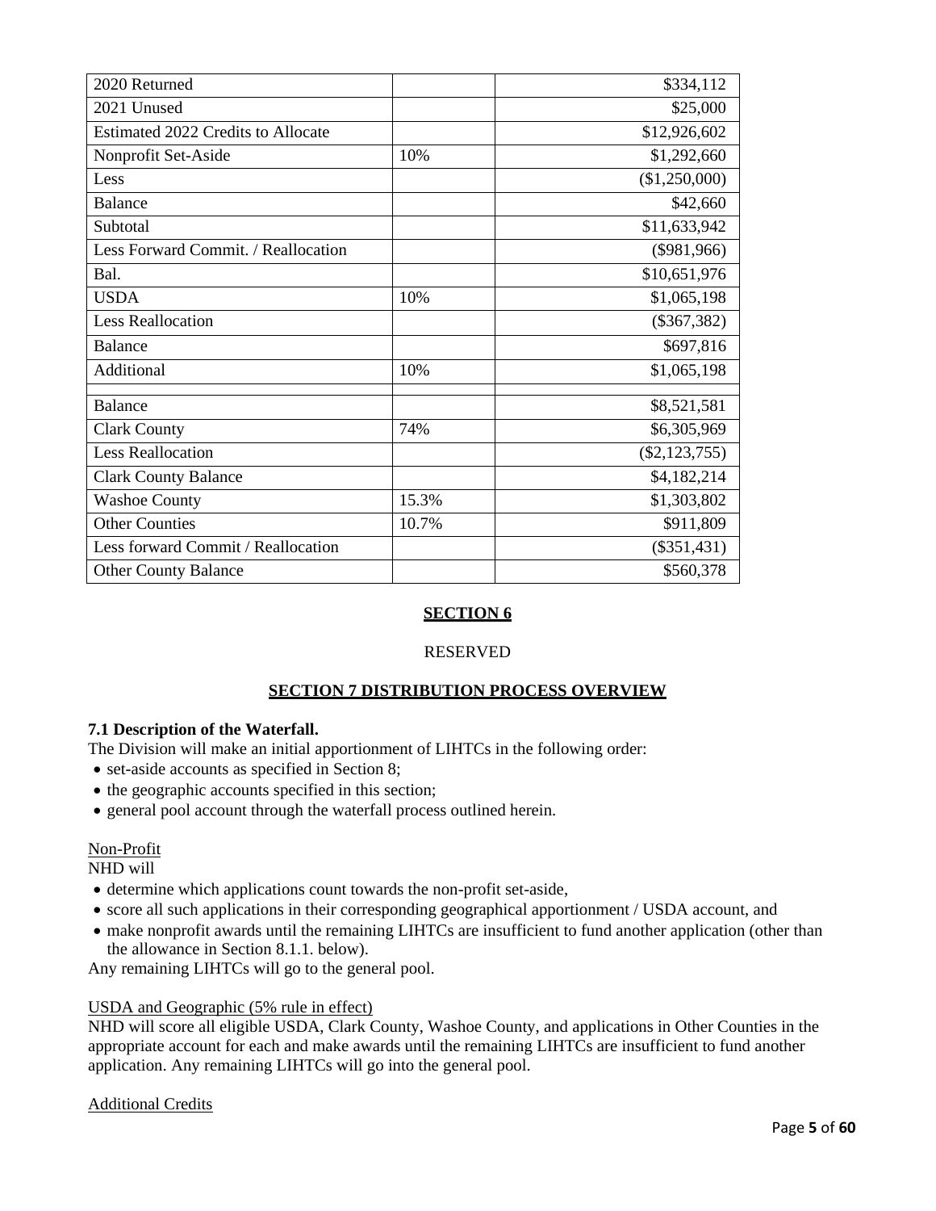| | | |
|---|---|---|
| 2020 Returned | | $334,112 |
| 2021 Unused | | $25,000 |
| Estimated 2022 Credits to Allocate | | $12,926,602 |
| Nonprofit Set-Aside | 10% | $1,292,660 |
| Less | | ($1,250,000) |
| Balance | | $42,660 |
| Subtotal | | $11,633,942 |
| Less Forward Commit. / Reallocation | | ($981,966) |
| Bal. | | $10,651,976 |
| USDA | 10% | $1,065,198 |
| Less Reallocation | | ($367,382) |
| Balance | | $697,816 |
| Additional | 10% | $1,065,198 |
| | | |
| Balance | | $8,521,581 |
| Clark County | 74% | $6,305,969 |
| Less Reallocation | | ($2,123,755) |
| Clark County Balance | | $4,182,214 |
| Washoe County | 15.3% | $1,303,802 |
| Other Counties | 10.7% | $911,809 |
| Less forward Commit / Reallocation | | ($351,431) |
| Other County Balance | | $560,378 |

## SECTION 6

RESERVED

## SECTION 7 DISTRIBUTION PROCESS OVERVIEW

**7.1 Description of the Waterfall.**

The Division will make an initial apportionment of LIHTCs in the following order:

- set-aside accounts as specified in Section 8;
- the geographic accounts specified in this section;
- general pool account through the waterfall process outlined herein.

Non-Profit

NHD will

- determine which applications count towards the non-profit set-aside,
- score all such applications in their corresponding geographical apportionment / USDA account, and
- make nonprofit awards until the remaining LIHTCs are insufficient to fund another application (other than the allowance in Section 8.1.1. below).

Any remaining LIHTCs will go to the general pool.

USDA and Geographic (5% rule in effect)

NHD will score all eligible USDA, Clark County, Washoe County, and applications in Other Counties in the appropriate account for each and make awards until the remaining LIHTCs are insufficient to fund another application. Any remaining LIHTCs will go into the general pool.

Additional Credits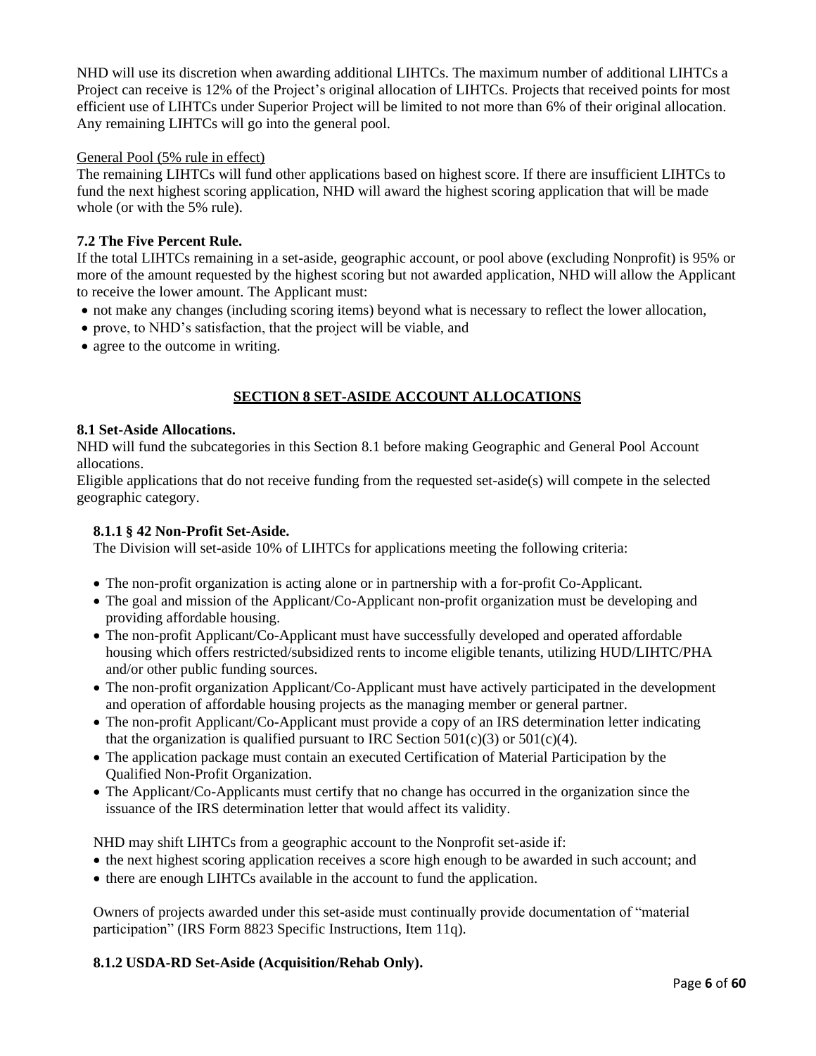NHD will use its discretion when awarding additional LIHTCs. The maximum number of additional LIHTCs a Project can receive is 12% of the Project's original allocation of LIHTCs. Projects that received points for most efficient use of LIHTCs under Superior Project will be limited to not more than 6% of their original allocation. Any remaining LIHTCs will go into the general pool.

General Pool (5% rule in effect)

The remaining LIHTCs will fund other applications based on highest score. If there are insufficient LIHTCs to fund the next highest scoring application, NHD will award the highest scoring application that will be made whole (or with the 5% rule).

**7.2 The Five Percent Rule.**

If the total LIHTCs remaining in a set-aside, geographic account, or pool above (excluding Nonprofit) is 95% or more of the amount requested by the highest scoring but not awarded application, NHD will allow the Applicant to receive the lower amount. The Applicant must:

- not make any changes (including scoring items) beyond what is necessary to reflect the lower allocation,
- prove, to NHD's satisfaction, that the project will be viable, and
- agree to the outcome in writing.

## SECTION 8 SET-ASIDE ACCOUNT ALLOCATIONS

**8.1 Set-Aside Allocations.**

NHD will fund the subcategories in this Section 8.1 before making Geographic and General Pool Account allocations.

Eligible applications that do not receive funding from the requested set-aside(s) will compete in the selected geographic category.

**8.1.1 § 42 Non-Profit Set-Aside.**

The Division will set-aside 10% of LIHTCs for applications meeting the following criteria:

- The non-profit organization is acting alone or in partnership with a for-profit Co-Applicant.
- The goal and mission of the Applicant/Co-Applicant non-profit organization must be developing and providing affordable housing.
- The non-profit Applicant/Co-Applicant must have successfully developed and operated affordable housing which offers restricted/subsidized rents to income eligible tenants, utilizing HUD/LIHTC/PHA and/or other public funding sources.
- The non-profit organization Applicant/Co-Applicant must have actively participated in the development and operation of affordable housing projects as the managing member or general partner.
- The non-profit Applicant/Co-Applicant must provide a copy of an IRS determination letter indicating that the organization is qualified pursuant to IRC Section 501(c)(3) or 501(c)(4).
- The application package must contain an executed Certification of Material Participation by the Qualified Non-Profit Organization.
- The Applicant/Co-Applicants must certify that no change has occurred in the organization since the issuance of the IRS determination letter that would affect its validity.

NHD may shift LIHTCs from a geographic account to the Nonprofit set-aside if:

- the next highest scoring application receives a score high enough to be awarded in such account; and
- there are enough LIHTCs available in the account to fund the application.

Owners of projects awarded under this set-aside must continually provide documentation of "material participation" (IRS Form 8823 Specific Instructions, Item 11q).

**8.1.2 USDA-RD Set-Aside (Acquisition/Rehab Only).**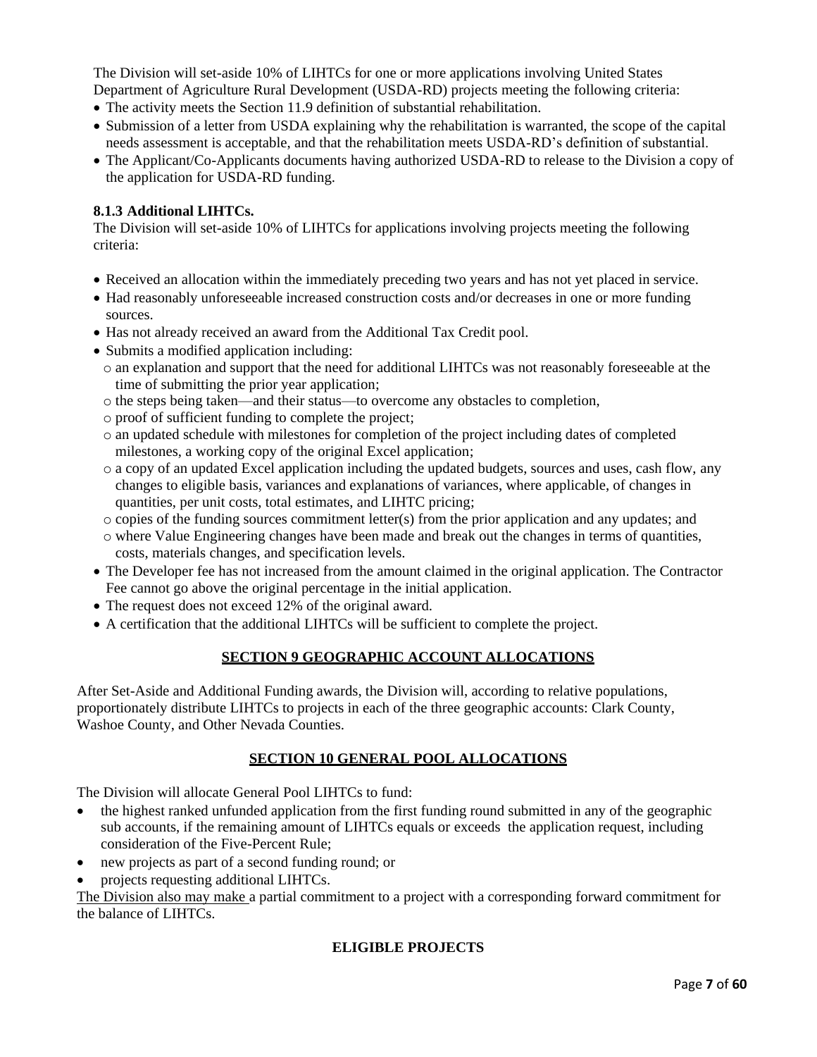The Division will set-aside 10% of LIHTCs for one or more applications involving United States Department of Agriculture Rural Development (USDA-RD) projects meeting the following criteria:

- The activity meets the Section 11.9 definition of substantial rehabilitation.
- Submission of a letter from USDA explaining why the rehabilitation is warranted, the scope of the capital needs assessment is acceptable, and that the rehabilitation meets USDA-RD's definition of substantial.
- The Applicant/Co-Applicants documents having authorized USDA-RD to release to the Division a copy of the application for USDA-RD funding.

**8.1.3 Additional LIHTCs.**

The Division will set-aside 10% of LIHTCs for applications involving projects meeting the following criteria:

- Received an allocation within the immediately preceding two years and has not yet placed in service.
- Had reasonably unforeseeable increased construction costs and/or decreases in one or more funding sources.
- Has not already received an award from the Additional Tax Credit pool.
- Submits a modified application including:
  - an explanation and support that the need for additional LIHTCs was not reasonably foreseeable at the time of submitting the prior year application;
  - the steps being taken—and their status—to overcome any obstacles to completion,
  - proof of sufficient funding to complete the project;
  - an updated schedule with milestones for completion of the project including dates of completed milestones, a working copy of the original Excel application;
  - a copy of an updated Excel application including the updated budgets, sources and uses, cash flow, any changes to eligible basis, variances and explanations of variances, where applicable, of changes in quantities, per unit costs, total estimates, and LIHTC pricing;
  - copies of the funding sources commitment letter(s) from the prior application and any updates; and
  - where Value Engineering changes have been made and break out the changes in terms of quantities, costs, materials changes, and specification levels.
- The Developer fee has not increased from the amount claimed in the original application. The Contractor Fee cannot go above the original percentage in the initial application.
- The request does not exceed 12% of the original award.
- A certification that the additional LIHTCs will be sufficient to complete the project.

## SECTION 9 GEOGRAPHIC ACCOUNT ALLOCATIONS

After Set-Aside and Additional Funding awards, the Division will, according to relative populations, proportionately distribute LIHTCs to projects in each of the three geographic accounts: Clark County, Washoe County, and Other Nevada Counties.

## SECTION 10 GENERAL POOL ALLOCATIONS

The Division will allocate General Pool LIHTCs to fund:

- the highest ranked unfunded application from the first funding round submitted in any of the geographic sub accounts, if the remaining amount of LIHTCs equals or exceeds the application request, including consideration of the Five-Percent Rule;
- new projects as part of a second funding round; or
- projects requesting additional LIHTCs.

The Division also may make a partial commitment to a project with a corresponding forward commitment for the balance of LIHTCs.

## ELIGIBLE PROJECTS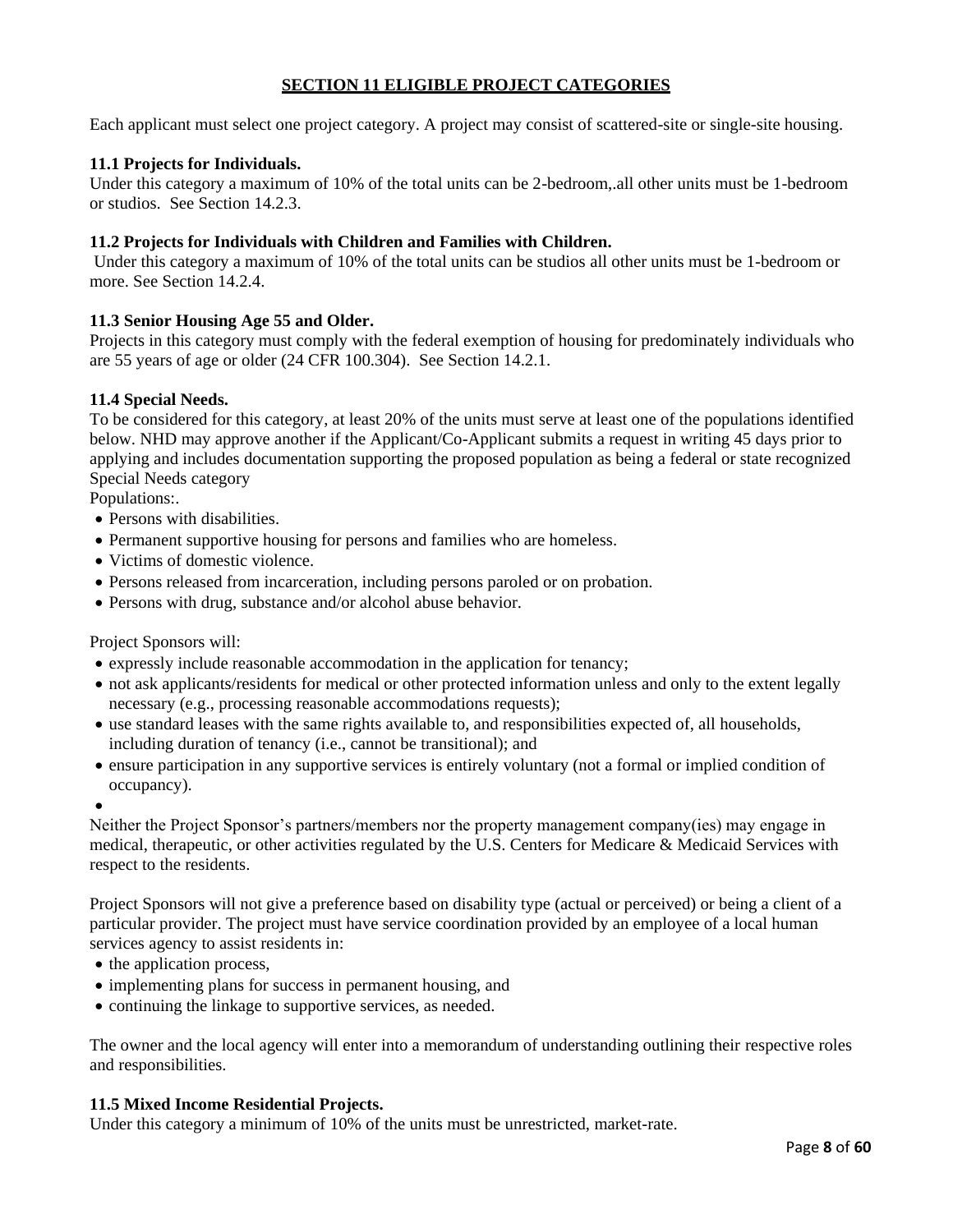## SECTION 11 ELIGIBLE PROJECT CATEGORIES

Each applicant must select one project category. A project may consist of scattered-site or single-site housing.

**11.1 Projects for Individuals.**
Under this category a maximum of 10% of the total units can be 2-bedroom,.all other units must be 1-bedroom or studios. See Section 14.2.3.

**11.2 Projects for Individuals with Children and Families with Children.**
Under this category a maximum of 10% of the total units can be studios all other units must be 1-bedroom or more. See Section 14.2.4.

**11.3 Senior Housing Age 55 and Older.**
Projects in this category must comply with the federal exemption of housing for predominately individuals who are 55 years of age or older (24 CFR 100.304). See Section 14.2.1.

**11.4 Special Needs.**
To be considered for this category, at least 20% of the units must serve at least one of the populations identified below. NHD may approve another if the Applicant/Co-Applicant submits a request in writing 45 days prior to applying and includes documentation supporting the proposed population as being a federal or state recognized Special Needs category

Populations:.

- Persons with disabilities.
- Permanent supportive housing for persons and families who are homeless.
- Victims of domestic violence.
- Persons released from incarceration, including persons paroled or on probation.
- Persons with drug, substance and/or alcohol abuse behavior.

Project Sponsors will:

- expressly include reasonable accommodation in the application for tenancy;
- not ask applicants/residents for medical or other protected information unless and only to the extent legally necessary (e.g., processing reasonable accommodations requests);
- use standard leases with the same rights available to, and responsibilities expected of, all households, including duration of tenancy (i.e., cannot be transitional); and
- ensure participation in any supportive services is entirely voluntary (not a formal or implied condition of occupancy).

Neither the Project Sponsor's partners/members nor the property management company(ies) may engage in medical, therapeutic, or other activities regulated by the U.S. Centers for Medicare & Medicaid Services with respect to the residents.

Project Sponsors will not give a preference based on disability type (actual or perceived) or being a client of a particular provider. The project must have service coordination provided by an employee of a local human services agency to assist residents in:

- the application process,
- implementing plans for success in permanent housing, and
- continuing the linkage to supportive services, as needed.

The owner and the local agency will enter into a memorandum of understanding outlining their respective roles and responsibilities.

**11.5 Mixed Income Residential Projects.**
Under this category a minimum of 10% of the units must be unrestricted, market-rate.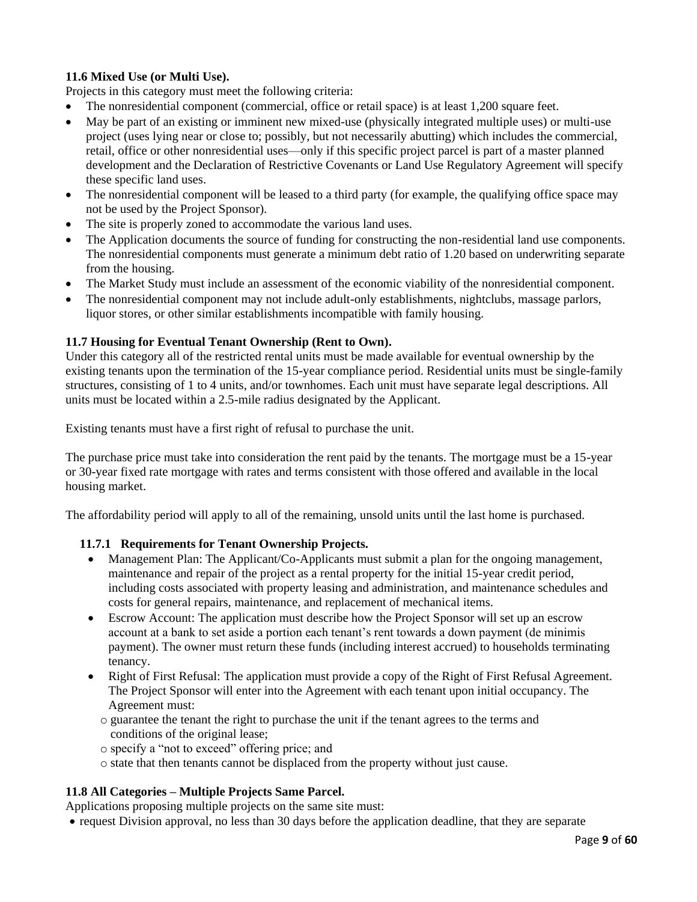**11.6 Mixed Use (or Multi Use).**

Projects in this category must meet the following criteria:

- The nonresidential component (commercial, office or retail space) is at least 1,200 square feet.
- May be part of an existing or imminent new mixed-use (physically integrated multiple uses) or multi-use project (uses lying near or close to; possibly, but not necessarily abutting) which includes the commercial, retail, office or other nonresidential uses—only if this specific project parcel is part of a master planned development and the Declaration of Restrictive Covenants or Land Use Regulatory Agreement will specify these specific land uses.
- The nonresidential component will be leased to a third party (for example, the qualifying office space may not be used by the Project Sponsor).
- The site is properly zoned to accommodate the various land uses.
- The Application documents the source of funding for constructing the non-residential land use components. The nonresidential components must generate a minimum debt ratio of 1.20 based on underwriting separate from the housing.
- The Market Study must include an assessment of the economic viability of the nonresidential component.
- The nonresidential component may not include adult-only establishments, nightclubs, massage parlors, liquor stores, or other similar establishments incompatible with family housing.

**11.7 Housing for Eventual Tenant Ownership (Rent to Own).**

Under this category all of the restricted rental units must be made available for eventual ownership by the existing tenants upon the termination of the 15-year compliance period. Residential units must be single-family structures, consisting of 1 to 4 units, and/or townhomes. Each unit must have separate legal descriptions. All units must be located within a 2.5-mile radius designated by the Applicant.

Existing tenants must have a first right of refusal to purchase the unit.

The purchase price must take into consideration the rent paid by the tenants. The mortgage must be a 15-year or 30-year fixed rate mortgage with rates and terms consistent with those offered and available in the local housing market.

The affordability period will apply to all of the remaining, unsold units until the last home is purchased.

**11.7.1 Requirements for Tenant Ownership Projects.**

- Management Plan: The Applicant/Co-Applicants must submit a plan for the ongoing management, maintenance and repair of the project as a rental property for the initial 15-year credit period, including costs associated with property leasing and administration, and maintenance schedules and costs for general repairs, maintenance, and replacement of mechanical items.
- Escrow Account: The application must describe how the Project Sponsor will set up an escrow account at a bank to set aside a portion each tenant's rent towards a down payment (de minimis payment). The owner must return these funds (including interest accrued) to households terminating tenancy.
- Right of First Refusal: The application must provide a copy of the Right of First Refusal Agreement. The Project Sponsor will enter into the Agreement with each tenant upon initial occupancy. The Agreement must:
  - guarantee the tenant the right to purchase the unit if the tenant agrees to the terms and conditions of the original lease;
  - specify a "not to exceed" offering price; and
  - state that then tenants cannot be displaced from the property without just cause.

**11.8 All Categories – Multiple Projects Same Parcel.**

Applications proposing multiple projects on the same site must:

- request Division approval, no less than 30 days before the application deadline, that they are separate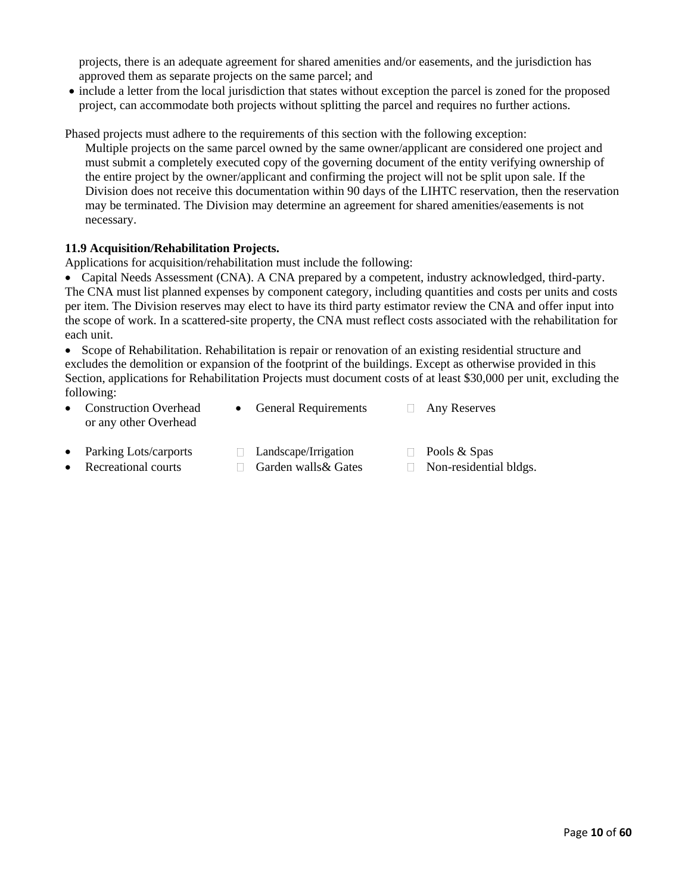projects, there is an adequate agreement for shared amenities and/or easements, and the jurisdiction has approved them as separate projects on the same parcel; and

- include a letter from the local jurisdiction that states without exception the parcel is zoned for the proposed project, can accommodate both projects without splitting the parcel and requires no further actions.

Phased projects must adhere to the requirements of this section with the following exception:

Multiple projects on the same parcel owned by the same owner/applicant are considered one project and must submit a completely executed copy of the governing document of the entity verifying ownership of the entire project by the owner/applicant and confirming the project will not be split upon sale. If the Division does not receive this documentation within 90 days of the LIHTC reservation, then the reservation may be terminated. The Division may determine an agreement for shared amenities/easements is not necessary.

**11.9 Acquisition/Rehabilitation Projects.**

Applications for acquisition/rehabilitation must include the following:

- Capital Needs Assessment (CNA). A CNA prepared by a competent, industry acknowledged, third-party. The CNA must list planned expenses by component category, including quantities and costs per units and costs per item. The Division reserves may elect to have its third party estimator review the CNA and offer input into the scope of work. In a scattered-site property, the CNA must reflect costs associated with the rehabilitation for each unit.
- Scope of Rehabilitation. Rehabilitation is repair or renovation of an existing residential structure and excludes the demolition or expansion of the footprint of the buildings. Except as otherwise provided in this Section, applications for Rehabilitation Projects must document costs of at least $30,000 per unit, excluding the following:

- Construction Overhead or any other Overhead
- General Requirements
- Any Reserves
- Parking Lots/carports
- Landscape/Irrigation
- Pools & Spas
- Recreational courts
- Garden walls& Gates
- Non-residential bldgs.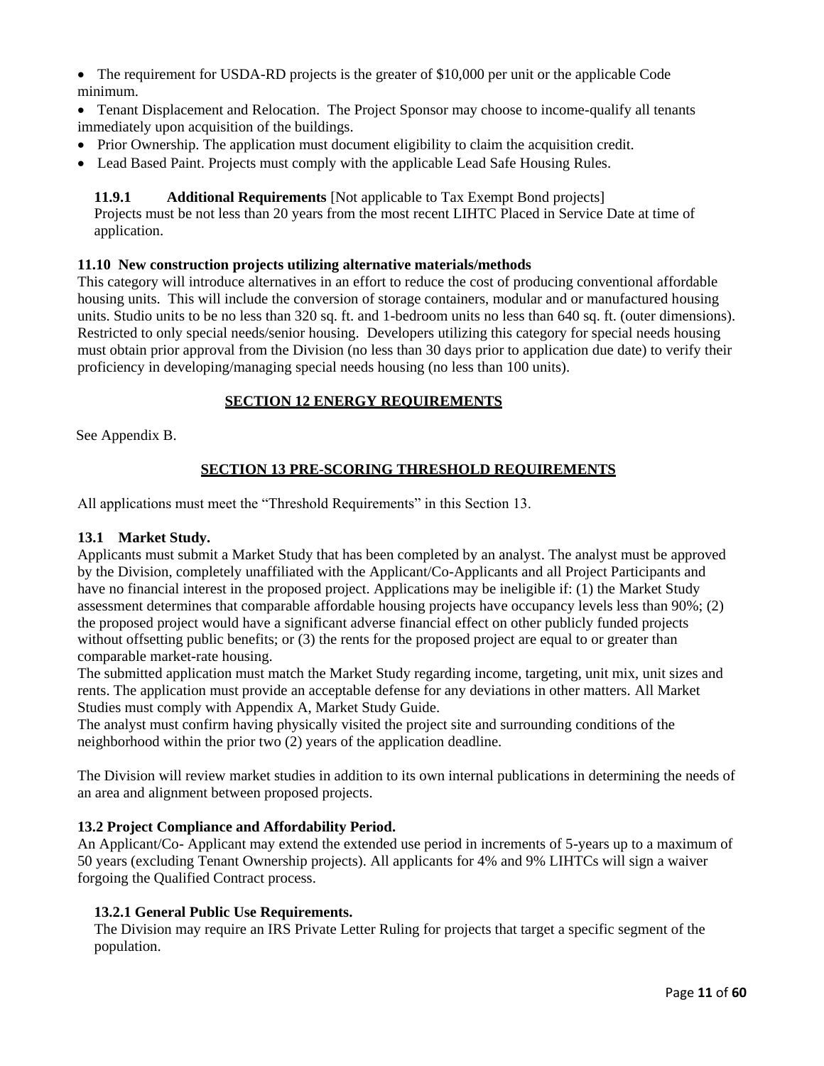- The requirement for USDA-RD projects is the greater of $10,000 per unit or the applicable Code minimum.
- Tenant Displacement and Relocation. The Project Sponsor may choose to income-qualify all tenants immediately upon acquisition of the buildings.
- Prior Ownership. The application must document eligibility to claim the acquisition credit.
- Lead Based Paint. Projects must comply with the applicable Lead Safe Housing Rules.

#### 11.9.1 Additional Requirements [Not applicable to Tax Exempt Bond projects]

Projects must be not less than 20 years from the most recent LIHTC Placed in Service Date at time of application.

### 11.10 New construction projects utilizing alternative materials/methods

This category will introduce alternatives in an effort to reduce the cost of producing conventional affordable housing units. This will include the conversion of storage containers, modular and or manufactured housing units. Studio units to be no less than 320 sq. ft. and 1-bedroom units no less than 640 sq. ft. (outer dimensions). Restricted to only special needs/senior housing. Developers utilizing this category for special needs housing must obtain prior approval from the Division (no less than 30 days prior to application due date) to verify their proficiency in developing/managing special needs housing (no less than 100 units).

## SECTION 12 ENERGY REQUIREMENTS

See Appendix B.

## SECTION 13 PRE-SCORING THRESHOLD REQUIREMENTS

All applications must meet the "Threshold Requirements" in this Section 13.

### 13.1 Market Study.

Applicants must submit a Market Study that has been completed by an analyst. The analyst must be approved by the Division, completely unaffiliated with the Applicant/Co-Applicants and all Project Participants and have no financial interest in the proposed project. Applications may be ineligible if: (1) the Market Study assessment determines that comparable affordable housing projects have occupancy levels less than 90%; (2) the proposed project would have a significant adverse financial effect on other publicly funded projects without offsetting public benefits; or (3) the rents for the proposed project are equal to or greater than comparable market-rate housing.

The submitted application must match the Market Study regarding income, targeting, unit mix, unit sizes and rents. The application must provide an acceptable defense for any deviations in other matters. All Market Studies must comply with Appendix A, Market Study Guide.

The analyst must confirm having physically visited the project site and surrounding conditions of the neighborhood within the prior two (2) years of the application deadline.

The Division will review market studies in addition to its own internal publications in determining the needs of an area and alignment between proposed projects.

### 13.2 Project Compliance and Affordability Period.

An Applicant/Co- Applicant may extend the extended use period in increments of 5-years up to a maximum of 50 years (excluding Tenant Ownership projects). All applicants for 4% and 9% LIHTCs will sign a waiver forgoing the Qualified Contract process.

#### 13.2.1 General Public Use Requirements.

The Division may require an IRS Private Letter Ruling for projects that target a specific segment of the population.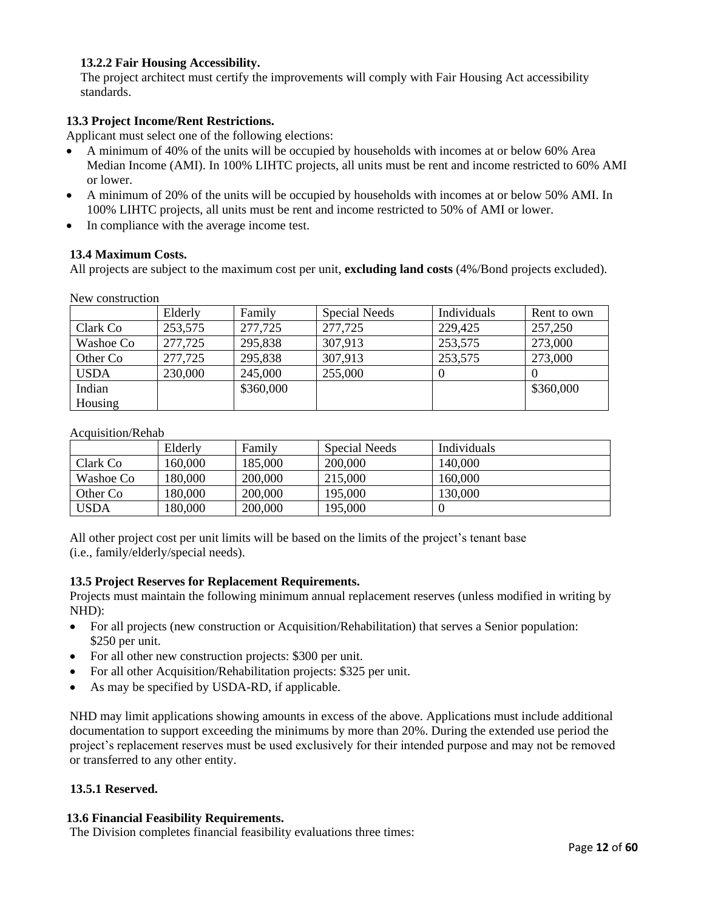#### 13.2.2 Fair Housing Accessibility.

The project architect must certify the improvements will comply with Fair Housing Act accessibility standards.

### 13.3 Project Income/Rent Restrictions.

Applicant must select one of the following elections:

- A minimum of 40% of the units will be occupied by households with incomes at or below 60% Area Median Income (AMI). In 100% LIHTC projects, all units must be rent and income restricted to 60% AMI or lower.
- A minimum of 20% of the units will be occupied by households with incomes at or below 50% AMI. In 100% LIHTC projects, all units must be rent and income restricted to 50% of AMI or lower.
- In compliance with the average income test.

### 13.4 Maximum Costs.

All projects are subject to the maximum cost per unit, **excluding land costs** (4%/Bond projects excluded).

New construction

| | Elderly | Family | Special Needs | Individuals | Rent to own |
|---|---|---|---|---|---|
| Clark Co | 253,575 | 277,725 | 277,725 | 229,425 | 257,250 |
| Washoe Co | 277,725 | 295,838 | 307,913 | 253,575 | 273,000 |
| Other Co | 277,725 | 295,838 | 307,913 | 253,575 | 273,000 |
| USDA | 230,000 | 245,000 | 255,000 | 0 | 0 |
| Indian Housing | | $360,000 | | | $360,000 |

Acquisition/Rehab

| | Elderly | Family | Special Needs | Individuals |
|---|---|---|---|---|
| Clark Co | 160,000 | 185,000 | 200,000 | 140,000 |
| Washoe Co | 180,000 | 200,000 | 215,000 | 160,000 |
| Other Co | 180,000 | 200,000 | 195,000 | 130,000 |
| USDA | 180,000 | 200,000 | 195,000 | 0 |

All other project cost per unit limits will be based on the limits of the project's tenant base (i.e., family/elderly/special needs).

### 13.5 Project Reserves for Replacement Requirements.

Projects must maintain the following minimum annual replacement reserves (unless modified in writing by NHD):

- For all projects (new construction or Acquisition/Rehabilitation) that serves a Senior population: $250 per unit.
- For all other new construction projects: $300 per unit.
- For all other Acquisition/Rehabilitation projects: $325 per unit.
- As may be specified by USDA-RD, if applicable.

NHD may limit applications showing amounts in excess of the above. Applications must include additional documentation to support exceeding the minimums by more than 20%. During the extended use period the project's replacement reserves must be used exclusively for their intended purpose and may not be removed or transferred to any other entity.

#### 13.5.1 Reserved.

### 13.6 Financial Feasibility Requirements.

The Division completes financial feasibility evaluations three times: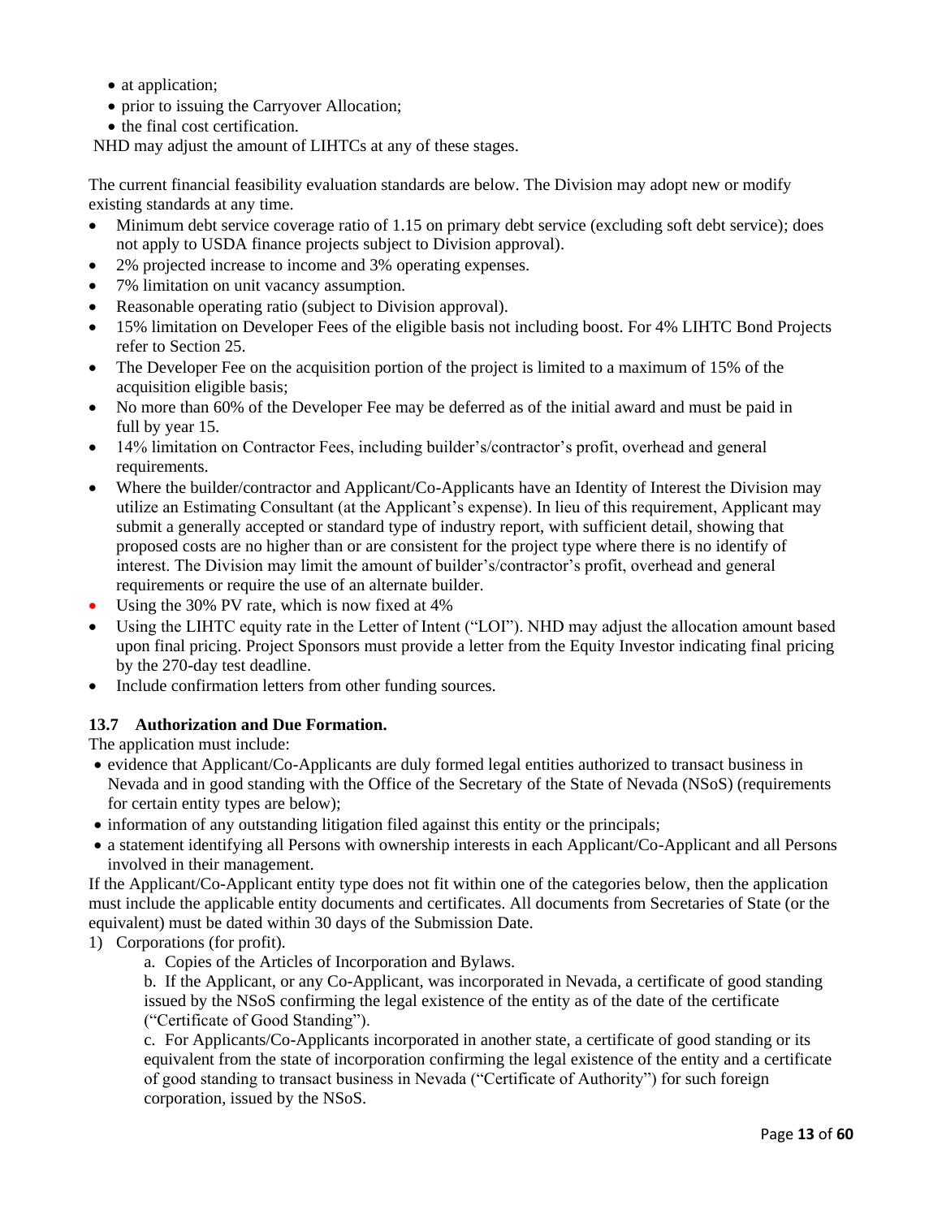- at application;
- prior to issuing the Carryover Allocation;
- the final cost certification.

NHD may adjust the amount of LIHTCs at any of these stages.

The current financial feasibility evaluation standards are below. The Division may adopt new or modify existing standards at any time.

- Minimum debt service coverage ratio of 1.15 on primary debt service (excluding soft debt service); does not apply to USDA finance projects subject to Division approval).
- 2% projected increase to income and 3% operating expenses.
- 7% limitation on unit vacancy assumption.
- Reasonable operating ratio (subject to Division approval).
- 15% limitation on Developer Fees of the eligible basis not including boost. For 4% LIHTC Bond Projects refer to Section 25.
- The Developer Fee on the acquisition portion of the project is limited to a maximum of 15% of the acquisition eligible basis;
- No more than 60% of the Developer Fee may be deferred as of the initial award and must be paid in full by year 15.
- 14% limitation on Contractor Fees, including builder's/contractor's profit, overhead and general requirements.
- Where the builder/contractor and Applicant/Co-Applicants have an Identity of Interest the Division may utilize an Estimating Consultant (at the Applicant's expense). In lieu of this requirement, Applicant may submit a generally accepted or standard type of industry report, with sufficient detail, showing that proposed costs are no higher than or are consistent for the project type where there is no identify of interest. The Division may limit the amount of builder's/contractor's profit, overhead and general requirements or require the use of an alternate builder.
- Using the 30% PV rate, which is now fixed at 4%
- Using the LIHTC equity rate in the Letter of Intent ("LOI"). NHD may adjust the allocation amount based upon final pricing. Project Sponsors must provide a letter from the Equity Investor indicating final pricing by the 270-day test deadline.
- Include confirmation letters from other funding sources.

### 13.7 Authorization and Due Formation.

The application must include:

- evidence that Applicant/Co-Applicants are duly formed legal entities authorized to transact business in Nevada and in good standing with the Office of the Secretary of the State of Nevada (NSoS) (requirements for certain entity types are below);
- information of any outstanding litigation filed against this entity or the principals;
- a statement identifying all Persons with ownership interests in each Applicant/Co-Applicant and all Persons involved in their management.

If the Applicant/Co-Applicant entity type does not fit within one of the categories below, then the application must include the applicable entity documents and certificates. All documents from Secretaries of State (or the equivalent) must be dated within 30 days of the Submission Date.

1) Corporations (for profit).

   a. Copies of the Articles of Incorporation and Bylaws.

   b. If the Applicant, or any Co-Applicant, was incorporated in Nevada, a certificate of good standing issued by the NSoS confirming the legal existence of the entity as of the date of the certificate ("Certificate of Good Standing").

   c. For Applicants/Co-Applicants incorporated in another state, a certificate of good standing or its equivalent from the state of incorporation confirming the legal existence of the entity and a certificate of good standing to transact business in Nevada ("Certificate of Authority") for such foreign corporation, issued by the NSoS.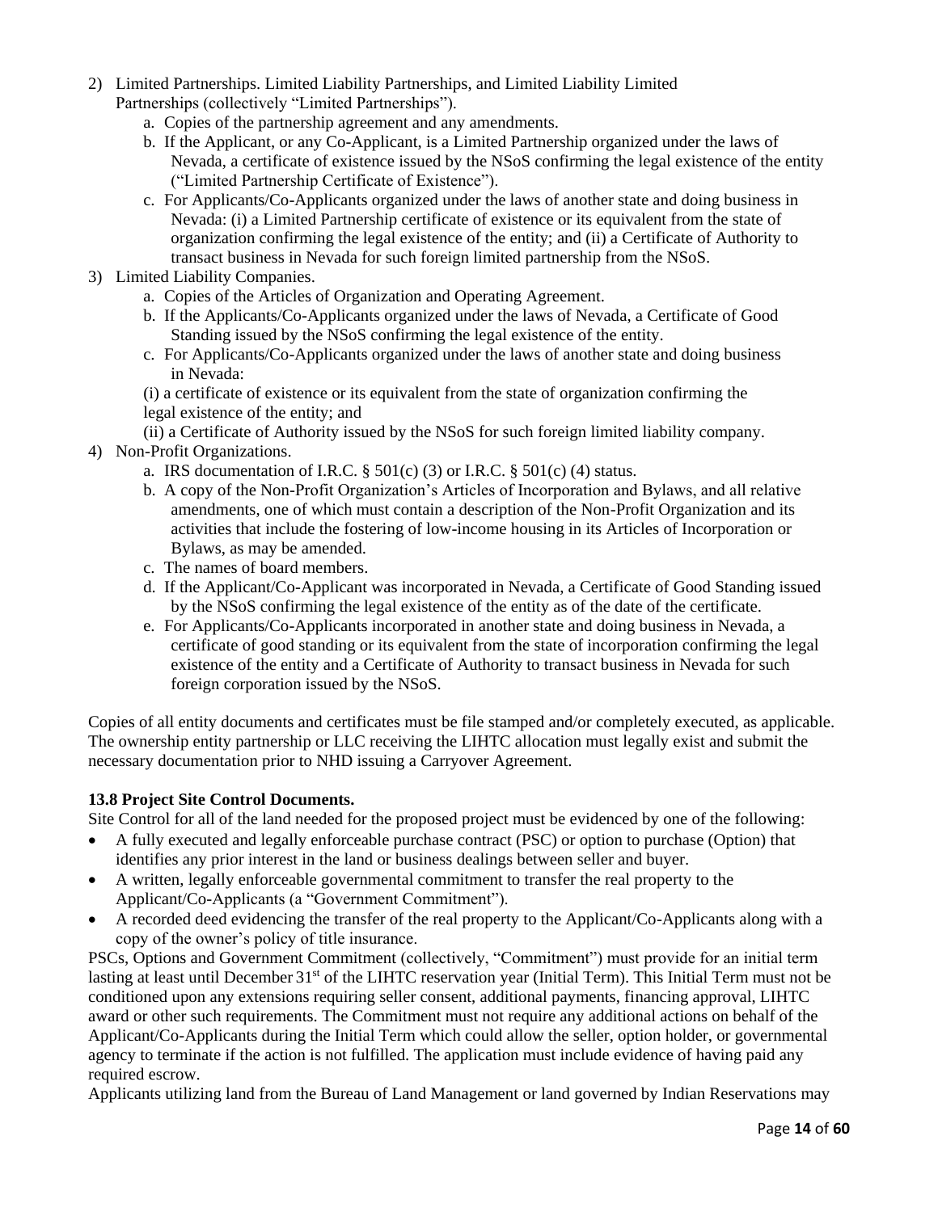2) Limited Partnerships. Limited Liability Partnerships, and Limited Liability Limited Partnerships (collectively "Limited Partnerships").
    a. Copies of the partnership agreement and any amendments.
    b. If the Applicant, or any Co-Applicant, is a Limited Partnership organized under the laws of Nevada, a certificate of existence issued by the NSoS confirming the legal existence of the entity ("Limited Partnership Certificate of Existence").
    c. For Applicants/Co-Applicants organized under the laws of another state and doing business in Nevada: (i) a Limited Partnership certificate of existence or its equivalent from the state of organization confirming the legal existence of the entity; and (ii) a Certificate of Authority to transact business in Nevada for such foreign limited partnership from the NSoS.
3) Limited Liability Companies.
    a. Copies of the Articles of Organization and Operating Agreement.
    b. If the Applicants/Co-Applicants organized under the laws of Nevada, a Certificate of Good Standing issued by the NSoS confirming the legal existence of the entity.
    c. For Applicants/Co-Applicants organized under the laws of another state and doing business in Nevada:

    (i) a certificate of existence or its equivalent from the state of organization confirming the legal existence of the entity; and

    (ii) a Certificate of Authority issued by the NSoS for such foreign limited liability company.
4) Non-Profit Organizations.
    a. IRS documentation of I.R.C. § 501(c) (3) or I.R.C. § 501(c) (4) status.
    b. A copy of the Non-Profit Organization's Articles of Incorporation and Bylaws, and all relative amendments, one of which must contain a description of the Non-Profit Organization and its activities that include the fostering of low-income housing in its Articles of Incorporation or Bylaws, as may be amended.
    c. The names of board members.
    d. If the Applicant/Co-Applicant was incorporated in Nevada, a Certificate of Good Standing issued by the NSoS confirming the legal existence of the entity as of the date of the certificate.
    e. For Applicants/Co-Applicants incorporated in another state and doing business in Nevada, a certificate of good standing or its equivalent from the state of incorporation confirming the legal existence of the entity and a Certificate of Authority to transact business in Nevada for such foreign corporation issued by the NSoS.

Copies of all entity documents and certificates must be file stamped and/or completely executed, as applicable. The ownership entity partnership or LLC receiving the LIHTC allocation must legally exist and submit the necessary documentation prior to NHD issuing a Carryover Agreement.

**13.8 Project Site Control Documents.**

Site Control for all of the land needed for the proposed project must be evidenced by one of the following:

- A fully executed and legally enforceable purchase contract (PSC) or option to purchase (Option) that identifies any prior interest in the land or business dealings between seller and buyer.
- A written, legally enforceable governmental commitment to transfer the real property to the Applicant/Co-Applicants (a "Government Commitment").
- A recorded deed evidencing the transfer of the real property to the Applicant/Co-Applicants along with a copy of the owner's policy of title insurance.

PSCs, Options and Government Commitment (collectively, "Commitment") must provide for an initial term lasting at least until December 31st of the LIHTC reservation year (Initial Term). This Initial Term must not be conditioned upon any extensions requiring seller consent, additional payments, financing approval, LIHTC award or other such requirements. The Commitment must not require any additional actions on behalf of the Applicant/Co-Applicants during the Initial Term which could allow the seller, option holder, or governmental agency to terminate if the action is not fulfilled. The application must include evidence of having paid any required escrow.

Applicants utilizing land from the Bureau of Land Management or land governed by Indian Reservations may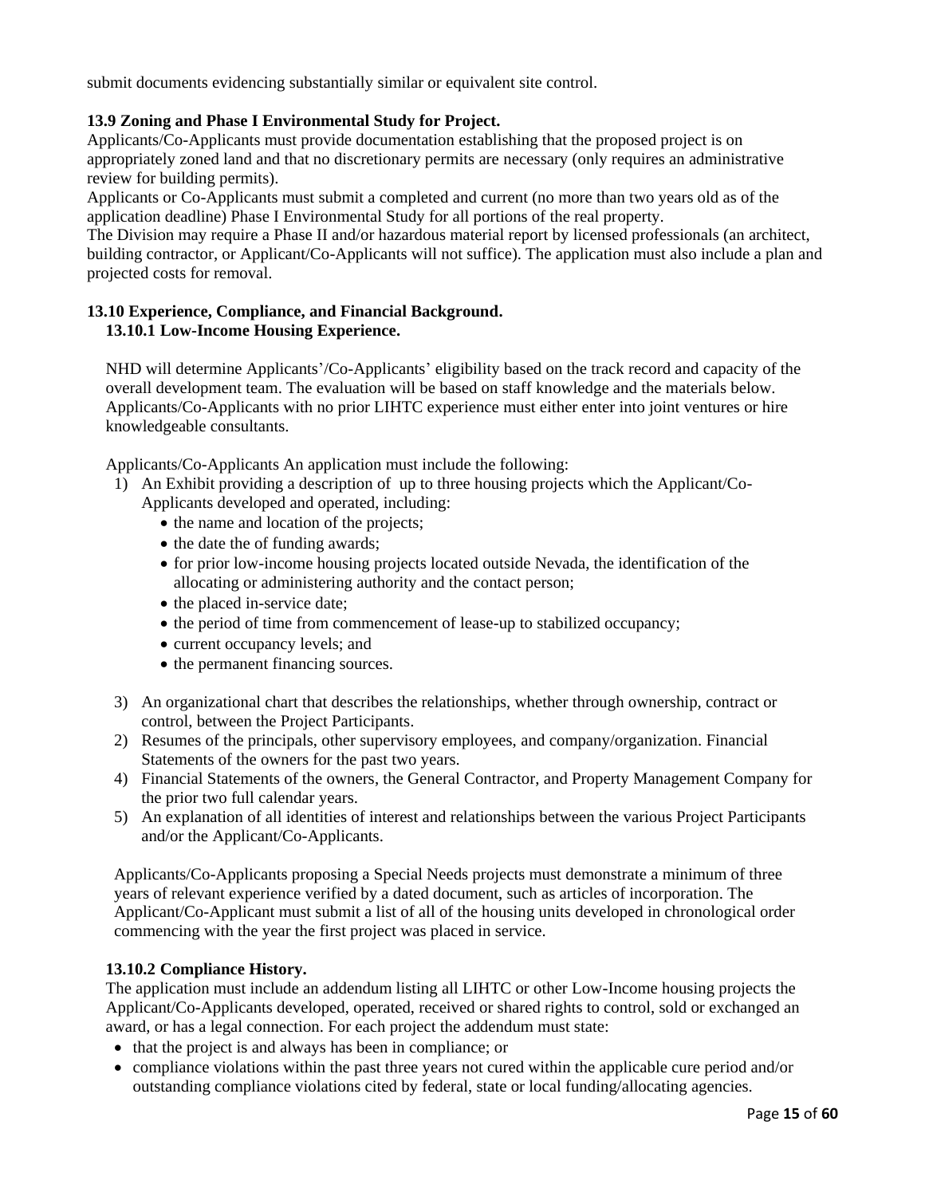submit documents evidencing substantially similar or equivalent site control.

**13.9 Zoning and Phase I Environmental Study for Project.**

Applicants/Co-Applicants must provide documentation establishing that the proposed project is on appropriately zoned land and that no discretionary permits are necessary (only requires an administrative review for building permits).

Applicants or Co-Applicants must submit a completed and current (no more than two years old as of the application deadline) Phase I Environmental Study for all portions of the real property.

The Division may require a Phase II and/or hazardous material report by licensed professionals (an architect, building contractor, or Applicant/Co-Applicants will not suffice). The application must also include a plan and projected costs for removal.

**13.10 Experience, Compliance, and Financial Background.**

**13.10.1 Low-Income Housing Experience.**

NHD will determine Applicants'/Co-Applicants' eligibility based on the track record and capacity of the overall development team. The evaluation will be based on staff knowledge and the materials below. Applicants/Co-Applicants with no prior LIHTC experience must either enter into joint ventures or hire knowledgeable consultants.

Applicants/Co-Applicants An application must include the following:

1) An Exhibit providing a description of up to three housing projects which the Applicant/Co-Applicants developed and operated, including:
   - the name and location of the projects;
   - the date the of funding awards;
   - for prior low-income housing projects located outside Nevada, the identification of the allocating or administering authority and the contact person;
   - the placed in-service date;
   - the period of time from commencement of lease-up to stabilized occupancy;
   - current occupancy levels; and
   - the permanent financing sources.

3) An organizational chart that describes the relationships, whether through ownership, contract or control, between the Project Participants.
2) Resumes of the principals, other supervisory employees, and company/organization. Financial Statements of the owners for the past two years.
4) Financial Statements of the owners, the General Contractor, and Property Management Company for the prior two full calendar years.
5) An explanation of all identities of interest and relationships between the various Project Participants and/or the Applicant/Co-Applicants.

Applicants/Co-Applicants proposing a Special Needs projects must demonstrate a minimum of three years of relevant experience verified by a dated document, such as articles of incorporation. The Applicant/Co-Applicant must submit a list of all of the housing units developed in chronological order commencing with the year the first project was placed in service.

**13.10.2 Compliance History.**

The application must include an addendum listing all LIHTC or other Low-Income housing projects the Applicant/Co-Applicants developed, operated, received or shared rights to control, sold or exchanged an award, or has a legal connection. For each project the addendum must state:

- that the project is and always has been in compliance; or
- compliance violations within the past three years not cured within the applicable cure period and/or outstanding compliance violations cited by federal, state or local funding/allocating agencies.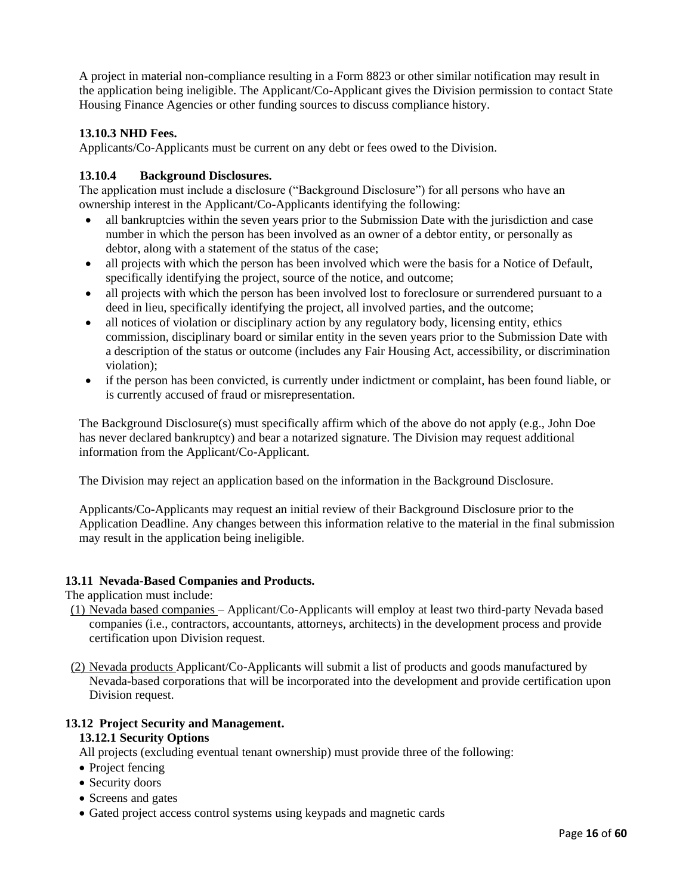A project in material non-compliance resulting in a Form 8823 or other similar notification may result in the application being ineligible. The Applicant/Co-Applicant gives the Division permission to contact State Housing Finance Agencies or other funding sources to discuss compliance history.

**13.10.3 NHD Fees.**

Applicants/Co-Applicants must be current on any debt or fees owed to the Division.

**13.10.4 Background Disclosures.**

The application must include a disclosure ("Background Disclosure") for all persons who have an ownership interest in the Applicant/Co-Applicants identifying the following:

- all bankruptcies within the seven years prior to the Submission Date with the jurisdiction and case number in which the person has been involved as an owner of a debtor entity, or personally as debtor, along with a statement of the status of the case;
- all projects with which the person has been involved which were the basis for a Notice of Default, specifically identifying the project, source of the notice, and outcome;
- all projects with which the person has been involved lost to foreclosure or surrendered pursuant to a deed in lieu, specifically identifying the project, all involved parties, and the outcome;
- all notices of violation or disciplinary action by any regulatory body, licensing entity, ethics commission, disciplinary board or similar entity in the seven years prior to the Submission Date with a description of the status or outcome (includes any Fair Housing Act, accessibility, or discrimination violation);
- if the person has been convicted, is currently under indictment or complaint, has been found liable, or is currently accused of fraud or misrepresentation.

The Background Disclosure(s) must specifically affirm which of the above do not apply (e.g., John Doe has never declared bankruptcy) and bear a notarized signature. The Division may request additional information from the Applicant/Co-Applicant.

The Division may reject an application based on the information in the Background Disclosure.

Applicants/Co-Applicants may request an initial review of their Background Disclosure prior to the Application Deadline. Any changes between this information relative to the material in the final submission may result in the application being ineligible.

**13.11 Nevada-Based Companies and Products.**

The application must include:

(1) Nevada based companies – Applicant/Co-Applicants will employ at least two third-party Nevada based companies (i.e., contractors, accountants, attorneys, architects) in the development process and provide certification upon Division request.

(2) Nevada products Applicant/Co-Applicants will submit a list of products and goods manufactured by Nevada-based corporations that will be incorporated into the development and provide certification upon Division request.

**13.12 Project Security and Management.**

**13.12.1 Security Options**

All projects (excluding eventual tenant ownership) must provide three of the following:

- Project fencing
- Security doors
- Screens and gates
- Gated project access control systems using keypads and magnetic cards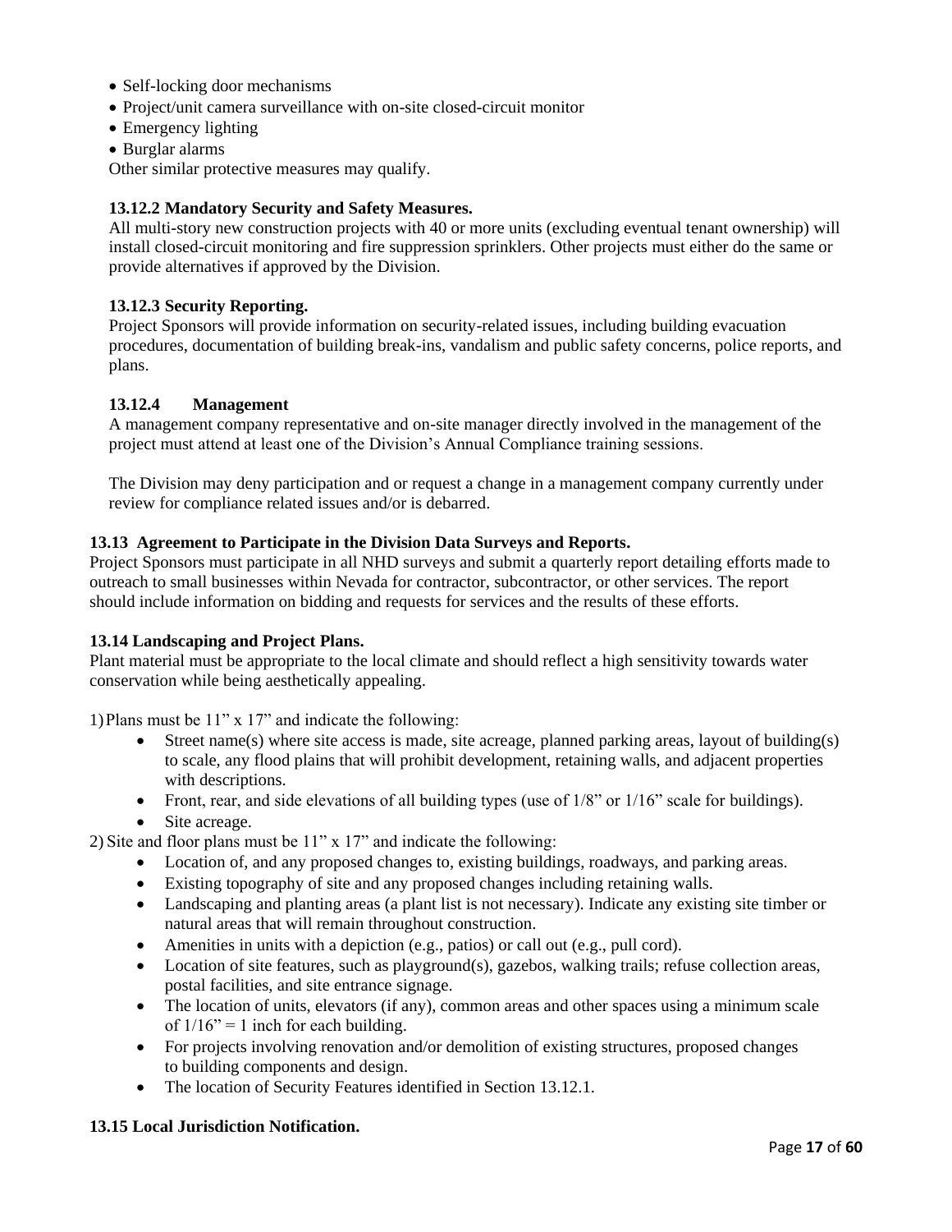- Self-locking door mechanisms
- Project/unit camera surveillance with on-site closed-circuit monitor
- Emergency lighting
- Burglar alarms

Other similar protective measures may qualify.

**13.12.2 Mandatory Security and Safety Measures.**

All multi-story new construction projects with 40 or more units (excluding eventual tenant ownership) will install closed-circuit monitoring and fire suppression sprinklers. Other projects must either do the same or provide alternatives if approved by the Division.

**13.12.3 Security Reporting.**

Project Sponsors will provide information on security-related issues, including building evacuation procedures, documentation of building break-ins, vandalism and public safety concerns, police reports, and plans.

**13.12.4 Management**

A management company representative and on-site manager directly involved in the management of the project must attend at least one of the Division's Annual Compliance training sessions.

The Division may deny participation and or request a change in a management company currently under review for compliance related issues and/or is debarred.

**13.13 Agreement to Participate in the Division Data Surveys and Reports.**

Project Sponsors must participate in all NHD surveys and submit a quarterly report detailing efforts made to outreach to small businesses within Nevada for contractor, subcontractor, or other services. The report should include information on bidding and requests for services and the results of these efforts.

**13.14 Landscaping and Project Plans.**

Plant material must be appropriate to the local climate and should reflect a high sensitivity towards water conservation while being aesthetically appealing.

1) Plans must be 11" x 17" and indicate the following:
   - Street name(s) where site access is made, site acreage, planned parking areas, layout of building(s) to scale, any flood plains that will prohibit development, retaining walls, and adjacent properties with descriptions.
   - Front, rear, and side elevations of all building types (use of 1/8" or 1/16" scale for buildings).
   - Site acreage.

2) Site and floor plans must be 11" x 17" and indicate the following:
   - Location of, and any proposed changes to, existing buildings, roadways, and parking areas.
   - Existing topography of site and any proposed changes including retaining walls.
   - Landscaping and planting areas (a plant list is not necessary). Indicate any existing site timber or natural areas that will remain throughout construction.
   - Amenities in units with a depiction (e.g., patios) or call out (e.g., pull cord).
   - Location of site features, such as playground(s), gazebos, walking trails; refuse collection areas, postal facilities, and site entrance signage.
   - The location of units, elevators (if any), common areas and other spaces using a minimum scale of 1/16" = 1 inch for each building.
   - For projects involving renovation and/or demolition of existing structures, proposed changes to building components and design.
   - The location of Security Features identified in Section 13.12.1.

**13.15 Local Jurisdiction Notification.**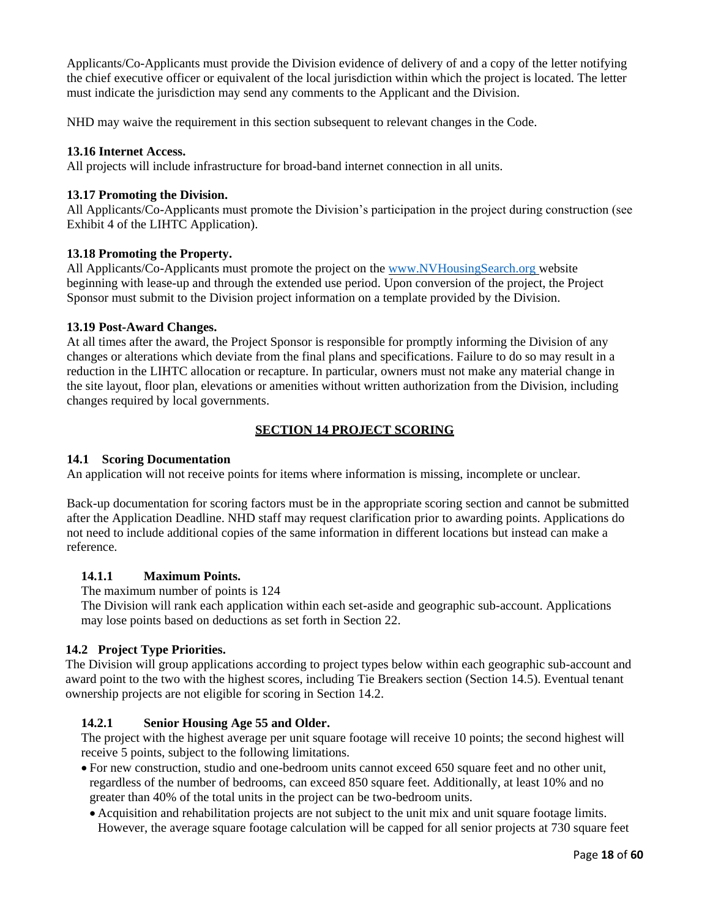Applicants/Co-Applicants must provide the Division evidence of delivery of and a copy of the letter notifying the chief executive officer or equivalent of the local jurisdiction within which the project is located. The letter must indicate the jurisdiction may send any comments to the Applicant and the Division.

NHD may waive the requirement in this section subsequent to relevant changes in the Code.

**13.16 Internet Access.**
All projects will include infrastructure for broad-band internet connection in all units.

**13.17 Promoting the Division.**
All Applicants/Co-Applicants must promote the Division's participation in the project during construction (see Exhibit 4 of the LIHTC Application).

**13.18 Promoting the Property.**
All Applicants/Co-Applicants must promote the project on the www.NVHousingSearch.org website beginning with lease-up and through the extended use period. Upon conversion of the project, the Project Sponsor must submit to the Division project information on a template provided by the Division.

**13.19 Post-Award Changes.**
At all times after the award, the Project Sponsor is responsible for promptly informing the Division of any changes or alterations which deviate from the final plans and specifications. Failure to do so may result in a reduction in the LIHTC allocation or recapture. In particular, owners must not make any material change in the site layout, floor plan, elevations or amenities without written authorization from the Division, including changes required by local governments.

## SECTION 14 PROJECT SCORING

**14.1 Scoring Documentation**
An application will not receive points for items where information is missing, incomplete or unclear.

Back-up documentation for scoring factors must be in the appropriate scoring section and cannot be submitted after the Application Deadline. NHD staff may request clarification prior to awarding points. Applications do not need to include additional copies of the same information in different locations but instead can make a reference.

**14.1.1 Maximum Points.**
The maximum number of points is 124
The Division will rank each application within each set-aside and geographic sub-account. Applications may lose points based on deductions as set forth in Section 22.

**14.2 Project Type Priorities.**
The Division will group applications according to project types below within each geographic sub-account and award point to the two with the highest scores, including Tie Breakers section (Section 14.5). Eventual tenant ownership projects are not eligible for scoring in Section 14.2.

**14.2.1 Senior Housing Age 55 and Older.**
The project with the highest average per unit square footage will receive 10 points; the second highest will receive 5 points, subject to the following limitations.

- For new construction, studio and one-bedroom units cannot exceed 650 square feet and no other unit, regardless of the number of bedrooms, can exceed 850 square feet. Additionally, at least 10% and no greater than 40% of the total units in the project can be two-bedroom units.
  - Acquisition and rehabilitation projects are not subject to the unit mix and unit square footage limits. However, the average square footage calculation will be capped for all senior projects at 730 square feet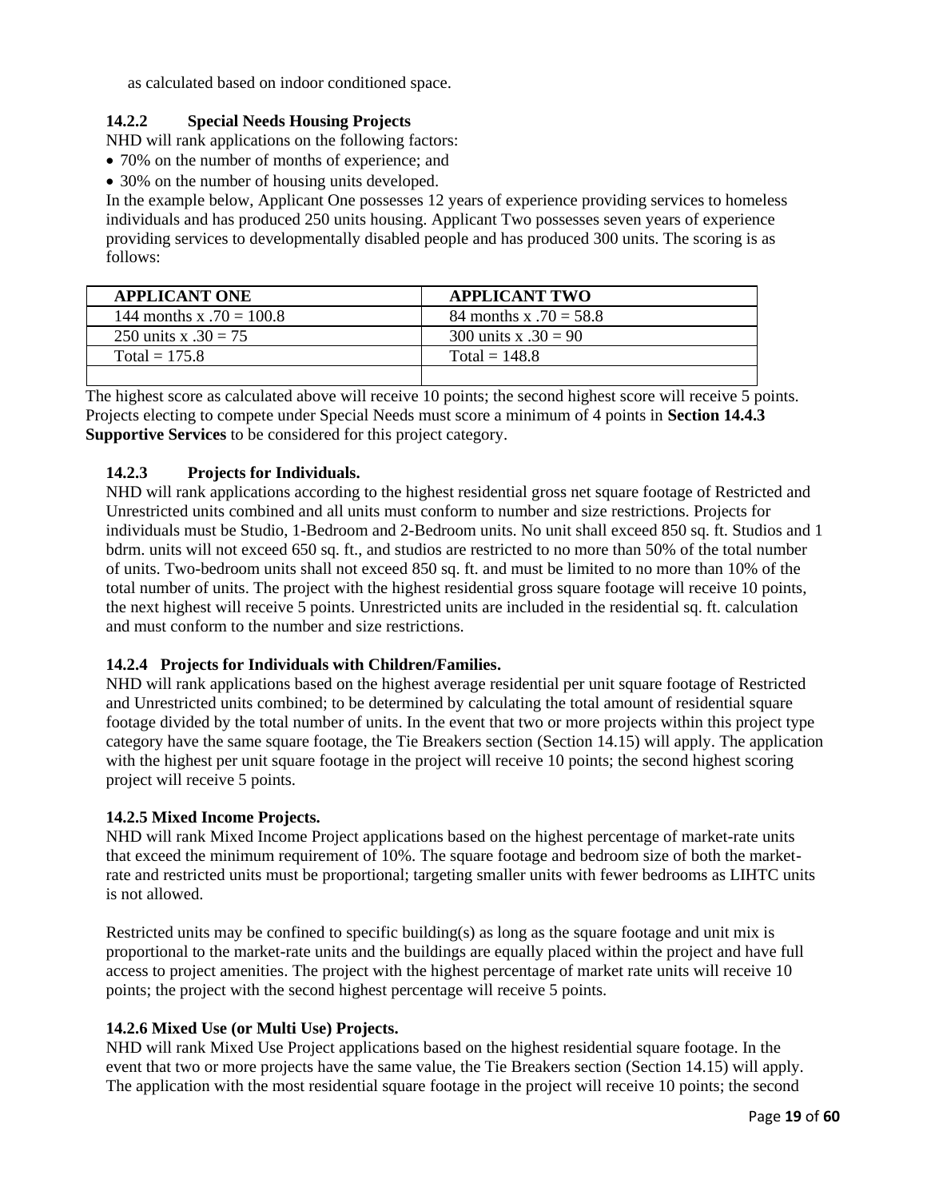as calculated based on indoor conditioned space.

### 14.2.2 Special Needs Housing Projects

NHD will rank applications on the following factors:

- 70% on the number of months of experience; and
- 30% on the number of housing units developed.

In the example below, Applicant One possesses 12 years of experience providing services to homeless individuals and has produced 250 units housing. Applicant Two possesses seven years of experience providing services to developmentally disabled people and has produced 300 units. The scoring is as follows:

| APPLICANT ONE | APPLICANT TWO |
|---|---|
| 144 months x .70 = 100.8 | 84 months x .70 = 58.8 |
| 250 units x .30 = 75 | 300 units x .30 = 90 |
| Total = 175.8 | Total = 148.8 |
| | |

The highest score as calculated above will receive 10 points; the second highest score will receive 5 points. Projects electing to compete under Special Needs must score a minimum of 4 points in **Section 14.4.3 Supportive Services** to be considered for this project category.

### 14.2.3 Projects for Individuals.

NHD will rank applications according to the highest residential gross net square footage of Restricted and Unrestricted units combined and all units must conform to number and size restrictions. Projects for individuals must be Studio, 1-Bedroom and 2-Bedroom units. No unit shall exceed 850 sq. ft. Studios and 1 bdrm. units will not exceed 650 sq. ft., and studios are restricted to no more than 50% of the total number of units. Two-bedroom units shall not exceed 850 sq. ft. and must be limited to no more than 10% of the total number of units. The project with the highest residential gross square footage will receive 10 points, the next highest will receive 5 points. Unrestricted units are included in the residential sq. ft. calculation and must conform to the number and size restrictions.

### 14.2.4 Projects for Individuals with Children/Families.

NHD will rank applications based on the highest average residential per unit square footage of Restricted and Unrestricted units combined; to be determined by calculating the total amount of residential square footage divided by the total number of units. In the event that two or more projects within this project type category have the same square footage, the Tie Breakers section (Section 14.15) will apply. The application with the highest per unit square footage in the project will receive 10 points; the second highest scoring project will receive 5 points.

### 14.2.5 Mixed Income Projects.

NHD will rank Mixed Income Project applications based on the highest percentage of market-rate units that exceed the minimum requirement of 10%. The square footage and bedroom size of both the market-rate and restricted units must be proportional; targeting smaller units with fewer bedrooms as LIHTC units is not allowed.

Restricted units may be confined to specific building(s) as long as the square footage and unit mix is proportional to the market-rate units and the buildings are equally placed within the project and have full access to project amenities. The project with the highest percentage of market rate units will receive 10 points; the project with the second highest percentage will receive 5 points.

### 14.2.6 Mixed Use (or Multi Use) Projects.

NHD will rank Mixed Use Project applications based on the highest residential square footage. In the event that two or more projects have the same value, the Tie Breakers section (Section 14.15) will apply. The application with the most residential square footage in the project will receive 10 points; the second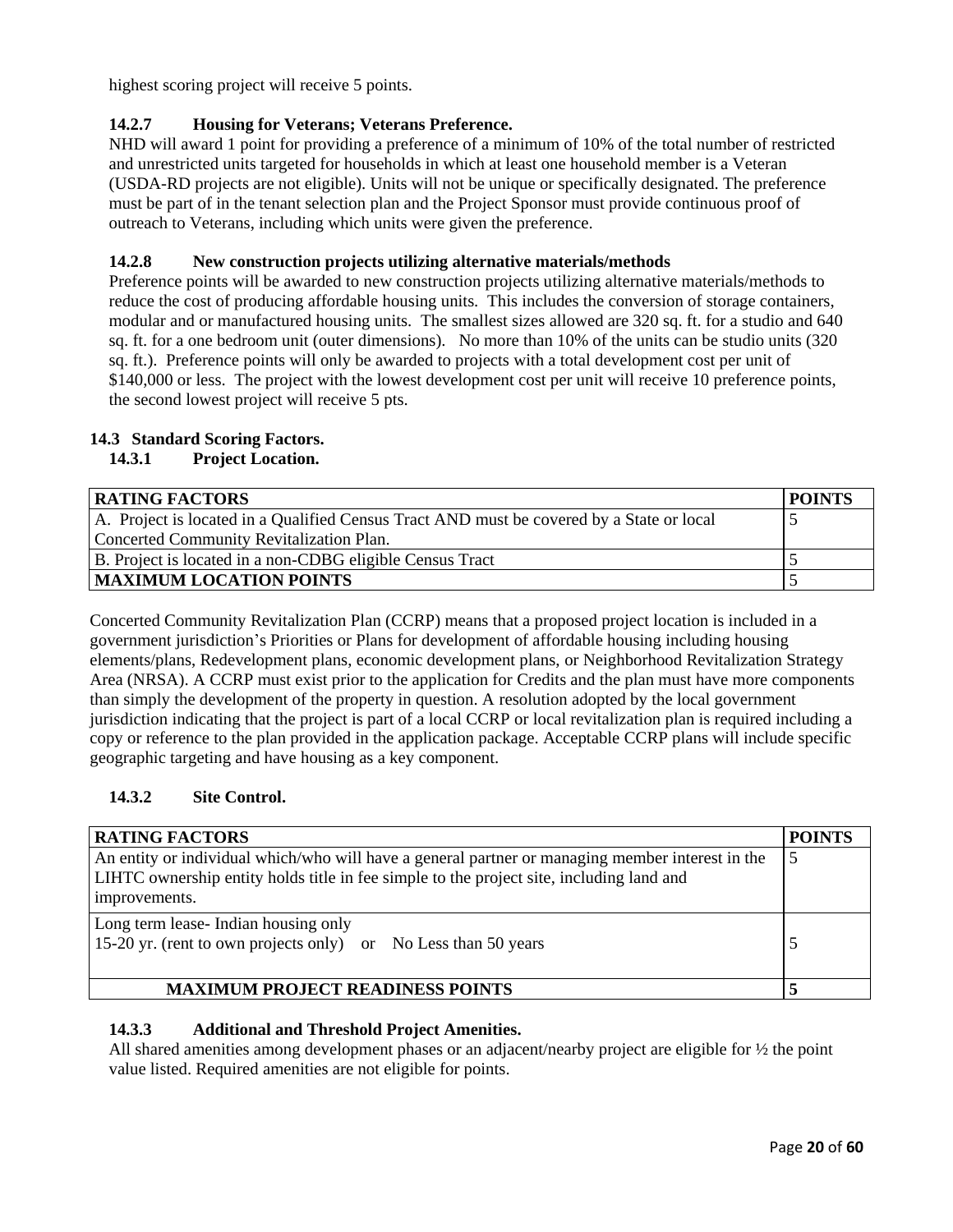highest scoring project will receive 5 points.

#### 14.2.7 Housing for Veterans; Veterans Preference.

NHD will award 1 point for providing a preference of a minimum of 10% of the total number of restricted and unrestricted units targeted for households in which at least one household member is a Veteran (USDA-RD projects are not eligible). Units will not be unique or specifically designated. The preference must be part of in the tenant selection plan and the Project Sponsor must provide continuous proof of outreach to Veterans, including which units were given the preference.

#### 14.2.8 New construction projects utilizing alternative materials/methods

Preference points will be awarded to new construction projects utilizing alternative materials/methods to reduce the cost of producing affordable housing units. This includes the conversion of storage containers, modular and or manufactured housing units. The smallest sizes allowed are 320 sq. ft. for a studio and 640 sq. ft. for a one bedroom unit (outer dimensions). No more than 10% of the units can be studio units (320 sq. ft.). Preference points will only be awarded to projects with a total development cost per unit of $140,000 or less. The project with the lowest development cost per unit will receive 10 preference points, the second lowest project will receive 5 pts.

### 14.3 Standard Scoring Factors.

#### 14.3.1 Project Location.

| RATING FACTORS | POINTS |
|---|---|
| A. Project is located in a Qualified Census Tract AND must be covered by a State or local Concerted Community Revitalization Plan. | 5 |
| B. Project is located in a non-CDBG eligible Census Tract | 5 |
| **MAXIMUM LOCATION POINTS** | 5 |

Concerted Community Revitalization Plan (CCRP) means that a proposed project location is included in a government jurisdiction's Priorities or Plans for development of affordable housing including housing elements/plans, Redevelopment plans, economic development plans, or Neighborhood Revitalization Strategy Area (NRSA). A CCRP must exist prior to the application for Credits and the plan must have more components than simply the development of the property in question. A resolution adopted by the local government jurisdiction indicating that the project is part of a local CCRP or local revitalization plan is required including a copy or reference to the plan provided in the application package. Acceptable CCRP plans will include specific geographic targeting and have housing as a key component.

#### 14.3.2 Site Control.

| RATING FACTORS | POINTS |
|---|---|
| An entity or individual which/who will have a general partner or managing member interest in the LIHTC ownership entity holds title in fee simple to the project site, including land and improvements. | 5 |
| Long term lease- Indian housing only<br>15-20 yr. (rent to own projects only) or No Less than 50 years | 5 |
| **MAXIMUM PROJECT READINESS POINTS** | **5** |

#### 14.3.3 Additional and Threshold Project Amenities.

All shared amenities among development phases or an adjacent/nearby project are eligible for ½ the point value listed. Required amenities are not eligible for points.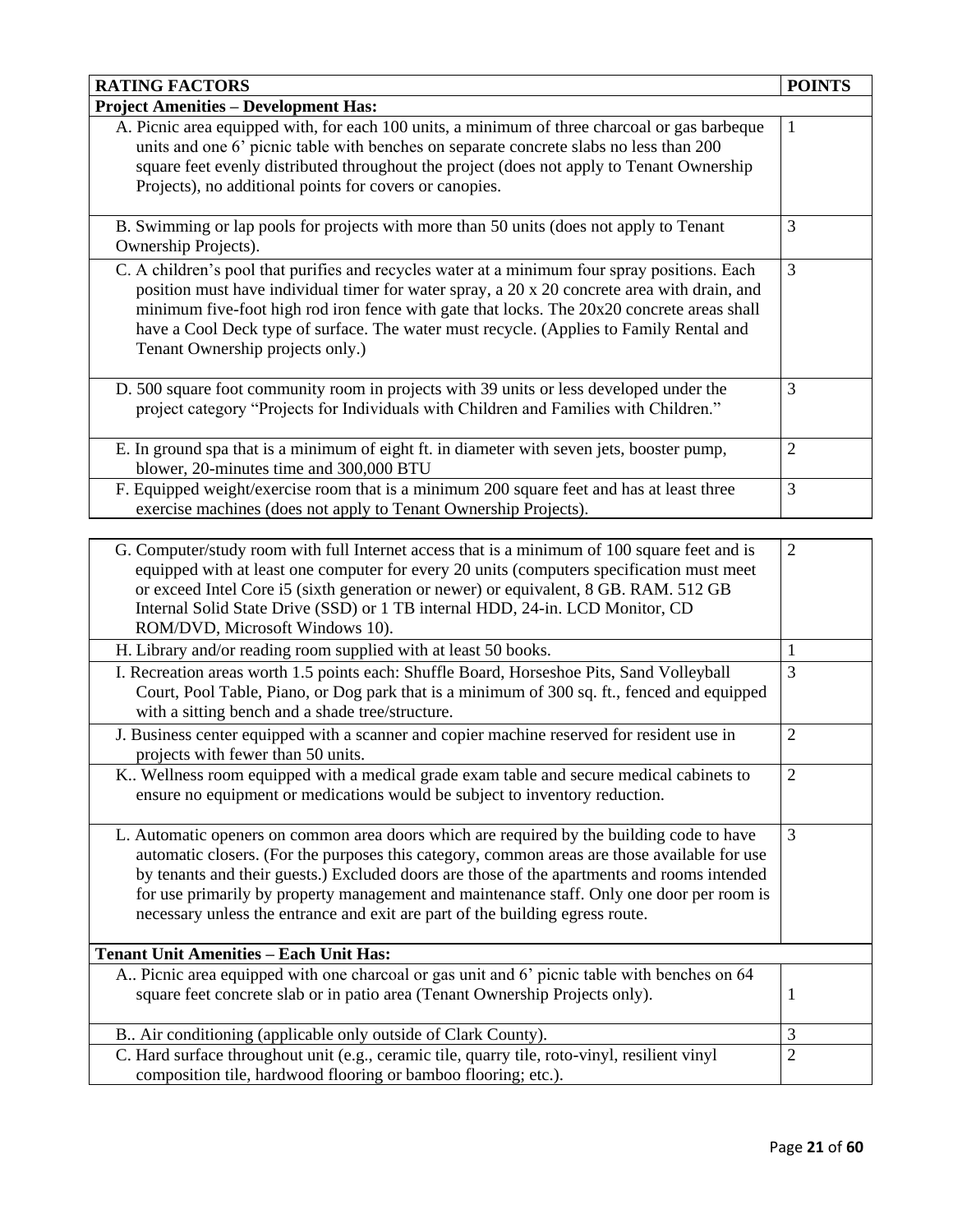| RATING FACTORS | POINTS |
|---|---|
| **Project Amenities – Development Has:** | |
| A. Picnic area equipped with, for each 100 units, a minimum of three charcoal or gas barbeque units and one 6' picnic table with benches on separate concrete slabs no less than 200 square feet evenly distributed throughout the project (does not apply to Tenant Ownership Projects), no additional points for covers or canopies. | 1 |
| B. Swimming or lap pools for projects with more than 50 units (does not apply to Tenant Ownership Projects). | 3 |
| C. A children's pool that purifies and recycles water at a minimum four spray positions. Each position must have individual timer for water spray, a 20 x 20 concrete area with drain, and minimum five-foot high rod iron fence with gate that locks. The 20x20 concrete areas shall have a Cool Deck type of surface. The water must recycle. (Applies to Family Rental and Tenant Ownership projects only.) | 3 |
| D. 500 square foot community room in projects with 39 units or less developed under the project category "Projects for Individuals with Children and Families with Children." | 3 |
| E. In ground spa that is a minimum of eight ft. in diameter with seven jets, booster pump, blower, 20-minutes time and 300,000 BTU | 2 |
| F. Equipped weight/exercise room that is a minimum 200 square feet and has at least three exercise machines (does not apply to Tenant Ownership Projects). | 3 |
| G. Computer/study room with full Internet access that is a minimum of 100 square feet and is equipped with at least one computer for every 20 units (computers specification must meet or exceed Intel Core i5 (sixth generation or newer) or equivalent, 8 GB. RAM. 512 GB Internal Solid State Drive (SSD) or 1 TB internal HDD, 24-in. LCD Monitor, CD ROM/DVD, Microsoft Windows 10). | 2 |
| H. Library and/or reading room supplied with at least 50 books. | 1 |
| I. Recreation areas worth 1.5 points each: Shuffle Board, Horseshoe Pits, Sand Volleyball Court, Pool Table, Piano, or Dog park that is a minimum of 300 sq. ft., fenced and equipped with a sitting bench and a shade tree/structure. | 3 |
| J. Business center equipped with a scanner and copier machine reserved for resident use in projects with fewer than 50 units. | 2 |
| K.. Wellness room equipped with a medical grade exam table and secure medical cabinets to ensure no equipment or medications would be subject to inventory reduction. | 2 |
| L. Automatic openers on common area doors which are required by the building code to have automatic closers. (For the purposes this category, common areas are those available for use by tenants and their guests.) Excluded doors are those of the apartments and rooms intended for use primarily by property management and maintenance staff. Only one door per room is necessary unless the entrance and exit are part of the building egress route. | 3 |
| **Tenant Unit Amenities – Each Unit Has:** | |
| A.. Picnic area equipped with one charcoal or gas unit and 6' picnic table with benches on 64 square feet concrete slab or in patio area (Tenant Ownership Projects only). | 1 |
| B.. Air conditioning (applicable only outside of Clark County). | 3 |
| C. Hard surface throughout unit (e.g., ceramic tile, quarry tile, roto-vinyl, resilient vinyl composition tile, hardwood flooring or bamboo flooring; etc.). | 2 |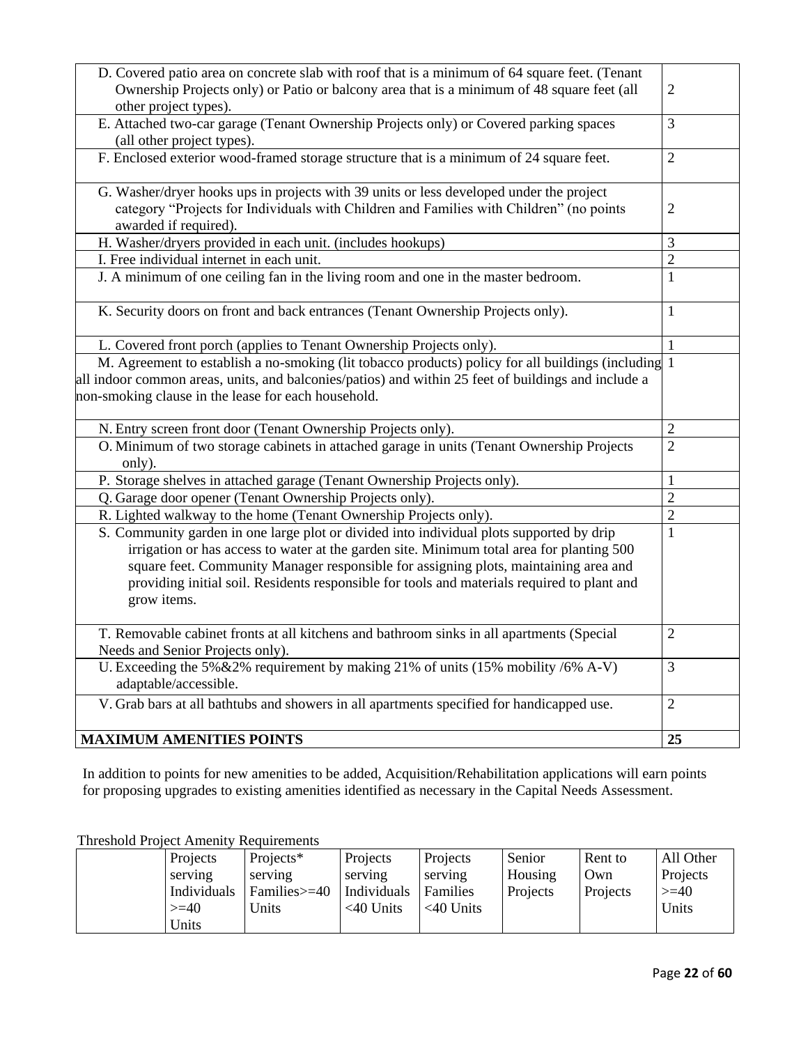| | |
|---|---|
| D. Covered patio area on concrete slab with roof that is a minimum of 64 square feet. (Tenant Ownership Projects only) or Patio or balcony area that is a minimum of 48 square feet (all other project types). | 2 |
| E. Attached two-car garage (Tenant Ownership Projects only) or Covered parking spaces (all other project types). | 3 |
| F. Enclosed exterior wood-framed storage structure that is a minimum of 24 square feet. | 2 |
| G. Washer/dryer hooks ups in projects with 39 units or less developed under the project category "Projects for Individuals with Children and Families with Children" (no points awarded if required). | 2 |
| H. Washer/dryers provided in each unit. (includes hookups) | 3 |
| I. Free individual internet in each unit. | 2 |
| J. A minimum of one ceiling fan in the living room and one in the master bedroom. | 1 |
| K. Security doors on front and back entrances (Tenant Ownership Projects only). | 1 |
| L. Covered front porch (applies to Tenant Ownership Projects only). | 1 |
| M. Agreement to establish a no-smoking (lit tobacco products) policy for all buildings (including all indoor common areas, units, and balconies/patios) and within 25 feet of buildings and include a non-smoking clause in the lease for each household. | 1 |
| N. Entry screen front door (Tenant Ownership Projects only). | 2 |
| O. Minimum of two storage cabinets in attached garage in units (Tenant Ownership Projects only). | 2 |
| P. Storage shelves in attached garage (Tenant Ownership Projects only). | 1 |
| Q. Garage door opener (Tenant Ownership Projects only). | 2 |
| R. Lighted walkway to the home (Tenant Ownership Projects only). | 2 |
| S. Community garden in one large plot or divided into individual plots supported by drip irrigation or has access to water at the garden site. Minimum total area for planting 500 square feet. Community Manager responsible for assigning plots, maintaining area and providing initial soil. Residents responsible for tools and materials required to plant and grow items. | 1 |
| T. Removable cabinet fronts at all kitchens and bathroom sinks in all apartments (Special Needs and Senior Projects only). | 2 |
| U. Exceeding the 5%&2% requirement by making 21% of units (15% mobility /6% A-V) adaptable/accessible. | 3 |
| V. Grab bars at all bathtubs and showers in all apartments specified for handicapped use. | 2 |
| **MAXIMUM AMENITIES POINTS** | **25** |

In addition to points for new amenities to be added, Acquisition/Rehabilitation applications will earn points for proposing upgrades to existing amenities identified as necessary in the Capital Needs Assessment.

Threshold Project Amenity Requirements

| | Projects serving Individuals >=40 Units | Projects* serving Families>=40 Units | Projects serving Individuals <40 Units | Projects serving Families <40 Units | Senior Housing Projects | Rent to Own Projects | All Other Projects >=40 Units |
|---|---|---|---|---|---|---|---|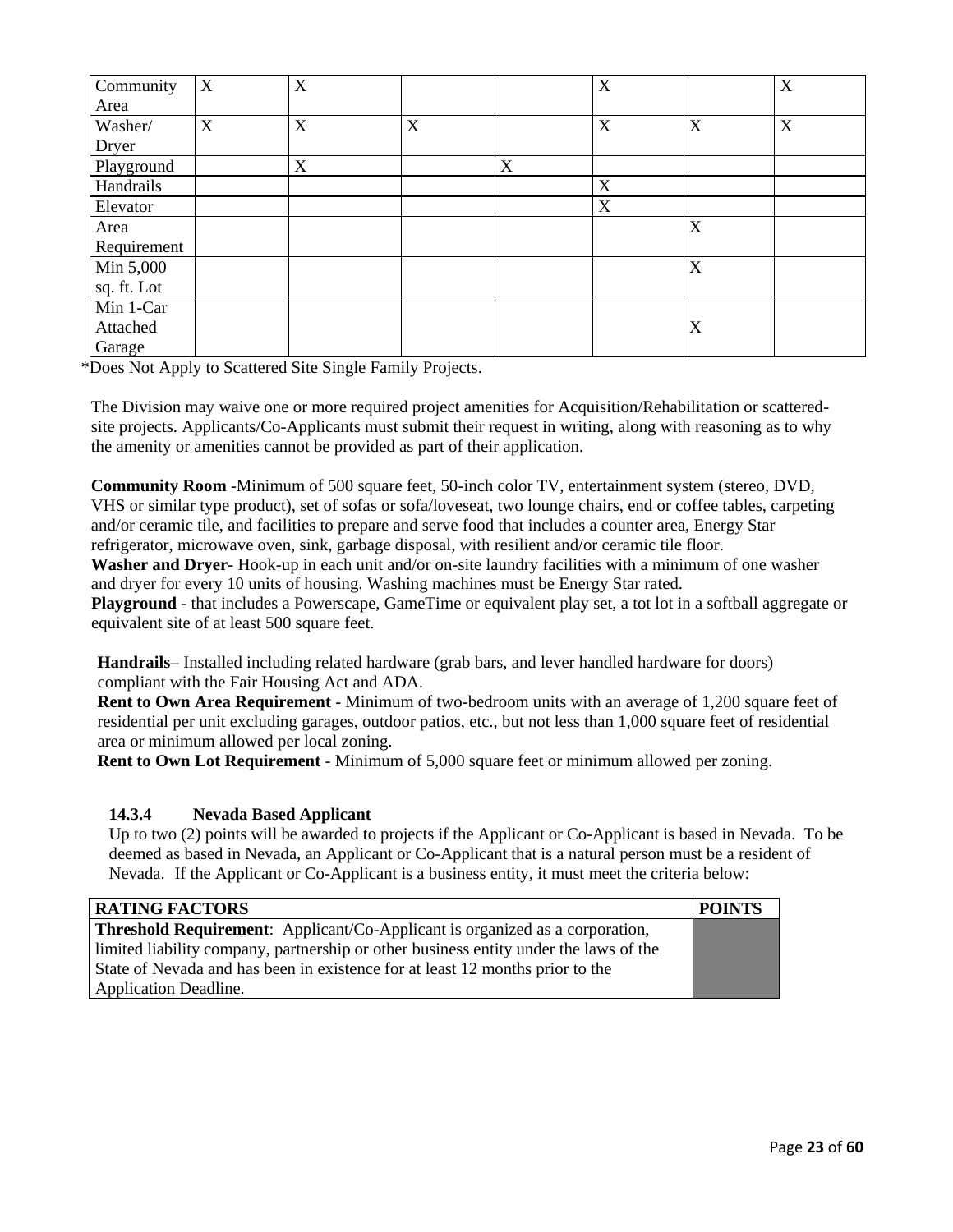| Community Area | X | X | | | X | | X |
|---|---|---|---|---|---|---|---|
| Washer/ Dryer | X | X | X | | X | X | X |
| Playground | | X | | X | | | |
| Handrails | | | | | X | | |
| Elevator | | | | | X | | |
| Area Requirement | | | | | | X | |
| Min 5,000 sq. ft. Lot | | | | | | X | |
| Min 1-Car Attached Garage | | | | | | X | |

*Does Not Apply to Scattered Site Single Family Projects.

The Division may waive one or more required project amenities for Acquisition/Rehabilitation or scattered-site projects. Applicants/Co-Applicants must submit their request in writing, along with reasoning as to why the amenity or amenities cannot be provided as part of their application.

**Community Room** -Minimum of 500 square feet, 50-inch color TV, entertainment system (stereo, DVD, VHS or similar type product), set of sofas or sofa/loveseat, two lounge chairs, end or coffee tables, carpeting and/or ceramic tile, and facilities to prepare and serve food that includes a counter area, Energy Star refrigerator, microwave oven, sink, garbage disposal, with resilient and/or ceramic tile floor.
**Washer and Dryer**- Hook-up in each unit and/or on-site laundry facilities with a minimum of one washer and dryer for every 10 units of housing. Washing machines must be Energy Star rated.
**Playground** - that includes a Powerscape, GameTime or equivalent play set, a tot lot in a softball aggregate or equivalent site of at least 500 square feet.

**Handrails**– Installed including related hardware (grab bars, and lever handled hardware for doors) compliant with the Fair Housing Act and ADA.
**Rent to Own Area Requirement** - Minimum of two-bedroom units with an average of 1,200 square feet of residential per unit excluding garages, outdoor patios, etc., but not less than 1,000 square feet of residential area or minimum allowed per local zoning.
**Rent to Own Lot Requirement** - Minimum of 5,000 square feet or minimum allowed per zoning.

### 14.3.4 Nevada Based Applicant

Up to two (2) points will be awarded to projects if the Applicant or Co-Applicant is based in Nevada. To be deemed as based in Nevada, an Applicant or Co-Applicant that is a natural person must be a resident of Nevada. If the Applicant or Co-Applicant is a business entity, it must meet the criteria below:

| **RATING FACTORS** | **POINTS** |
|---|---|
| **Threshold Requirement**: Applicant/Co-Applicant is organized as a corporation, limited liability company, partnership or other business entity under the laws of the State of Nevada and has been in existence for at least 12 months prior to the Application Deadline. | |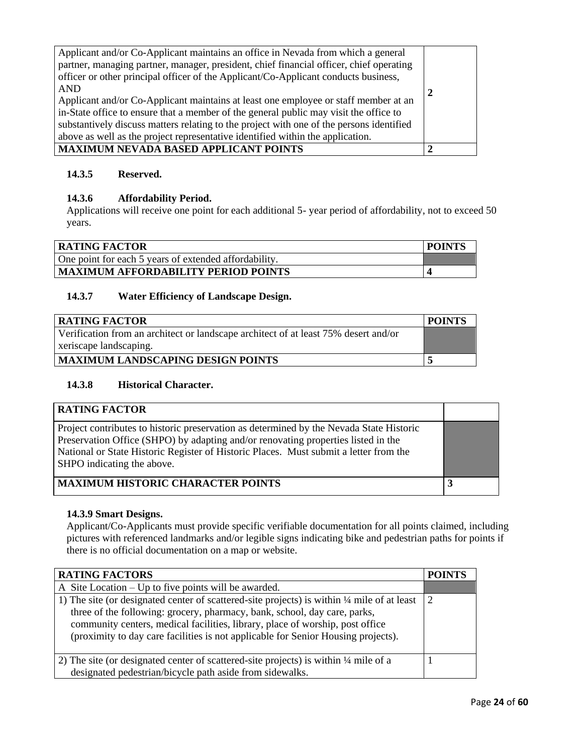| | |
|---|---|
| Applicant and/or Co-Applicant maintains an office in Nevada from which a general partner, managing partner, manager, president, chief financial officer, chief operating officer or other principal officer of the Applicant/Co-Applicant conducts business, AND Applicant and/or Co-Applicant maintains at least one employee or staff member at an in-State office to ensure that a member of the general public may visit the office to substantively discuss matters relating to the project with one of the persons identified above as well as the project representative identified within the application. | **2** |
| **MAXIMUM NEVADA BASED APPLICANT POINTS** | **2** |

### 14.3.5 Reserved.

### 14.3.6 Affordability Period.

Applications will receive one point for each additional 5- year period of affordability, not to exceed 50 years.

| RATING FACTOR | POINTS |
|---|---|
| One point for each 5 years of extended affordability. | |
| **MAXIMUM AFFORDABILITY PERIOD POINTS** | **4** |

### 14.3.7 Water Efficiency of Landscape Design.

| RATING FACTOR | POINTS |
|---|---|
| Verification from an architect or landscape architect of at least 75% desert and/or xeriscape landscaping. | |
| **MAXIMUM LANDSCAPING DESIGN POINTS** | **5** |

### 14.3.8 Historical Character.

| RATING FACTOR | |
|---|---|
| Project contributes to historic preservation as determined by the Nevada State Historic Preservation Office (SHPO) by adapting and/or renovating properties listed in the National or State Historic Register of Historic Places. Must submit a letter from the SHPO indicating the above. | |
| **MAXIMUM HISTORIC CHARACTER POINTS** | **3** |

### 14.3.9 Smart Designs.

Applicant/Co-Applicants must provide specific verifiable documentation for all points claimed, including pictures with referenced landmarks and/or legible signs indicating bike and pedestrian paths for points if there is no official documentation on a map or website.

| RATING FACTORS | POINTS |
|---|---|
| A Site Location – Up to five points will be awarded. | |
| 1) The site (or designated center of scattered-site projects) is within ¼ mile of at least three of the following: grocery, pharmacy, bank, school, day care, parks, community centers, medical facilities, library, place of worship, post office (proximity to day care facilities is not applicable for Senior Housing projects). | 2 |
| 2) The site (or designated center of scattered-site projects) is within ¼ mile of a designated pedestrian/bicycle path aside from sidewalks. | 1 |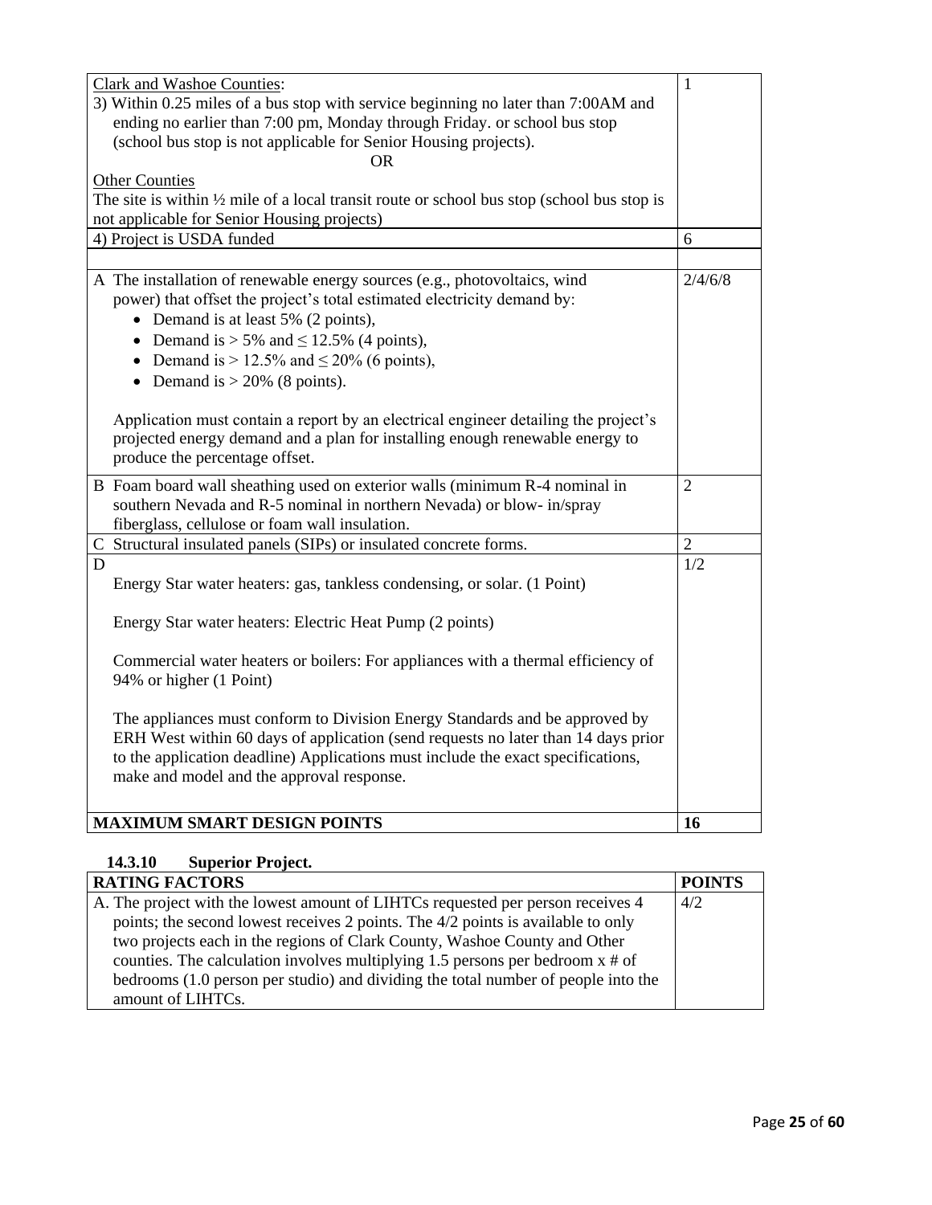| | |
|---|---|
| Clark and Washoe Counties:<br>3) Within 0.25 miles of a bus stop with service beginning no later than 7:00AM and ending no earlier than 7:00 pm, Monday through Friday. or school bus stop (school bus stop is not applicable for Senior Housing projects).<br>OR<br>Other Counties<br>The site is within ½ mile of a local transit route or school bus stop (school bus stop is not applicable for Senior Housing projects) | 1 |
| 4) Project is USDA funded | 6 |
| | |
| A The installation of renewable energy sources (e.g., photovoltaics, wind power) that offset the project's total estimated electricity demand by:<br>• Demand is at least 5% (2 points),<br>• Demand is > 5% and ≤ 12.5% (4 points),<br>• Demand is > 12.5% and ≤ 20% (6 points),<br>• Demand is > 20% (8 points).<br><br>Application must contain a report by an electrical engineer detailing the project's projected energy demand and a plan for installing enough renewable energy to produce the percentage offset. | 2/4/6/8 |
| B Foam board wall sheathing used on exterior walls (minimum R-4 nominal in southern Nevada and R-5 nominal in northern Nevada) or blow- in/spray fiberglass, cellulose or foam wall insulation. | 2 |
| C Structural insulated panels (SIPs) or insulated concrete forms. | 2 |
| D<br>Energy Star water heaters: gas, tankless condensing, or solar. (1 Point)<br><br>Energy Star water heaters: Electric Heat Pump (2 points)<br><br>Commercial water heaters or boilers: For appliances with a thermal efficiency of 94% or higher (1 Point)<br><br>The appliances must conform to Division Energy Standards and be approved by ERH West within 60 days of application (send requests no later than 14 days prior to the application deadline) Applications must include the exact specifications, make and model and the approval response. | 1/2 |
| **MAXIMUM SMART DESIGN POINTS** | **16** |

### 14.3.10 Superior Project.

| RATING FACTORS | POINTS |
|---|---|
| A. The project with the lowest amount of LIHTCs requested per person receives 4 points; the second lowest receives 2 points. The 4/2 points is available to only two projects each in the regions of Clark County, Washoe County and Other counties. The calculation involves multiplying 1.5 persons per bedroom x # of bedrooms (1.0 person per studio) and dividing the total number of people into the amount of LIHTCs. | 4/2 |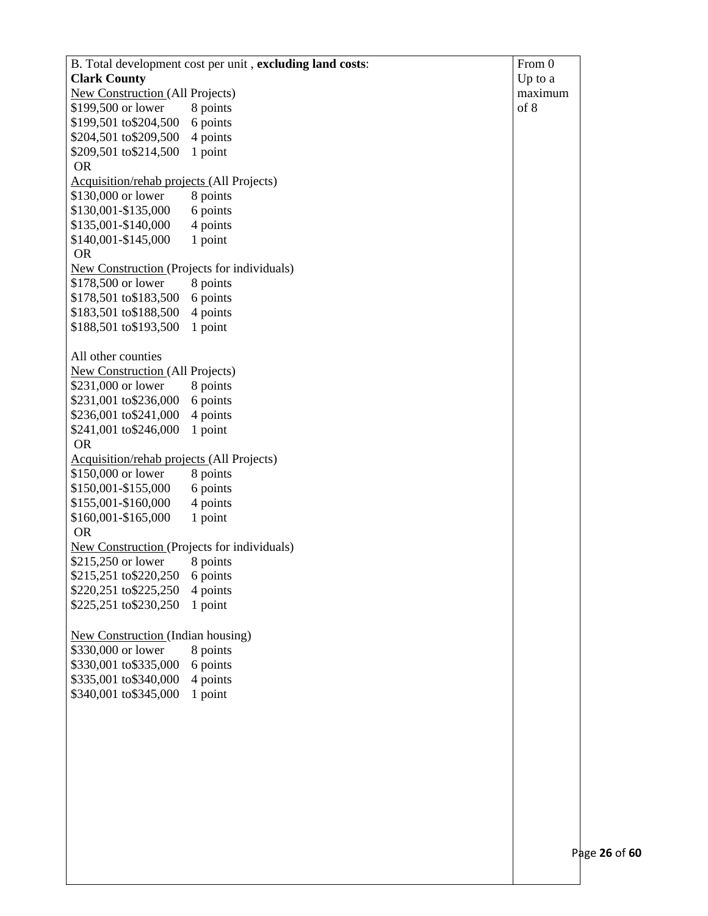| B. Total development cost per unit , **excluding land costs**: | From 0 Up to a maximum of 8 |
|---|---|
| **Clark County**<br><u>New Construction</u> (All Projects)<br>$199,500 or lower 8 points<br>$199,501 to$204,500 6 points<br>$204,501 to$209,500 4 points<br>$209,501 to$214,500 1 point<br>OR<br><u>Acquisition/rehab projects</u> (All Projects)<br>$130,000 or lower 8 points<br>$130,001-$135,000 6 points<br>$135,001-$140,000 4 points<br>$140,001-$145,000 1 point<br>OR<br><u>New Construction</u> (Projects for individuals)<br>$178,500 or lower 8 points<br>$178,501 to$183,500 6 points<br>$183,501 to$188,500 4 points<br>$188,501 to$193,500 1 point<br><br>All other counties<br><u>New Construction</u> (All Projects)<br>$231,000 or lower 8 points<br>$231,001 to$236,000 6 points<br>$236,001 to$241,000 4 points<br>$241,001 to$246,000 1 point<br>OR<br><u>Acquisition/rehab projects</u> (All Projects)<br>$150,000 or lower 8 points<br>$150,001-$155,000 6 points<br>$155,001-$160,000 4 points<br>$160,001-$165,000 1 point<br>OR<br><u>New Construction</u> (Projects for individuals)<br>$215,250 or lower 8 points<br>$215,251 to$220,250 6 points<br>$220,251 to$225,250 4 points<br>$225,251 to$230,250 1 point<br><br><u>New Construction</u> (Indian housing)<br>$330,000 or lower 8 points<br>$330,001 to$335,000 6 points<br>$335,001 to$340,000 4 points<br>$340,001 to$345,000 1 point | |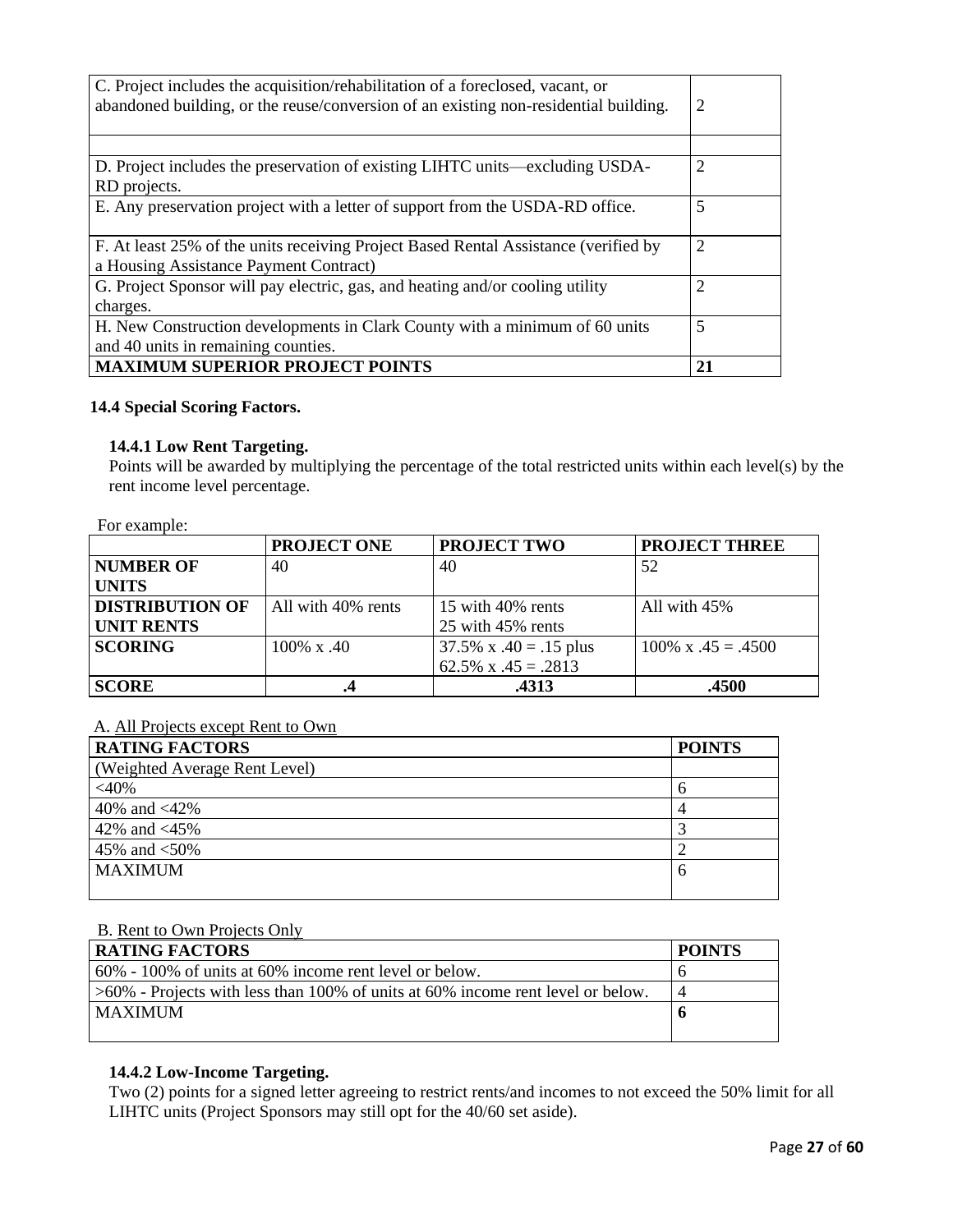| | |
|---|---|
| C. Project includes the acquisition/rehabilitation of a foreclosed, vacant, or abandoned building, or the reuse/conversion of an existing non-residential building. | 2 |
| | |
| D. Project includes the preservation of existing LIHTC units—excluding USDA-RD projects. | 2 |
| E. Any preservation project with a letter of support from the USDA-RD office. | 5 |
| F. At least 25% of the units receiving Project Based Rental Assistance (verified by a Housing Assistance Payment Contract) | 2 |
| G. Project Sponsor will pay electric, gas, and heating and/or cooling utility charges. | 2 |
| H. New Construction developments in Clark County with a minimum of 60 units and 40 units in remaining counties. | 5 |
| **MAXIMUM SUPERIOR PROJECT POINTS** | **21** |

### 14.4 Special Scoring Factors.

#### 14.4.1 Low Rent Targeting.

Points will be awarded by multiplying the percentage of the total restricted units within each level(s) by the rent income level percentage.

For example:

| | PROJECT ONE | PROJECT TWO | PROJECT THREE |
|---|---|---|---|
| **NUMBER OF UNITS** | 40 | 40 | 52 |
| **DISTRIBUTION OF UNIT RENTS** | All with 40% rents | 15 with 40% rents<br>25 with 45% rents | All with 45% |
| **SCORING** | 100% x .40 | 37.5% x .40 = .15 plus<br>62.5% x .45 = .2813 | 100% x .45 = .4500 |
| **SCORE** | **.4** | **.4313** | **.4500** |

A. All Projects except Rent to Own

| RATING FACTORS | POINTS |
|---|---|
| (Weighted Average Rent Level) | |
| <40% | 6 |
| 40% and <42% | 4 |
| 42% and <45% | 3 |
| 45% and <50% | 2 |
| MAXIMUM | 6 |

B. Rent to Own Projects Only

| RATING FACTORS | POINTS |
|---|---|
| 60% - 100% of units at 60% income rent level or below. | 6 |
| >60% - Projects with less than 100% of units at 60% income rent level or below. | 4 |
| MAXIMUM | **6** |

#### 14.4.2 Low-Income Targeting.

Two (2) points for a signed letter agreeing to restrict rents/and incomes to not exceed the 50% limit for all LIHTC units (Project Sponsors may still opt for the 40/60 set aside).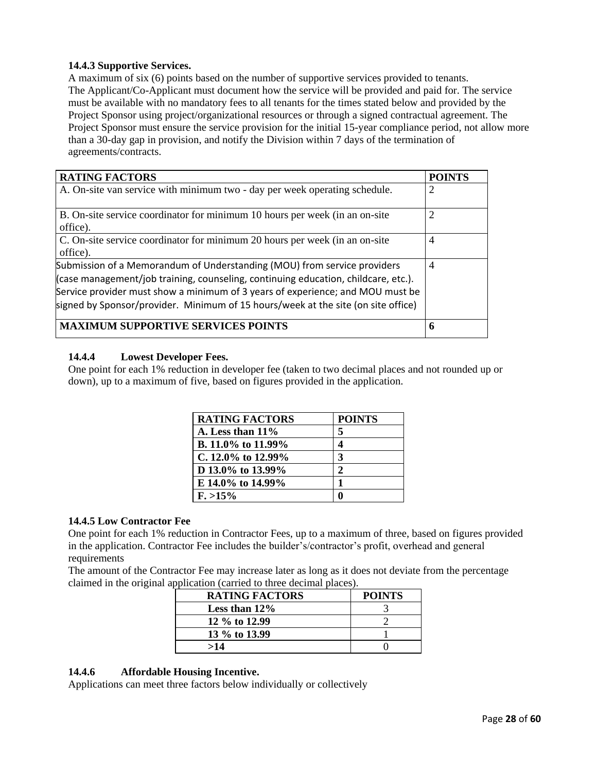### 14.4.3 Supportive Services.

A maximum of six (6) points based on the number of supportive services provided to tenants. The Applicant/Co-Applicant must document how the service will be provided and paid for. The service must be available with no mandatory fees to all tenants for the times stated below and provided by the Project Sponsor using project/organizational resources or through a signed contractual agreement. The Project Sponsor must ensure the service provision for the initial 15-year compliance period, not allow more than a 30-day gap in provision, and notify the Division within 7 days of the termination of agreements/contracts.

| RATING FACTORS | POINTS |
|---|---|
| A. On-site van service with minimum two - day per week operating schedule. | 2 |
| B. On-site service coordinator for minimum 10 hours per week (in an on-site office). | 2 |
| C. On-site service coordinator for minimum 20 hours per week (in an on-site office). | 4 |
| Submission of a Memorandum of Understanding (MOU) from service providers (case management/job training, counseling, continuing education, childcare, etc.). Service provider must show a minimum of 3 years of experience; and MOU must be signed by Sponsor/provider. Minimum of 15 hours/week at the site (on site office) | 4 |
| **MAXIMUM SUPPORTIVE SERVICES POINTS** | **6** |

### 14.4.4 Lowest Developer Fees.

One point for each 1% reduction in developer fee (taken to two decimal places and not rounded up or down), up to a maximum of five, based on figures provided in the application.

| RATING FACTORS | POINTS |
|---|---|
| **A. Less than 11%** | **5** |
| **B. 11.0% to 11.99%** | **4** |
| **C. 12.0% to 12.99%** | **3** |
| **D 13.0% to 13.99%** | **2** |
| **E 14.0% to 14.99%** | **1** |
| **F. >15%** | **0** |

### 14.4.5 Low Contractor Fee

One point for each 1% reduction in Contractor Fees, up to a maximum of three, based on figures provided in the application. Contractor Fee includes the builder's/contractor's profit, overhead and general requirements

The amount of the Contractor Fee may increase later as long as it does not deviate from the percentage claimed in the original application (carried to three decimal places).

| RATING FACTORS | POINTS |
|---|---|
| **Less than 12%** | 3 |
| **12 % to 12.99** | 2 |
| **13 % to 13.99** | 1 |
| **>14** | 0 |

### 14.4.6 Affordable Housing Incentive.

Applications can meet three factors below individually or collectively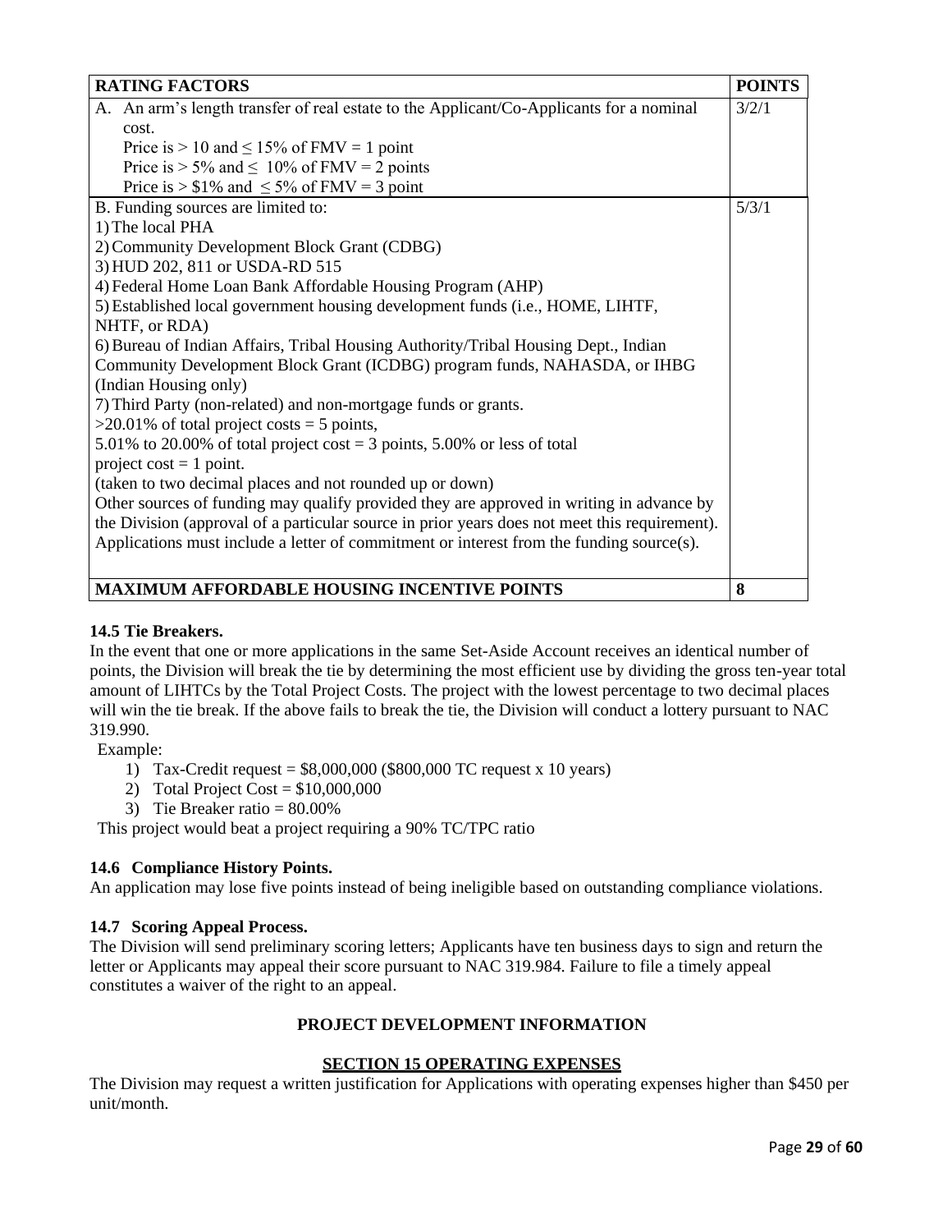| RATING FACTORS | POINTS |
|---|---|
| A. An arm's length transfer of real estate to the Applicant/Co-Applicants for a nominal cost.<br>Price is > 10 and ≤ 15% of FMV = 1 point<br>Price is > 5% and ≤ 10% of FMV = 2 points<br>Price is > $1% and ≤ 5% of FMV = 3 point | 3/2/1 |
| B. Funding sources are limited to:<br>1) The local PHA<br>2) Community Development Block Grant (CDBG)<br>3) HUD 202, 811 or USDA-RD 515<br>4) Federal Home Loan Bank Affordable Housing Program (AHP)<br>5) Established local government housing development funds (i.e., HOME, LIHTF, NHTF, or RDA)<br>6) Bureau of Indian Affairs, Tribal Housing Authority/Tribal Housing Dept., Indian Community Development Block Grant (ICDBG) program funds, NAHASDA, or IHBG (Indian Housing only)<br>7) Third Party (non-related) and non-mortgage funds or grants.<br>>20.01% of total project costs = 5 points,<br>5.01% to 20.00% of total project cost = 3 points, 5.00% or less of total project cost = 1 point.<br>(taken to two decimal places and not rounded up or down)<br>Other sources of funding may qualify provided they are approved in writing in advance by the Division (approval of a particular source in prior years does not meet this requirement).<br>Applications must include a letter of commitment or interest from the funding source(s). | 5/3/1 |
| **MAXIMUM AFFORDABLE HOUSING INCENTIVE POINTS** | **8** |

**14.5 Tie Breakers.**

In the event that one or more applications in the same Set-Aside Account receives an identical number of points, the Division will break the tie by determining the most efficient use by dividing the gross ten-year total amount of LIHTCs by the Total Project Costs. The project with the lowest percentage to two decimal places will win the tie break. If the above fails to break the tie, the Division will conduct a lottery pursuant to NAC 319.990.

Example:

1) Tax-Credit request = $8,000,000 ($800,000 TC request x 10 years)
2) Total Project Cost = $10,000,000
3) Tie Breaker ratio = 80.00%

This project would beat a project requiring a 90% TC/TPC ratio

**14.6 Compliance History Points.**

An application may lose five points instead of being ineligible based on outstanding compliance violations.

**14.7 Scoring Appeal Process.**

The Division will send preliminary scoring letters; Applicants have ten business days to sign and return the letter or Applicants may appeal their score pursuant to NAC 319.984. Failure to file a timely appeal constitutes a waiver of the right to an appeal.

## PROJECT DEVELOPMENT INFORMATION

## SECTION 15 OPERATING EXPENSES

The Division may request a written justification for Applications with operating expenses higher than $450 per unit/month.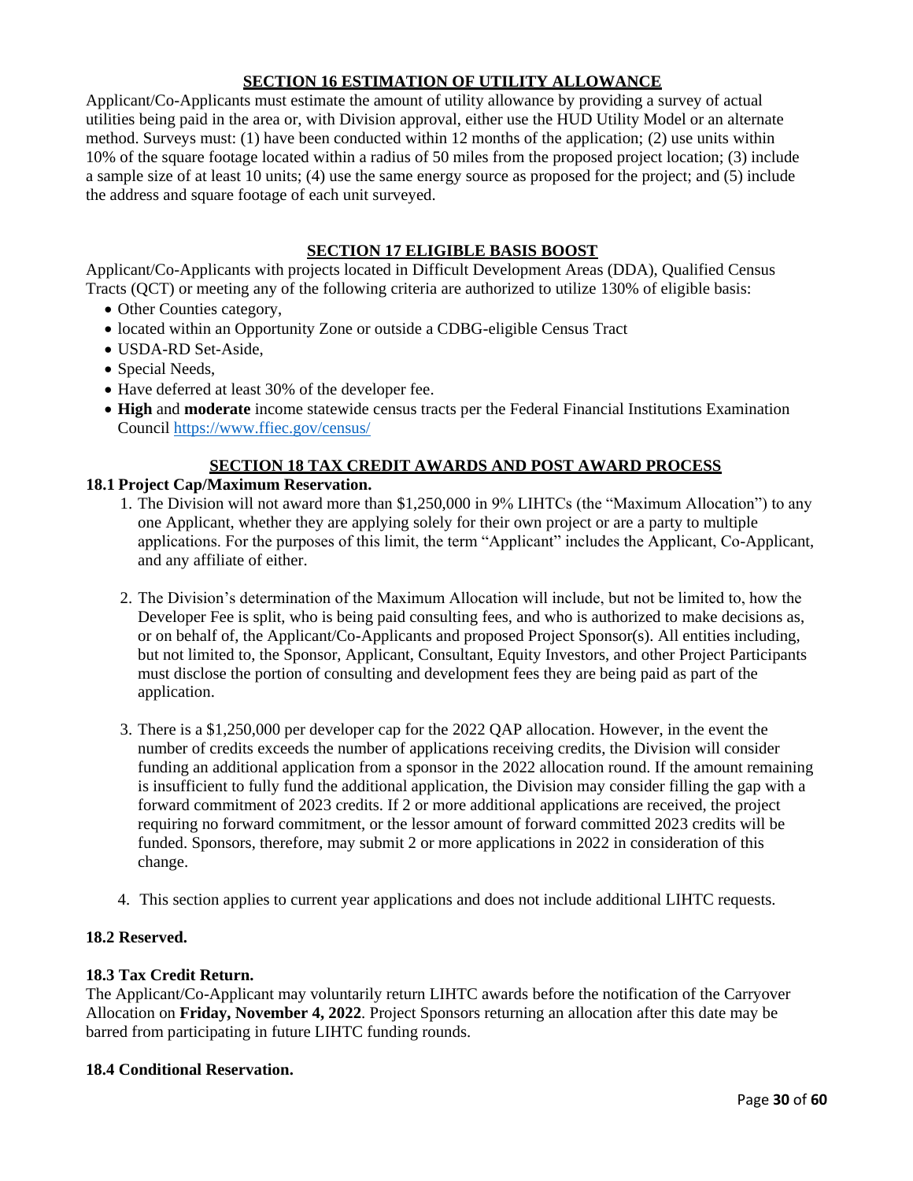## SECTION 16 ESTIMATION OF UTILITY ALLOWANCE

Applicant/Co-Applicants must estimate the amount of utility allowance by providing a survey of actual utilities being paid in the area or, with Division approval, either use the HUD Utility Model or an alternate method. Surveys must: (1) have been conducted within 12 months of the application; (2) use units within 10% of the square footage located within a radius of 50 miles from the proposed project location; (3) include a sample size of at least 10 units; (4) use the same energy source as proposed for the project; and (5) include the address and square footage of each unit surveyed.

## SECTION 17 ELIGIBLE BASIS BOOST

Applicant/Co-Applicants with projects located in Difficult Development Areas (DDA), Qualified Census Tracts (QCT) or meeting any of the following criteria are authorized to utilize 130% of eligible basis:

- Other Counties category,
- located within an Opportunity Zone or outside a CDBG-eligible Census Tract
- USDA-RD Set-Aside,
- Special Needs,
- Have deferred at least 30% of the developer fee.
- **High** and **moderate** income statewide census tracts per the Federal Financial Institutions Examination Council https://www.ffiec.gov/census/

## SECTION 18 TAX CREDIT AWARDS AND POST AWARD PROCESS

### 18.1 Project Cap/Maximum Reservation.

1. The Division will not award more than $1,250,000 in 9% LIHTCs (the "Maximum Allocation") to any one Applicant, whether they are applying solely for their own project or are a party to multiple applications. For the purposes of this limit, the term "Applicant" includes the Applicant, Co-Applicant, and any affiliate of either.

2. The Division's determination of the Maximum Allocation will include, but not be limited to, how the Developer Fee is split, who is being paid consulting fees, and who is authorized to make decisions as, or on behalf of, the Applicant/Co-Applicants and proposed Project Sponsor(s). All entities including, but not limited to, the Sponsor, Applicant, Consultant, Equity Investors, and other Project Participants must disclose the portion of consulting and development fees they are being paid as part of the application.

3. There is a $1,250,000 per developer cap for the 2022 QAP allocation. However, in the event the number of credits exceeds the number of applications receiving credits, the Division will consider funding an additional application from a sponsor in the 2022 allocation round. If the amount remaining is insufficient to fully fund the additional application, the Division may consider filling the gap with a forward commitment of 2023 credits. If 2 or more additional applications are received, the project requiring no forward commitment, or the lessor amount of forward committed 2023 credits will be funded. Sponsors, therefore, may submit 2 or more applications in 2022 in consideration of this change.

4. This section applies to current year applications and does not include additional LIHTC requests.

### 18.2 Reserved.

### 18.3 Tax Credit Return.

The Applicant/Co-Applicant may voluntarily return LIHTC awards before the notification of the Carryover Allocation on **Friday, November 4, 2022**. Project Sponsors returning an allocation after this date may be barred from participating in future LIHTC funding rounds.

### 18.4 Conditional Reservation.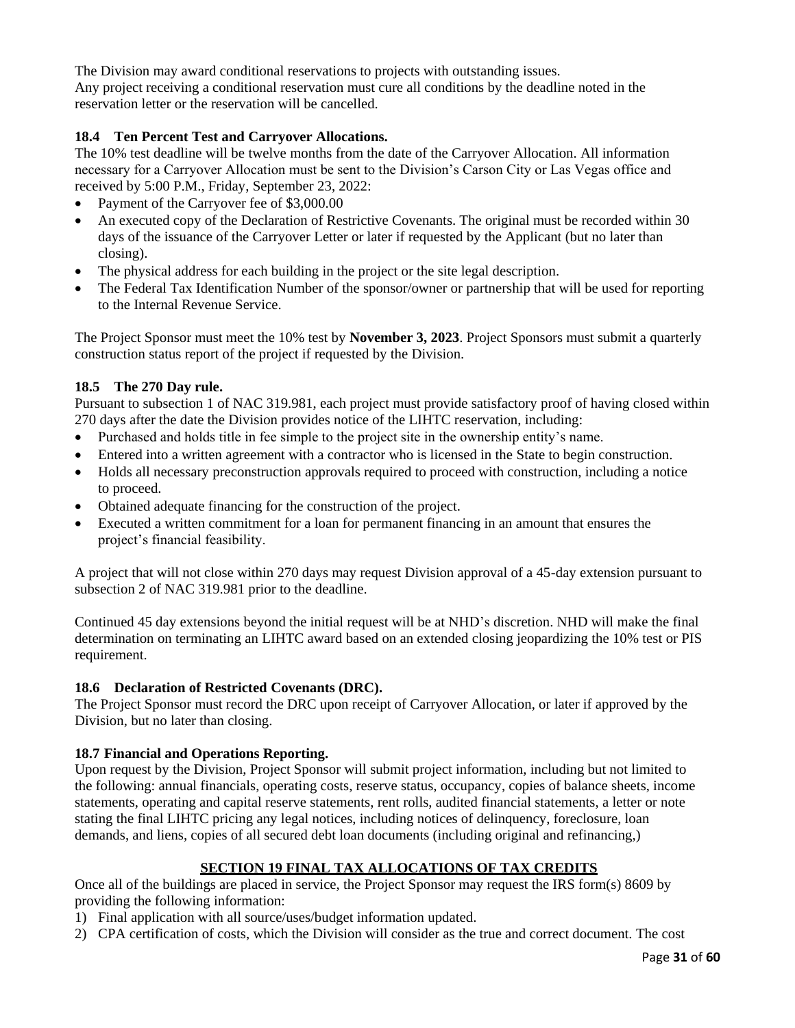The Division may award conditional reservations to projects with outstanding issues.
Any project receiving a conditional reservation must cure all conditions by the deadline noted in the reservation letter or the reservation will be cancelled.

### 18.4 Ten Percent Test and Carryover Allocations.

The 10% test deadline will be twelve months from the date of the Carryover Allocation. All information necessary for a Carryover Allocation must be sent to the Division's Carson City or Las Vegas office and received by 5:00 P.M., Friday, September 23, 2022:

- Payment of the Carryover fee of $3,000.00
- An executed copy of the Declaration of Restrictive Covenants. The original must be recorded within 30 days of the issuance of the Carryover Letter or later if requested by the Applicant (but no later than closing).
- The physical address for each building in the project or the site legal description.
- The Federal Tax Identification Number of the sponsor/owner or partnership that will be used for reporting to the Internal Revenue Service.

The Project Sponsor must meet the 10% test by **November 3, 2023**. Project Sponsors must submit a quarterly construction status report of the project if requested by the Division.

### 18.5 The 270 Day rule.

Pursuant to subsection 1 of NAC 319.981, each project must provide satisfactory proof of having closed within 270 days after the date the Division provides notice of the LIHTC reservation, including:

- Purchased and holds title in fee simple to the project site in the ownership entity's name.
- Entered into a written agreement with a contractor who is licensed in the State to begin construction.
- Holds all necessary preconstruction approvals required to proceed with construction, including a notice to proceed.
- Obtained adequate financing for the construction of the project.
- Executed a written commitment for a loan for permanent financing in an amount that ensures the project's financial feasibility.

A project that will not close within 270 days may request Division approval of a 45-day extension pursuant to subsection 2 of NAC 319.981 prior to the deadline.

Continued 45 day extensions beyond the initial request will be at NHD's discretion. NHD will make the final determination on terminating an LIHTC award based on an extended closing jeopardizing the 10% test or PIS requirement.

### 18.6 Declaration of Restricted Covenants (DRC).

The Project Sponsor must record the DRC upon receipt of Carryover Allocation, or later if approved by the Division, but no later than closing.

### 18.7 Financial and Operations Reporting.

Upon request by the Division, Project Sponsor will submit project information, including but not limited to the following: annual financials, operating costs, reserve status, occupancy, copies of balance sheets, income statements, operating and capital reserve statements, rent rolls, audited financial statements, a letter or note stating the final LIHTC pricing any legal notices, including notices of delinquency, foreclosure, loan demands, and liens, copies of all secured debt loan documents (including original and refinancing,)

## SECTION 19 FINAL TAX ALLOCATIONS OF TAX CREDITS

Once all of the buildings are placed in service, the Project Sponsor may request the IRS form(s) 8609 by providing the following information:

1) Final application with all source/uses/budget information updated.
2) CPA certification of costs, which the Division will consider as the true and correct document. The cost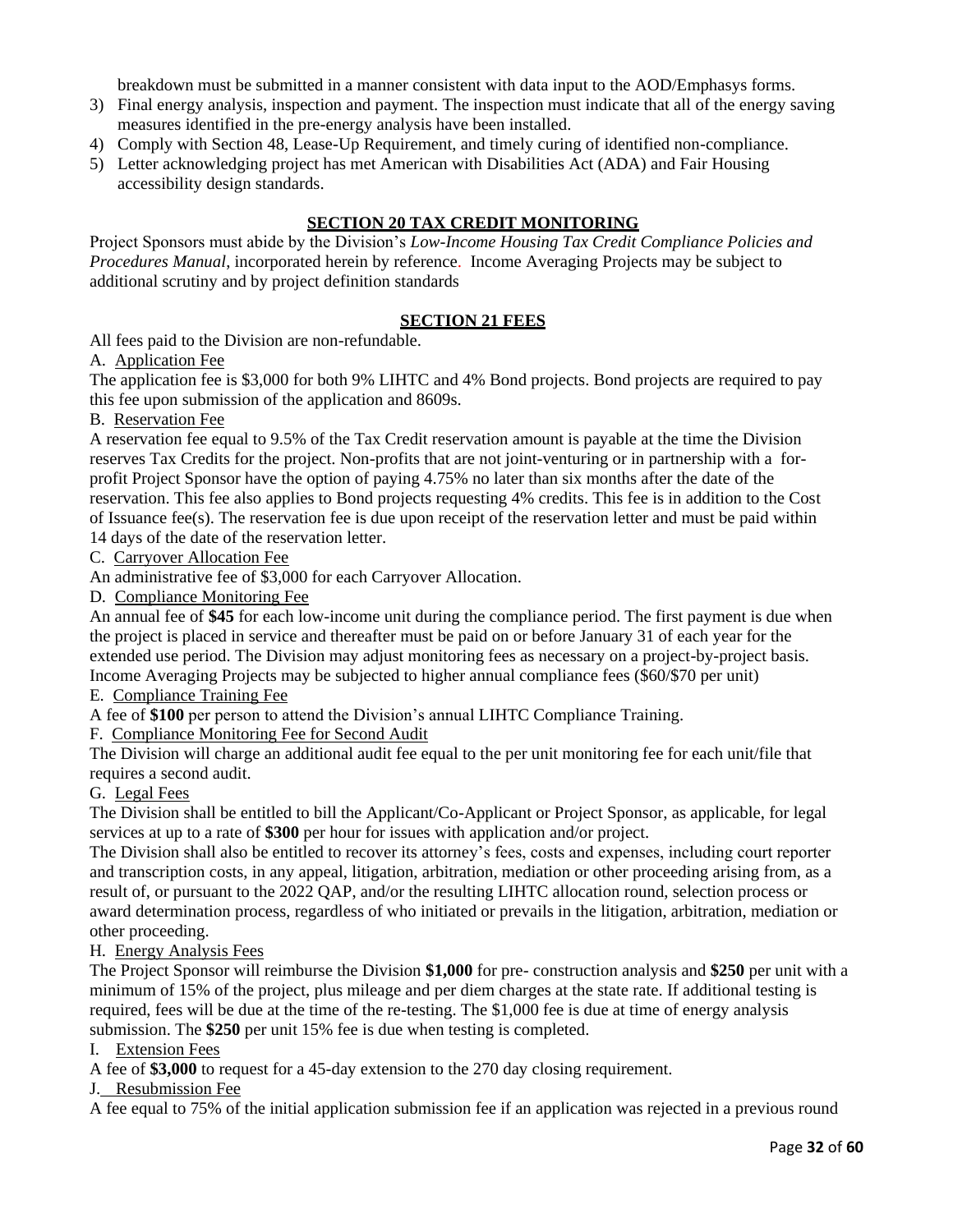breakdown must be submitted in a manner consistent with data input to the AOD/Emphasys forms.

3) Final energy analysis, inspection and payment. The inspection must indicate that all of the energy saving measures identified in the pre-energy analysis have been installed.
4) Comply with Section 48, Lease-Up Requirement, and timely curing of identified non-compliance.
5) Letter acknowledging project has met American with Disabilities Act (ADA) and Fair Housing accessibility design standards.

## SECTION 20 TAX CREDIT MONITORING

Project Sponsors must abide by the Division's *Low-Income Housing Tax Credit Compliance Policies and Procedures Manual*, incorporated herein by reference. Income Averaging Projects may be subject to additional scrutiny and by project definition standards

## SECTION 21 FEES

All fees paid to the Division are non-refundable.

A. Application Fee

The application fee is $3,000 for both 9% LIHTC and 4% Bond projects. Bond projects are required to pay this fee upon submission of the application and 8609s.

B. Reservation Fee

A reservation fee equal to 9.5% of the Tax Credit reservation amount is payable at the time the Division reserves Tax Credits for the project. Non-profits that are not joint-venturing or in partnership with a for-profit Project Sponsor have the option of paying 4.75% no later than six months after the date of the reservation. This fee also applies to Bond projects requesting 4% credits. This fee is in addition to the Cost of Issuance fee(s). The reservation fee is due upon receipt of the reservation letter and must be paid within 14 days of the date of the reservation letter.

C. Carryover Allocation Fee

An administrative fee of $3,000 for each Carryover Allocation.

D. Compliance Monitoring Fee

An annual fee of **$45** for each low-income unit during the compliance period. The first payment is due when the project is placed in service and thereafter must be paid on or before January 31 of each year for the extended use period. The Division may adjust monitoring fees as necessary on a project-by-project basis. Income Averaging Projects may be subjected to higher annual compliance fees ($60/$70 per unit)

E. Compliance Training Fee

A fee of **$100** per person to attend the Division's annual LIHTC Compliance Training.

F. Compliance Monitoring Fee for Second Audit

The Division will charge an additional audit fee equal to the per unit monitoring fee for each unit/file that requires a second audit.

G. Legal Fees

The Division shall be entitled to bill the Applicant/Co-Applicant or Project Sponsor, as applicable, for legal services at up to a rate of **$300** per hour for issues with application and/or project.

The Division shall also be entitled to recover its attorney's fees, costs and expenses, including court reporter and transcription costs, in any appeal, litigation, arbitration, mediation or other proceeding arising from, as a result of, or pursuant to the 2022 QAP, and/or the resulting LIHTC allocation round, selection process or award determination process, regardless of who initiated or prevails in the litigation, arbitration, mediation or other proceeding.

H. Energy Analysis Fees

The Project Sponsor will reimburse the Division **$1,000** for pre- construction analysis and **$250** per unit with a minimum of 15% of the project, plus mileage and per diem charges at the state rate. If additional testing is required, fees will be due at the time of the re-testing. The $1,000 fee is due at time of energy analysis submission. The **$250** per unit 15% fee is due when testing is completed.

I. Extension Fees

A fee of **$3,000** to request for a 45-day extension to the 270 day closing requirement.

J. Resubmission Fee

A fee equal to 75% of the initial application submission fee if an application was rejected in a previous round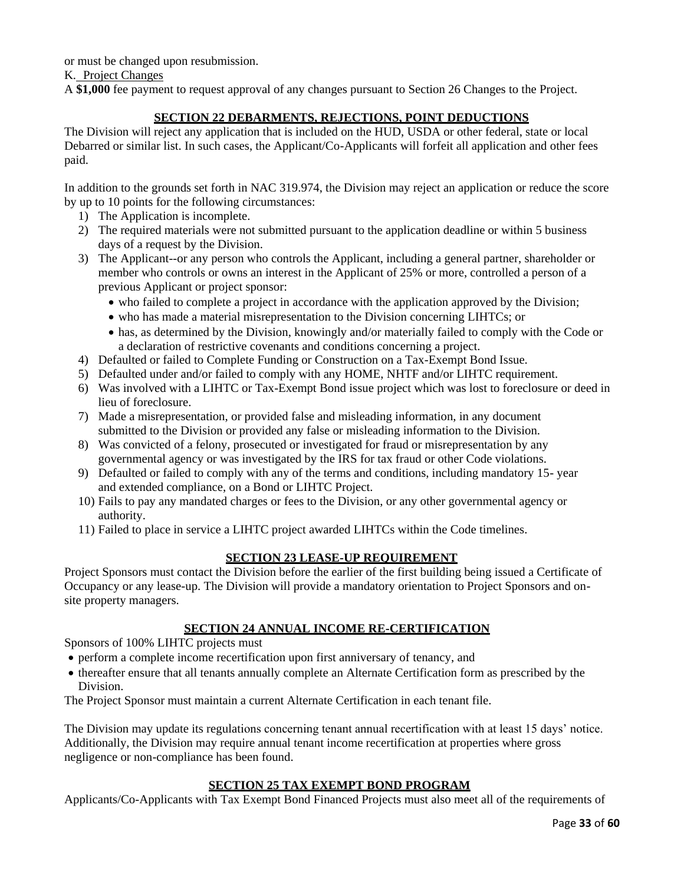or must be changed upon resubmission.

K. Project Changes

A **$1,000** fee payment to request approval of any changes pursuant to Section 26 Changes to the Project.

## SECTION 22 DEBARMENTS, REJECTIONS, POINT DEDUCTIONS

The Division will reject any application that is included on the HUD, USDA or other federal, state or local Debarred or similar list. In such cases, the Applicant/Co-Applicants will forfeit all application and other fees paid.

In addition to the grounds set forth in NAC 319.974, the Division may reject an application or reduce the score by up to 10 points for the following circumstances:

1) The Application is incomplete.
2) The required materials were not submitted pursuant to the application deadline or within 5 business days of a request by the Division.
3) The Applicant--or any person who controls the Applicant, including a general partner, shareholder or member who controls or owns an interest in the Applicant of 25% or more, controlled a person of a previous Applicant or project sponsor:
   - who failed to complete a project in accordance with the application approved by the Division;
   - who has made a material misrepresentation to the Division concerning LIHTCs; or
   - has, as determined by the Division, knowingly and/or materially failed to comply with the Code or a declaration of restrictive covenants and conditions concerning a project.
4) Defaulted or failed to Complete Funding or Construction on a Tax-Exempt Bond Issue.
5) Defaulted under and/or failed to comply with any HOME, NHTF and/or LIHTC requirement.
6) Was involved with a LIHTC or Tax-Exempt Bond issue project which was lost to foreclosure or deed in lieu of foreclosure.
7) Made a misrepresentation, or provided false and misleading information, in any document submitted to the Division or provided any false or misleading information to the Division.
8) Was convicted of a felony, prosecuted or investigated for fraud or misrepresentation by any governmental agency or was investigated by the IRS for tax fraud or other Code violations.
9) Defaulted or failed to comply with any of the terms and conditions, including mandatory 15- year and extended compliance, on a Bond or LIHTC Project.
10) Fails to pay any mandated charges or fees to the Division, or any other governmental agency or authority.
11) Failed to place in service a LIHTC project awarded LIHTCs within the Code timelines.

## SECTION 23 LEASE-UP REQUIREMENT

Project Sponsors must contact the Division before the earlier of the first building being issued a Certificate of Occupancy or any lease-up. The Division will provide a mandatory orientation to Project Sponsors and on-site property managers.

## SECTION 24 ANNUAL INCOME RE-CERTIFICATION

Sponsors of 100% LIHTC projects must

- perform a complete income recertification upon first anniversary of tenancy, and
- thereafter ensure that all tenants annually complete an Alternate Certification form as prescribed by the Division.

The Project Sponsor must maintain a current Alternate Certification in each tenant file.

The Division may update its regulations concerning tenant annual recertification with at least 15 days' notice. Additionally, the Division may require annual tenant income recertification at properties where gross negligence or non-compliance has been found.

## SECTION 25 TAX EXEMPT BOND PROGRAM

Applicants/Co-Applicants with Tax Exempt Bond Financed Projects must also meet all of the requirements of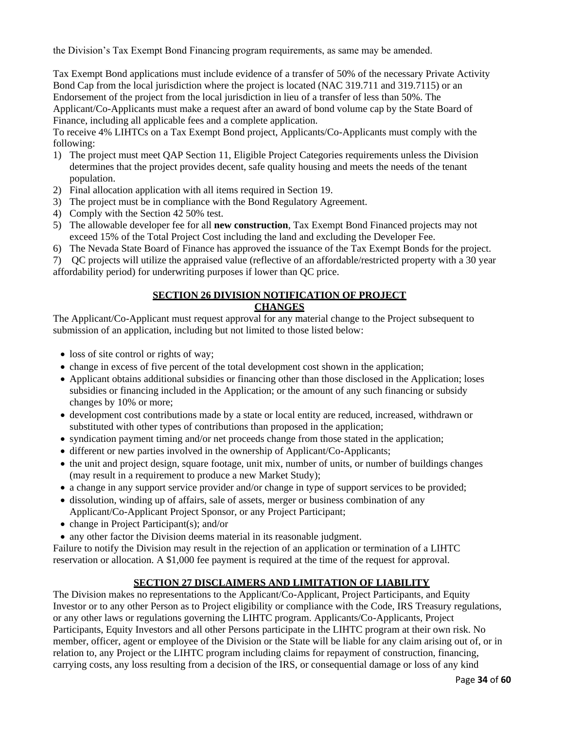the Division's Tax Exempt Bond Financing program requirements, as same may be amended.

Tax Exempt Bond applications must include evidence of a transfer of 50% of the necessary Private Activity Bond Cap from the local jurisdiction where the project is located (NAC 319.711 and 319.7115) or an Endorsement of the project from the local jurisdiction in lieu of a transfer of less than 50%. The Applicant/Co-Applicants must make a request after an award of bond volume cap by the State Board of Finance, including all applicable fees and a complete application.

To receive 4% LIHTCs on a Tax Exempt Bond project, Applicants/Co-Applicants must comply with the following:

1) The project must meet QAP Section 11, Eligible Project Categories requirements unless the Division determines that the project provides decent, safe quality housing and meets the needs of the tenant population.
2) Final allocation application with all items required in Section 19.
3) The project must be in compliance with the Bond Regulatory Agreement.
4) Comply with the Section 42 50% test.
5) The allowable developer fee for all **new construction**, Tax Exempt Bond Financed projects may not exceed 15% of the Total Project Cost including the land and excluding the Developer Fee.
6) The Nevada State Board of Finance has approved the issuance of the Tax Exempt Bonds for the project.
7) QC projects will utilize the appraised value (reflective of an affordable/restricted property with a 30 year affordability period) for underwriting purposes if lower than QC price.

## SECTION 26 DIVISION NOTIFICATION OF PROJECT CHANGES

The Applicant/Co-Applicant must request approval for any material change to the Project subsequent to submission of an application, including but not limited to those listed below:

- loss of site control or rights of way;
- change in excess of five percent of the total development cost shown in the application;
- Applicant obtains additional subsidies or financing other than those disclosed in the Application; loses subsidies or financing included in the Application; or the amount of any such financing or subsidy changes by 10% or more;
- development cost contributions made by a state or local entity are reduced, increased, withdrawn or substituted with other types of contributions than proposed in the application;
- syndication payment timing and/or net proceeds change from those stated in the application;
- different or new parties involved in the ownership of Applicant/Co-Applicants;
- the unit and project design, square footage, unit mix, number of units, or number of buildings changes (may result in a requirement to produce a new Market Study);
- a change in any support service provider and/or change in type of support services to be provided;
- dissolution, winding up of affairs, sale of assets, merger or business combination of any Applicant/Co-Applicant Project Sponsor, or any Project Participant;
- change in Project Participant(s); and/or
- any other factor the Division deems material in its reasonable judgment.

Failure to notify the Division may result in the rejection of an application or termination of a LIHTC reservation or allocation. A $1,000 fee payment is required at the time of the request for approval.

## SECTION 27 DISCLAIMERS AND LIMITATION OF LIABILITY

The Division makes no representations to the Applicant/Co-Applicant, Project Participants, and Equity Investor or to any other Person as to Project eligibility or compliance with the Code, IRS Treasury regulations, or any other laws or regulations governing the LIHTC program. Applicants/Co-Applicants, Project Participants, Equity Investors and all other Persons participate in the LIHTC program at their own risk. No member, officer, agent or employee of the Division or the State will be liable for any claim arising out of, or in relation to, any Project or the LIHTC program including claims for repayment of construction, financing, carrying costs, any loss resulting from a decision of the IRS, or consequential damage or loss of any kind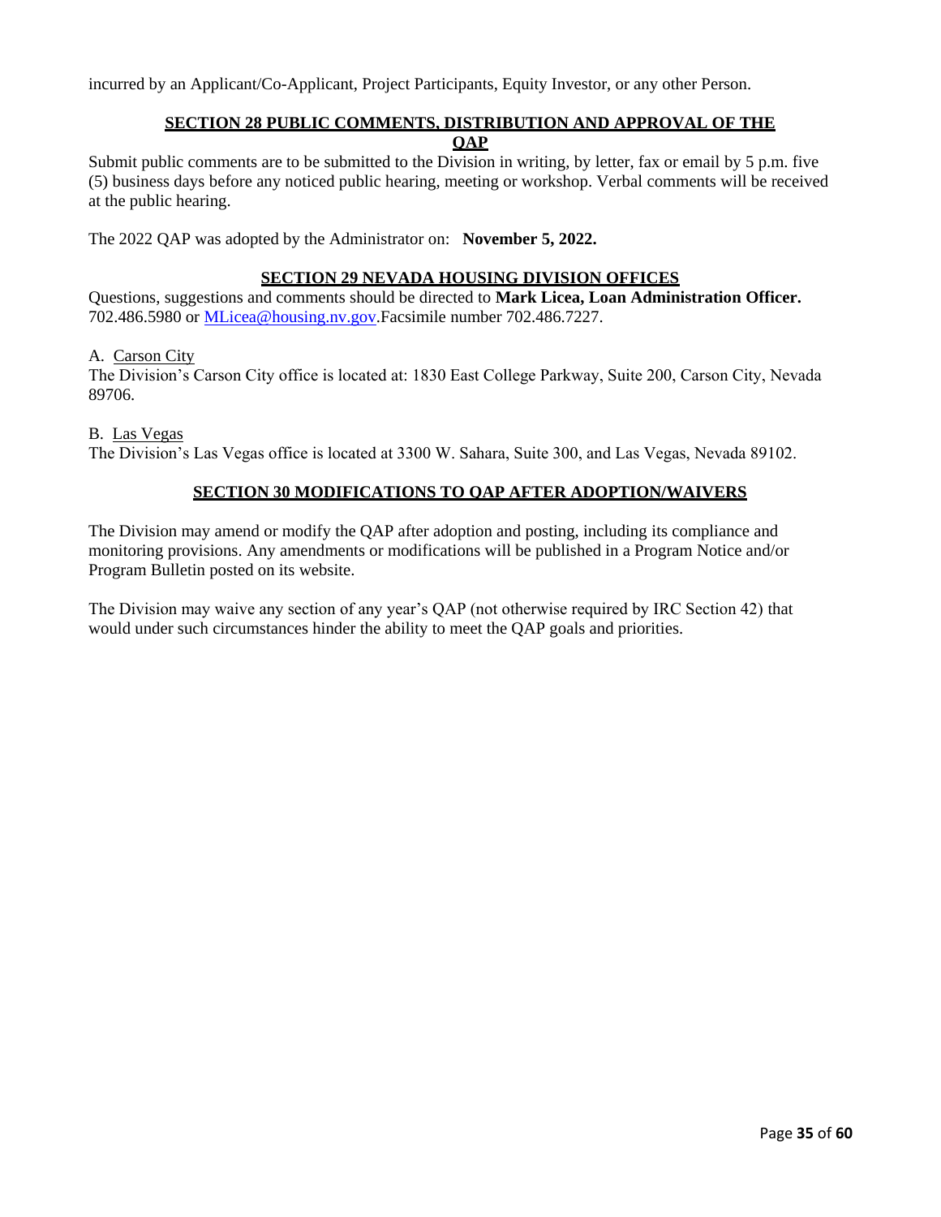incurred by an Applicant/Co-Applicant, Project Participants, Equity Investor, or any other Person.

## SECTION 28 PUBLIC COMMENTS, DISTRIBUTION AND APPROVAL OF THE QAP

Submit public comments are to be submitted to the Division in writing, by letter, fax or email by 5 p.m. five (5) business days before any noticed public hearing, meeting or workshop. Verbal comments will be received at the public hearing.

The 2022 QAP was adopted by the Administrator on: **November 5, 2022.**

## SECTION 29 NEVADA HOUSING DIVISION OFFICES

Questions, suggestions and comments should be directed to **Mark Licea, Loan Administration Officer.** 702.486.5980 or MLicea@housing.nv.gov.Facsimile number 702.486.7227.

A. Carson City

The Division's Carson City office is located at: 1830 East College Parkway, Suite 200, Carson City, Nevada 89706.

B. Las Vegas

The Division's Las Vegas office is located at 3300 W. Sahara, Suite 300, and Las Vegas, Nevada 89102.

## SECTION 30 MODIFICATIONS TO QAP AFTER ADOPTION/WAIVERS

The Division may amend or modify the QAP after adoption and posting, including its compliance and monitoring provisions. Any amendments or modifications will be published in a Program Notice and/or Program Bulletin posted on its website.

The Division may waive any section of any year's QAP (not otherwise required by IRC Section 42) that would under such circumstances hinder the ability to meet the QAP goals and priorities.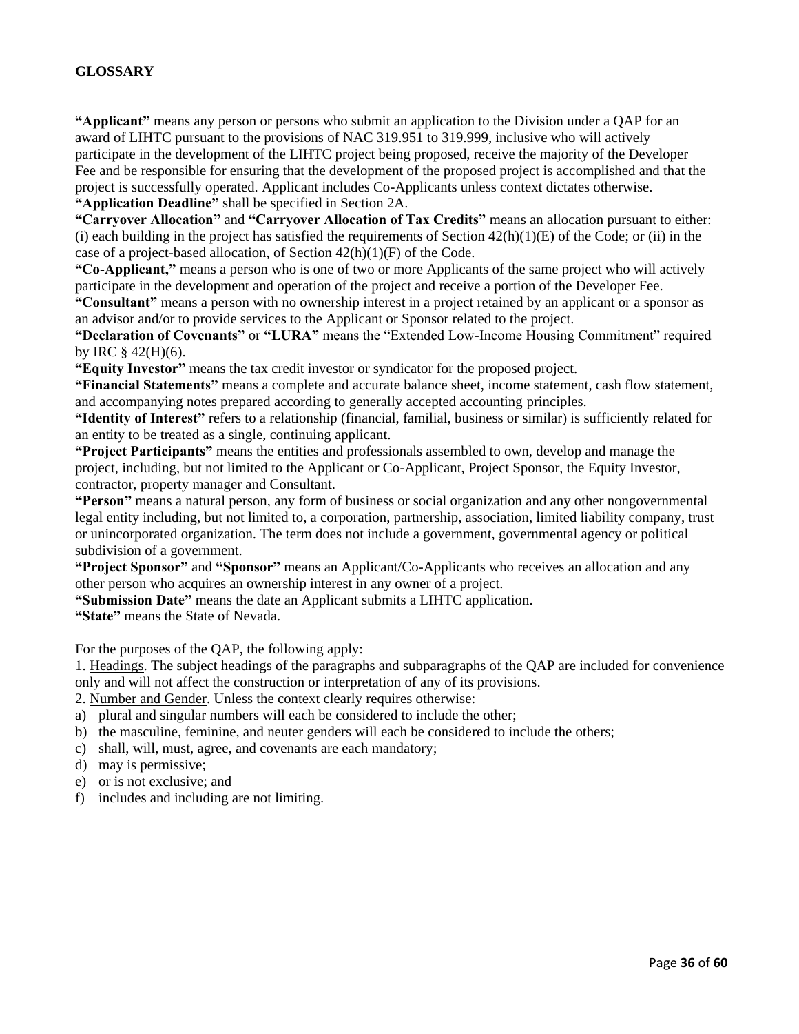## GLOSSARY

**"Applicant"** means any person or persons who submit an application to the Division under a QAP for an award of LIHTC pursuant to the provisions of NAC 319.951 to 319.999, inclusive who will actively participate in the development of the LIHTC project being proposed, receive the majority of the Developer Fee and be responsible for ensuring that the development of the proposed project is accomplished and that the project is successfully operated. Applicant includes Co-Applicants unless context dictates otherwise.

**"Application Deadline"** shall be specified in Section 2A.

**"Carryover Allocation"** and **"Carryover Allocation of Tax Credits"** means an allocation pursuant to either: (i) each building in the project has satisfied the requirements of Section 42(h)(1)(E) of the Code; or (ii) in the case of a project-based allocation, of Section 42(h)(1)(F) of the Code.

**"Co-Applicant,"** means a person who is one of two or more Applicants of the same project who will actively participate in the development and operation of the project and receive a portion of the Developer Fee.

**"Consultant"** means a person with no ownership interest in a project retained by an applicant or a sponsor as an advisor and/or to provide services to the Applicant or Sponsor related to the project.

**"Declaration of Covenants"** or **"LURA"** means the "Extended Low-Income Housing Commitment" required by IRC § 42(H)(6).

**"Equity Investor"** means the tax credit investor or syndicator for the proposed project.

**"Financial Statements"** means a complete and accurate balance sheet, income statement, cash flow statement, and accompanying notes prepared according to generally accepted accounting principles.

**"Identity of Interest"** refers to a relationship (financial, familial, business or similar) is sufficiently related for an entity to be treated as a single, continuing applicant.

**"Project Participants"** means the entities and professionals assembled to own, develop and manage the project, including, but not limited to the Applicant or Co-Applicant, Project Sponsor, the Equity Investor, contractor, property manager and Consultant.

**"Person"** means a natural person, any form of business or social organization and any other nongovernmental legal entity including, but not limited to, a corporation, partnership, association, limited liability company, trust or unincorporated organization. The term does not include a government, governmental agency or political subdivision of a government.

**"Project Sponsor"** and **"Sponsor"** means an Applicant/Co-Applicants who receives an allocation and any other person who acquires an ownership interest in any owner of a project.

**"Submission Date"** means the date an Applicant submits a LIHTC application.

**"State"** means the State of Nevada.

For the purposes of the QAP, the following apply:

1. Headings. The subject headings of the paragraphs and subparagraphs of the QAP are included for convenience only and will not affect the construction or interpretation of any of its provisions.
2. Number and Gender. Unless the context clearly requires otherwise:

a) plural and singular numbers will each be considered to include the other;
b) the masculine, feminine, and neuter genders will each be considered to include the others;
c) shall, will, must, agree, and covenants are each mandatory;
d) may is permissive;
e) or is not exclusive; and
f) includes and including are not limiting.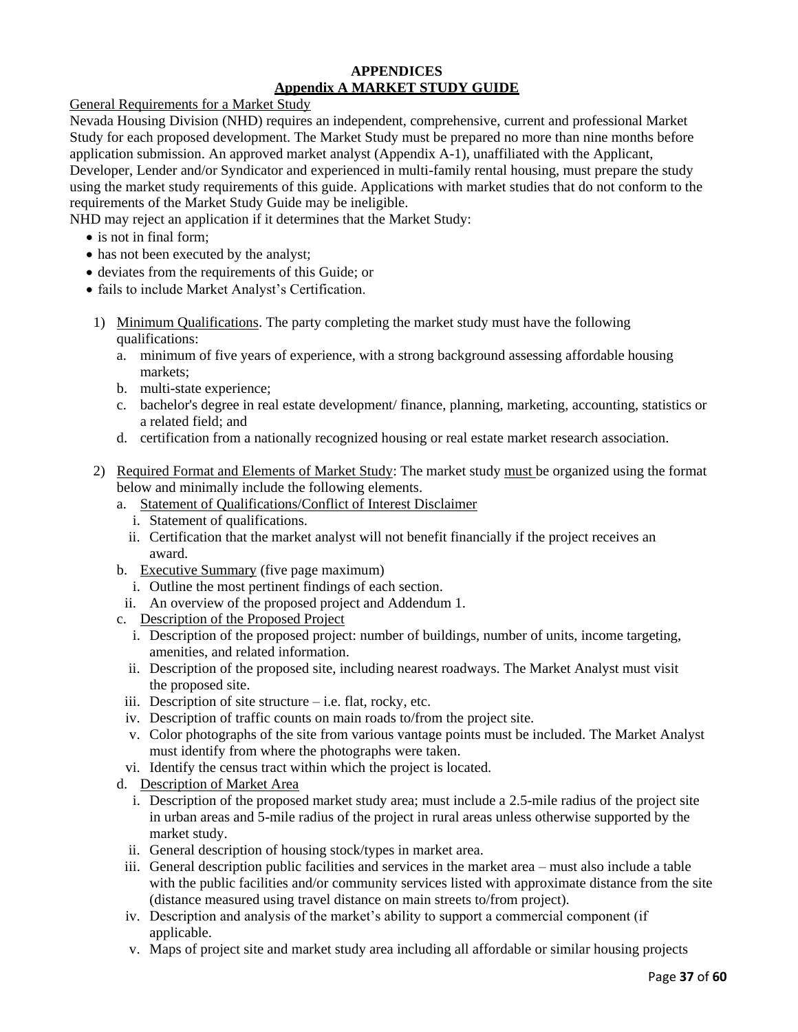# APPENDICES

## Appendix A MARKET STUDY GUIDE

General Requirements for a Market Study

Nevada Housing Division (NHD) requires an independent, comprehensive, current and professional Market Study for each proposed development. The Market Study must be prepared no more than nine months before application submission. An approved market analyst (Appendix A-1), unaffiliated with the Applicant, Developer, Lender and/or Syndicator and experienced in multi-family rental housing, must prepare the study using the market study requirements of this guide. Applications with market studies that do not conform to the requirements of the Market Study Guide may be ineligible.

NHD may reject an application if it determines that the Market Study:

- is not in final form;
- has not been executed by the analyst;
- deviates from the requirements of this Guide; or
- fails to include Market Analyst's Certification.

1) Minimum Qualifications. The party completing the market study must have the following qualifications:
   a. minimum of five years of experience, with a strong background assessing affordable housing markets;
   b. multi-state experience;
   c. bachelor's degree in real estate development/ finance, planning, marketing, accounting, statistics or a related field; and
   d. certification from a nationally recognized housing or real estate market research association.

2) Required Format and Elements of Market Study: The market study must be organized using the format below and minimally include the following elements.
   a. Statement of Qualifications/Conflict of Interest Disclaimer
      i. Statement of qualifications.
      ii. Certification that the market analyst will not benefit financially if the project receives an award.
   b. Executive Summary (five page maximum)
      i. Outline the most pertinent findings of each section.
      ii. An overview of the proposed project and Addendum 1.
   c. Description of the Proposed Project
      i. Description of the proposed project: number of buildings, number of units, income targeting, amenities, and related information.
      ii. Description of the proposed site, including nearest roadways. The Market Analyst must visit the proposed site.
      iii. Description of site structure – i.e. flat, rocky, etc.
      iv. Description of traffic counts on main roads to/from the project site.
      v. Color photographs of the site from various vantage points must be included. The Market Analyst must identify from where the photographs were taken.
      vi. Identify the census tract within which the project is located.
   d. Description of Market Area
      i. Description of the proposed market study area; must include a 2.5-mile radius of the project site in urban areas and 5-mile radius of the project in rural areas unless otherwise supported by the market study.
      ii. General description of housing stock/types in market area.
      iii. General description public facilities and services in the market area – must also include a table with the public facilities and/or community services listed with approximate distance from the site (distance measured using travel distance on main streets to/from project).
      iv. Description and analysis of the market's ability to support a commercial component (if applicable.
      v. Maps of project site and market study area including all affordable or similar housing projects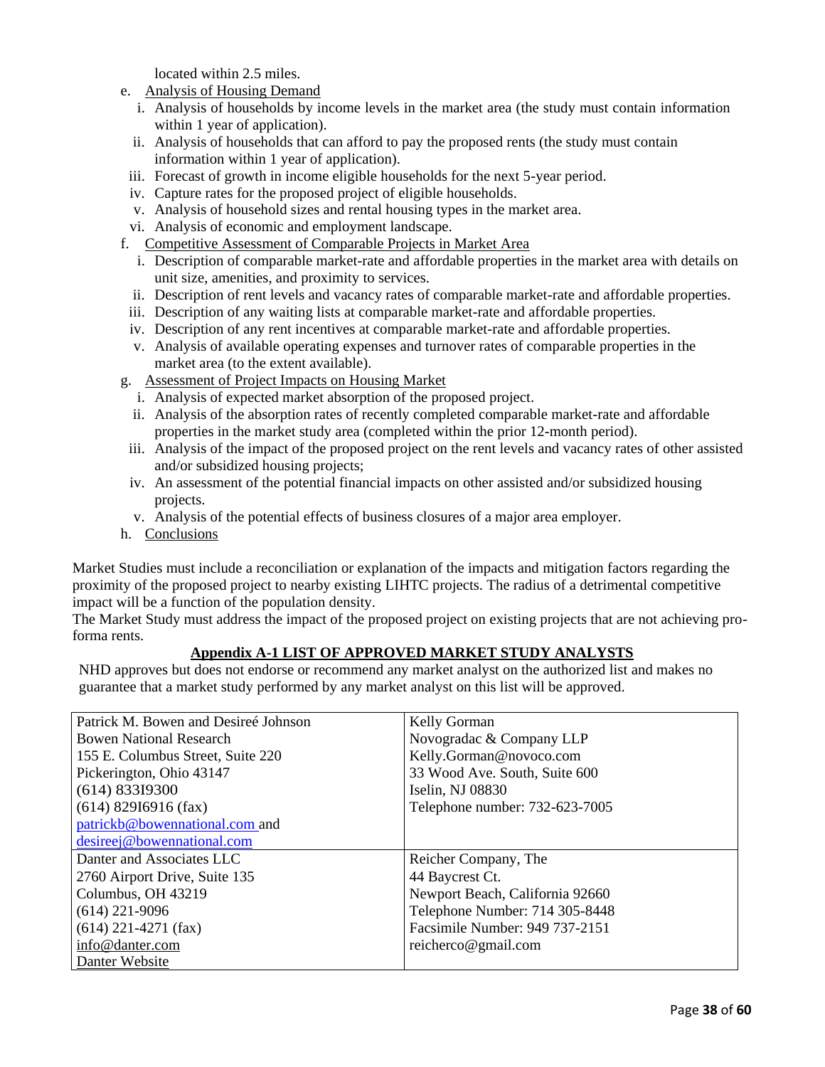located within 2.5 miles.

e. Analysis of Housing Demand
   i. Analysis of households by income levels in the market area (the study must contain information within 1 year of application).
   ii. Analysis of households that can afford to pay the proposed rents (the study must contain information within 1 year of application).
   iii. Forecast of growth in income eligible households for the next 5-year period.
   iv. Capture rates for the proposed project of eligible households.
   v. Analysis of household sizes and rental housing types in the market area.
   vi. Analysis of economic and employment landscape.

f. Competitive Assessment of Comparable Projects in Market Area
   i. Description of comparable market-rate and affordable properties in the market area with details on unit size, amenities, and proximity to services.
   ii. Description of rent levels and vacancy rates of comparable market-rate and affordable properties.
   iii. Description of any waiting lists at comparable market-rate and affordable properties.
   iv. Description of any rent incentives at comparable market-rate and affordable properties.
   v. Analysis of available operating expenses and turnover rates of comparable properties in the market area (to the extent available).

g. Assessment of Project Impacts on Housing Market
   i. Analysis of expected market absorption of the proposed project.
   ii. Analysis of the absorption rates of recently completed comparable market-rate and affordable properties in the market study area (completed within the prior 12-month period).
   iii. Analysis of the impact of the proposed project on the rent levels and vacancy rates of other assisted and/or subsidized housing projects;
   iv. An assessment of the potential financial impacts on other assisted and/or subsidized housing projects.
   v. Analysis of the potential effects of business closures of a major area employer.

h. Conclusions

Market Studies must include a reconciliation or explanation of the impacts and mitigation factors regarding the proximity of the proposed project to nearby existing LIHTC projects. The radius of a detrimental competitive impact will be a function of the population density.
The Market Study must address the impact of the proposed project on existing projects that are not achieving pro-forma rents.

## Appendix A-1 LIST OF APPROVED MARKET STUDY ANALYSTS

NHD approves but does not endorse or recommend any market analyst on the authorized list and makes no guarantee that a market study performed by any market analyst on this list will be approved.

| | |
|---|---|
| Patrick M. Bowen and Desireé Johnson<br>Bowen National Research<br>155 E. Columbus Street, Suite 220<br>Pickerington, Ohio 43147<br>(614) 833I9300<br>(614) 829I6916 (fax)<br>patrickb@bowennational.com and<br>desireej@bowennational.com | Kelly Gorman<br>Novogradac & Company LLP<br>Kelly.Gorman@novoco.com<br>33 Wood Ave. South, Suite 600<br>Iselin, NJ 08830<br>Telephone number: 732-623-7005 |
| Danter and Associates LLC<br>2760 Airport Drive, Suite 135<br>Columbus, OH 43219<br>(614) 221-9096<br>(614) 221-4271 (fax)<br>info@danter.com<br>Danter Website | Reicher Company, The<br>44 Baycrest Ct.<br>Newport Beach, California 92660<br>Telephone Number: 714 305-8448<br>Facsimile Number: 949 737-2151<br>reicherco@gmail.com |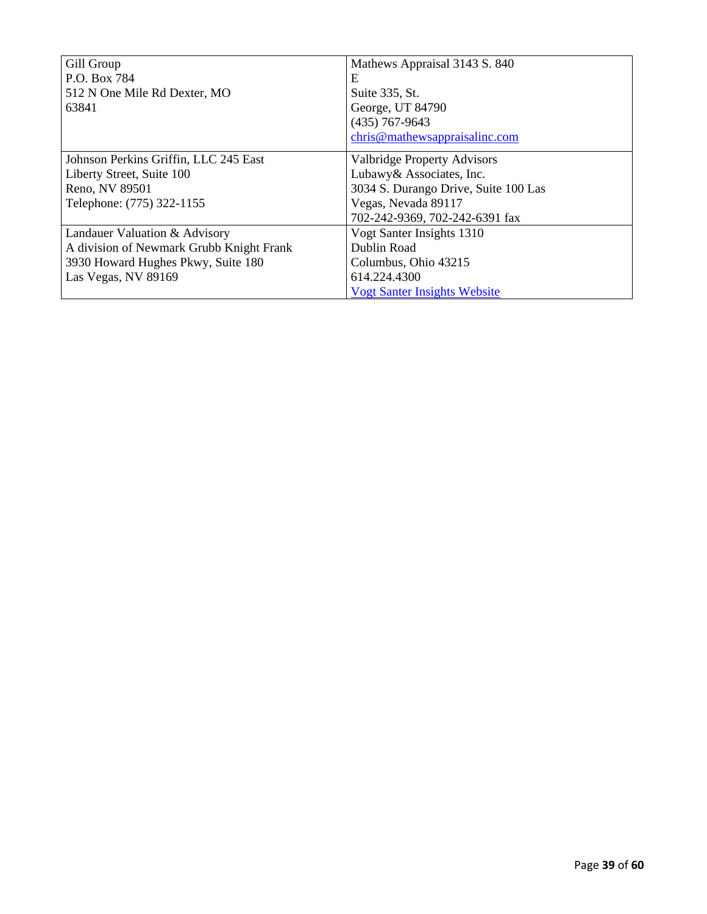| | |
|---|---|
| Gill Group<br>P.O. Box 784<br>512 N One Mile Rd Dexter, MO<br>63841 | Mathews Appraisal 3143 S. 840<br>E<br>Suite 335, St.<br>George, UT 84790<br>(435) 767-9643<br>chris@mathewsappraisalinc.com |
| Johnson Perkins Griffin, LLC 245 East<br>Liberty Street, Suite 100<br>Reno, NV 89501<br>Telephone: (775) 322-1155 | Valbridge Property Advisors<br>Lubawy& Associates, Inc.<br>3034 S. Durango Drive, Suite 100 Las<br>Vegas, Nevada 89117<br>702-242-9369, 702-242-6391 fax |
| Landauer Valuation & Advisory<br>A division of Newmark Grubb Knight Frank<br>3930 Howard Hughes Pkwy, Suite 180<br>Las Vegas, NV 89169 | Vogt Santer Insights 1310<br>Dublin Road<br>Columbus, Ohio 43215<br>614.224.4300<br>Vogt Santer Insights Website |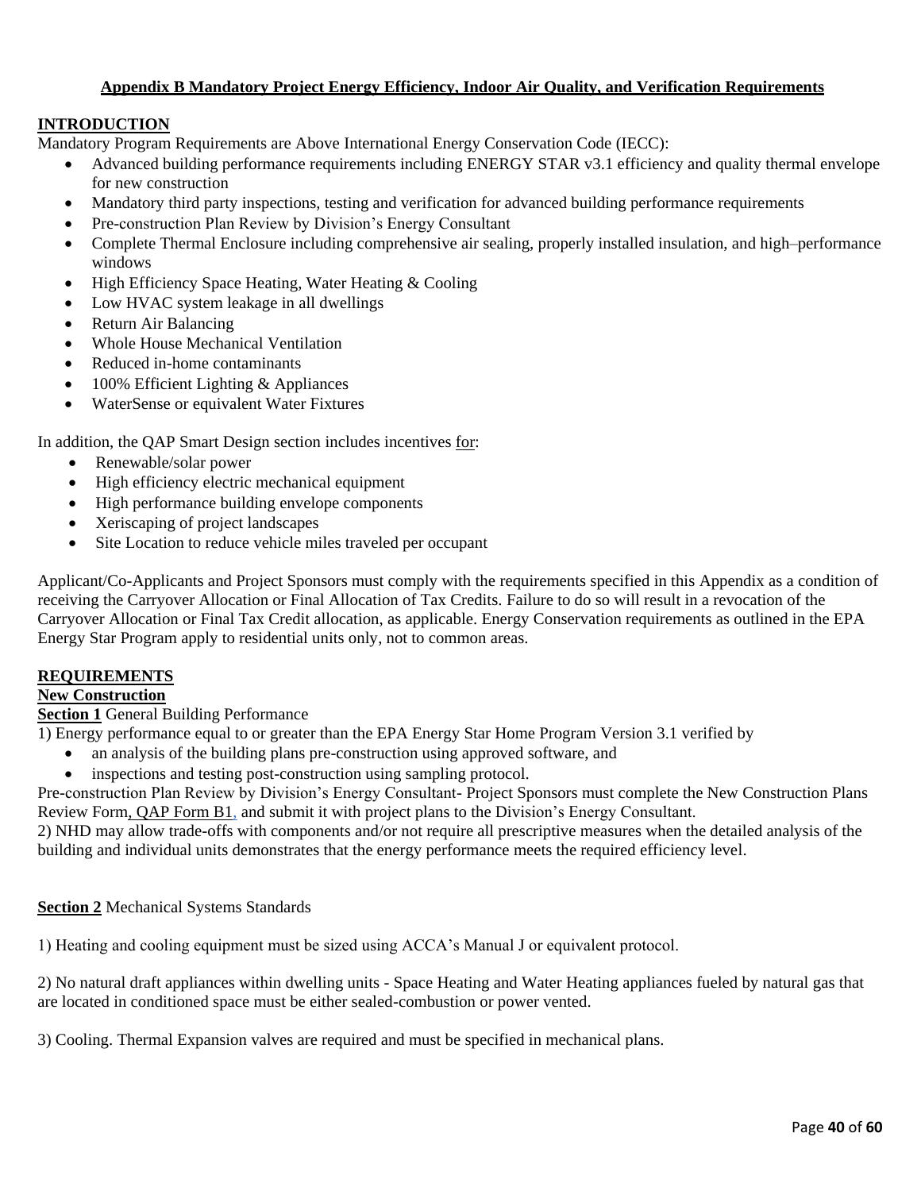## Appendix B Mandatory Project Energy Efficiency, Indoor Air Quality, and Verification Requirements

**INTRODUCTION**

Mandatory Program Requirements are Above International Energy Conservation Code (IECC):

- Advanced building performance requirements including ENERGY STAR v3.1 efficiency and quality thermal envelope for new construction
- Mandatory third party inspections, testing and verification for advanced building performance requirements
- Pre-construction Plan Review by Division's Energy Consultant
- Complete Thermal Enclosure including comprehensive air sealing, properly installed insulation, and high–performance windows
- High Efficiency Space Heating, Water Heating & Cooling
- Low HVAC system leakage in all dwellings
- Return Air Balancing
- Whole House Mechanical Ventilation
- Reduced in-home contaminants
- 100% Efficient Lighting & Appliances
- WaterSense or equivalent Water Fixtures

In addition, the QAP Smart Design section includes incentives for:

- Renewable/solar power
- High efficiency electric mechanical equipment
- High performance building envelope components
- Xeriscaping of project landscapes
- Site Location to reduce vehicle miles traveled per occupant

Applicant/Co-Applicants and Project Sponsors must comply with the requirements specified in this Appendix as a condition of receiving the Carryover Allocation or Final Allocation of Tax Credits. Failure to do so will result in a revocation of the Carryover Allocation or Final Tax Credit allocation, as applicable. Energy Conservation requirements as outlined in the EPA Energy Star Program apply to residential units only, not to common areas.

**REQUIREMENTS**

**New Construction**

**Section 1** General Building Performance

1) Energy performance equal to or greater than the EPA Energy Star Home Program Version 3.1 verified by

- an analysis of the building plans pre-construction using approved software, and
- inspections and testing post-construction using sampling protocol.

Pre-construction Plan Review by Division's Energy Consultant- Project Sponsors must complete the New Construction Plans Review Form, QAP Form B1, and submit it with project plans to the Division's Energy Consultant.

2) NHD may allow trade-offs with components and/or not require all prescriptive measures when the detailed analysis of the building and individual units demonstrates that the energy performance meets the required efficiency level.

**Section 2** Mechanical Systems Standards

1) Heating and cooling equipment must be sized using ACCA's Manual J or equivalent protocol.

2) No natural draft appliances within dwelling units - Space Heating and Water Heating appliances fueled by natural gas that are located in conditioned space must be either sealed-combustion or power vented.

3) Cooling. Thermal Expansion valves are required and must be specified in mechanical plans.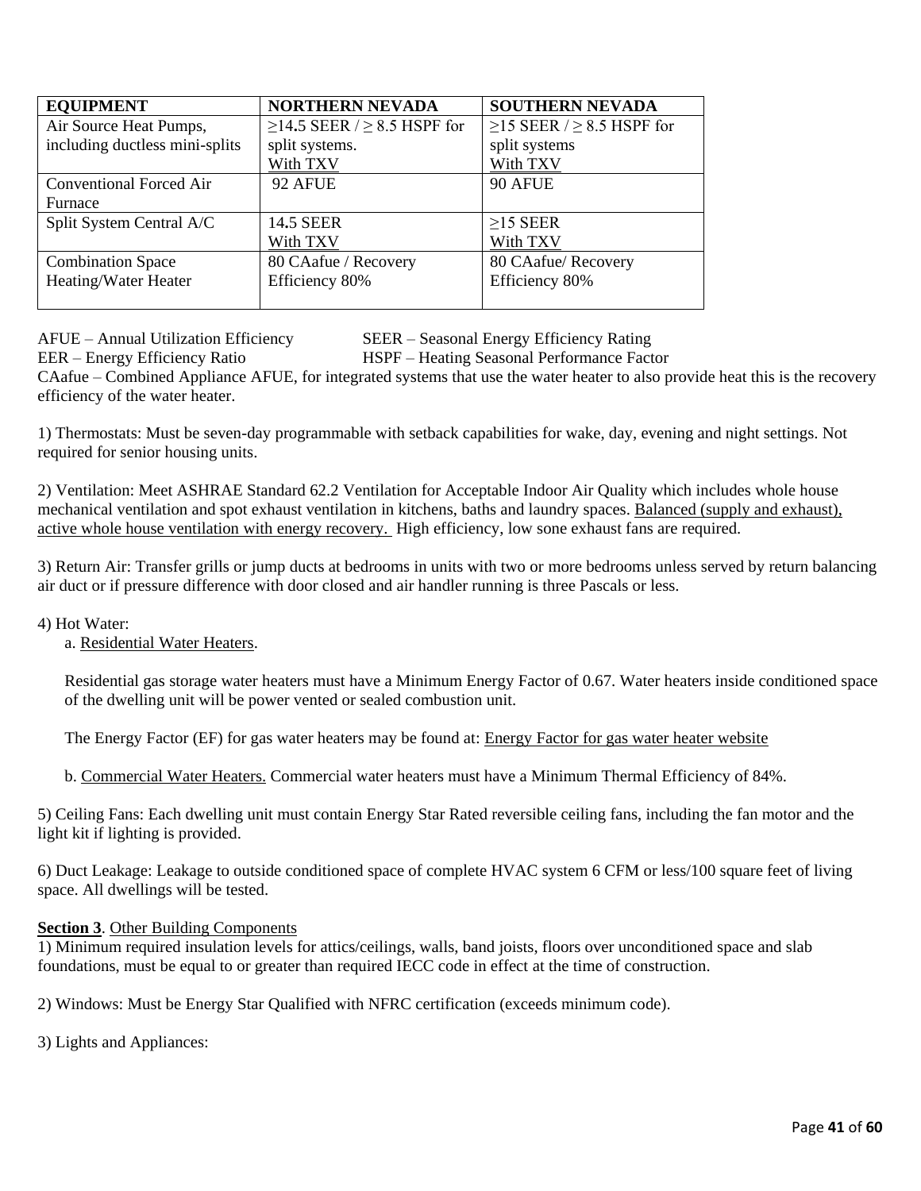| EQUIPMENT | NORTHERN NEVADA | SOUTHERN NEVADA |
| --- | --- | --- |
| Air Source Heat Pumps, including ductless mini-splits | ≥14.5 SEER / ≥ 8.5 HSPF for split systems. With TXV | ≥15 SEER / ≥ 8.5 HSPF for split systems With TXV |
| Conventional Forced Air Furnace | 92 AFUE | 90 AFUE |
| Split System Central A/C | 14.5 SEER With TXV | ≥15 SEER With TXV |
| Combination Space Heating/Water Heater | 80 CAafue / Recovery Efficiency 80% | 80 CAafue/ Recovery Efficiency 80% |

AFUE – Annual Utilization Efficiency
SEER – Seasonal Energy Efficiency Rating
EER – Energy Efficiency Ratio
HSPF – Heating Seasonal Performance Factor
CAafue – Combined Appliance AFUE, for integrated systems that use the water heater to also provide heat this is the recovery efficiency of the water heater.

1) Thermostats: Must be seven-day programmable with setback capabilities for wake, day, evening and night settings. Not required for senior housing units.

2) Ventilation: Meet ASHRAE Standard 62.2 Ventilation for Acceptable Indoor Air Quality which includes whole house mechanical ventilation and spot exhaust ventilation in kitchens, baths and laundry spaces. Balanced (supply and exhaust), active whole house ventilation with energy recovery. High efficiency, low sone exhaust fans are required.

3) Return Air: Transfer grills or jump ducts at bedrooms in units with two or more bedrooms unless served by return balancing air duct or if pressure difference with door closed and air handler running is three Pascals or less.

4) Hot Water:

a. Residential Water Heaters.

Residential gas storage water heaters must have a Minimum Energy Factor of 0.67. Water heaters inside conditioned space of the dwelling unit will be power vented or sealed combustion unit.

The Energy Factor (EF) for gas water heaters may be found at: Energy Factor for gas water heater website

b. Commercial Water Heaters. Commercial water heaters must have a Minimum Thermal Efficiency of 84%.

5) Ceiling Fans: Each dwelling unit must contain Energy Star Rated reversible ceiling fans, including the fan motor and the light kit if lighting is provided.

6) Duct Leakage: Leakage to outside conditioned space of complete HVAC system 6 CFM or less/100 square feet of living space. All dwellings will be tested.

**Section 3**. Other Building Components

1) Minimum required insulation levels for attics/ceilings, walls, band joists, floors over unconditioned space and slab foundations, must be equal to or greater than required IECC code in effect at the time of construction.

2) Windows: Must be Energy Star Qualified with NFRC certification (exceeds minimum code).

3) Lights and Appliances: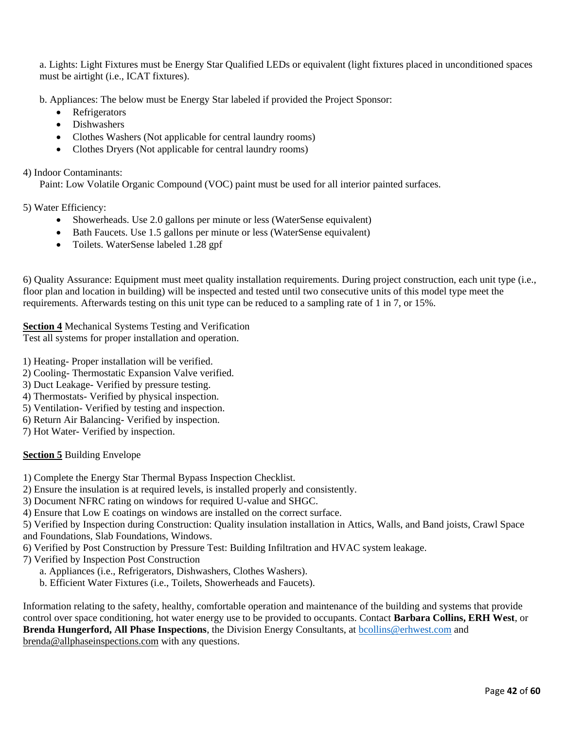a. Lights: Light Fixtures must be Energy Star Qualified LEDs or equivalent (light fixtures placed in unconditioned spaces must be airtight (i.e., ICAT fixtures).

b. Appliances: The below must be Energy Star labeled if provided the Project Sponsor:

- Refrigerators
- Dishwashers
- Clothes Washers (Not applicable for central laundry rooms)
- Clothes Dryers (Not applicable for central laundry rooms)

4) Indoor Contaminants:
Paint: Low Volatile Organic Compound (VOC) paint must be used for all interior painted surfaces.

5) Water Efficiency:

- Showerheads. Use 2.0 gallons per minute or less (WaterSense equivalent)
- Bath Faucets. Use 1.5 gallons per minute or less (WaterSense equivalent)
- Toilets. WaterSense labeled 1.28 gpf

6) Quality Assurance: Equipment must meet quality installation requirements. During project construction, each unit type (i.e., floor plan and location in building) will be inspected and tested until two consecutive units of this model type meet the requirements. Afterwards testing on this unit type can be reduced to a sampling rate of 1 in 7, or 15%.

**<u>Section 4</u>** Mechanical Systems Testing and Verification
Test all systems for proper installation and operation.

1) Heating- Proper installation will be verified.
2) Cooling- Thermostatic Expansion Valve verified.
3) Duct Leakage- Verified by pressure testing.
4) Thermostats- Verified by physical inspection.
5) Ventilation- Verified by testing and inspection.
6) Return Air Balancing- Verified by inspection.
7) Hot Water- Verified by inspection.

**<u>Section 5</u>** Building Envelope

1) Complete the Energy Star Thermal Bypass Inspection Checklist.
2) Ensure the insulation is at required levels, is installed properly and consistently.
3) Document NFRC rating on windows for required U-value and SHGC.
4) Ensure that Low E coatings on windows are installed on the correct surface.
5) Verified by Inspection during Construction: Quality insulation installation in Attics, Walls, and Band joists, Crawl Space and Foundations, Slab Foundations, Windows.
6) Verified by Post Construction by Pressure Test: Building Infiltration and HVAC system leakage.
7) Verified by Inspection Post Construction
   a. Appliances (i.e., Refrigerators, Dishwashers, Clothes Washers).
   b. Efficient Water Fixtures (i.e., Toilets, Showerheads and Faucets).

Information relating to the safety, healthy, comfortable operation and maintenance of the building and systems that provide control over space conditioning, hot water energy use to be provided to occupants. Contact **Barbara Collins, ERH West**, or **Brenda Hungerford, All Phase Inspections**, the Division Energy Consultants, at bcollins@erhwest.com and brenda@allphaseinspections.com with any questions.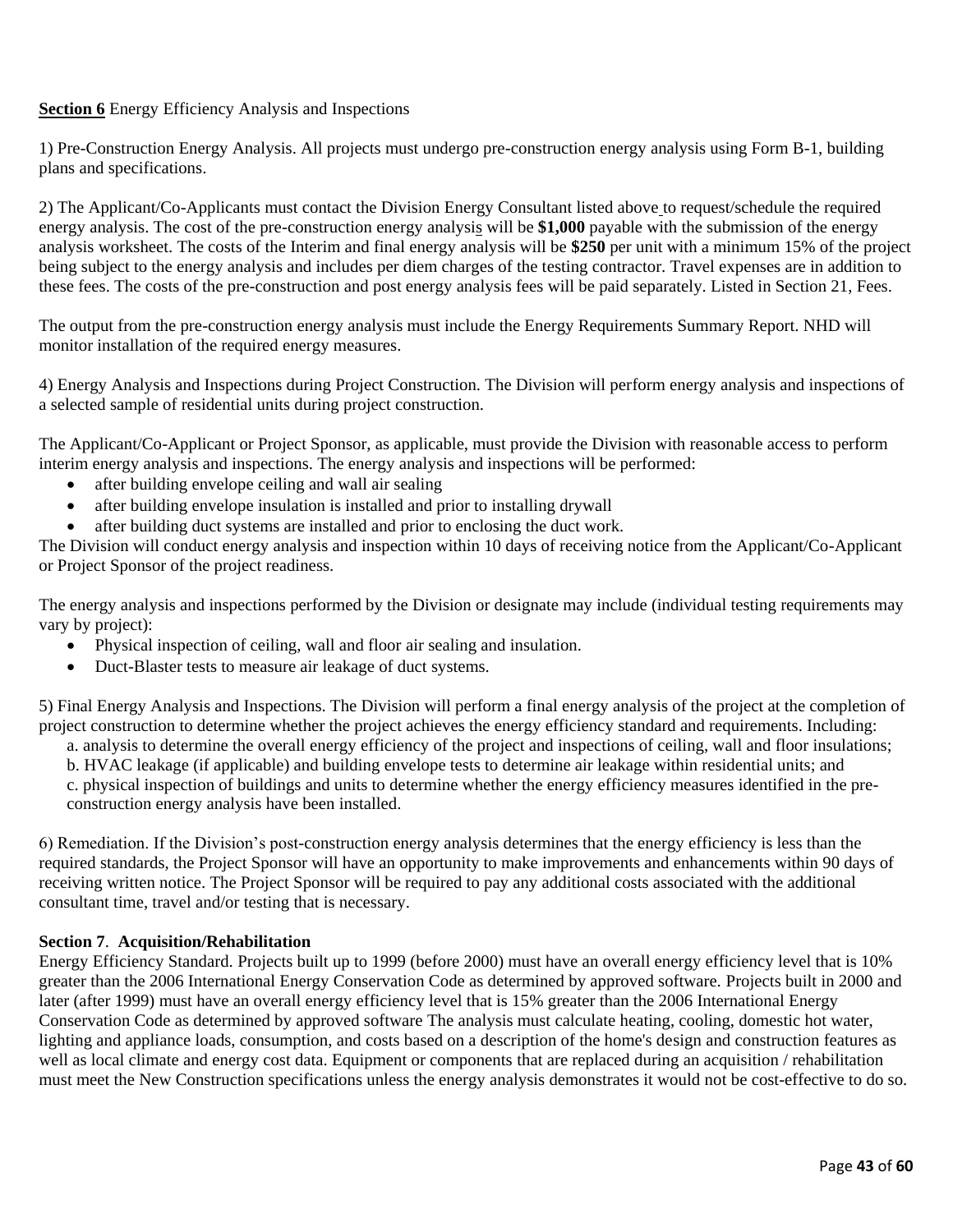**Section 6** Energy Efficiency Analysis and Inspections

1) Pre-Construction Energy Analysis. All projects must undergo pre-construction energy analysis using Form B-1, building plans and specifications.

2) The Applicant/Co-Applicants must contact the Division Energy Consultant listed above to request/schedule the required energy analysis. The cost of the pre-construction energy analysis will be **$1,000** payable with the submission of the energy analysis worksheet. The costs of the Interim and final energy analysis will be **$250** per unit with a minimum 15% of the project being subject to the energy analysis and includes per diem charges of the testing contractor. Travel expenses are in addition to these fees. The costs of the pre-construction and post energy analysis fees will be paid separately. Listed in Section 21, Fees.

The output from the pre-construction energy analysis must include the Energy Requirements Summary Report. NHD will monitor installation of the required energy measures.

4) Energy Analysis and Inspections during Project Construction. The Division will perform energy analysis and inspections of a selected sample of residential units during project construction.

The Applicant/Co-Applicant or Project Sponsor, as applicable, must provide the Division with reasonable access to perform interim energy analysis and inspections. The energy analysis and inspections will be performed:

- after building envelope ceiling and wall air sealing
- after building envelope insulation is installed and prior to installing drywall
- after building duct systems are installed and prior to enclosing the duct work.

The Division will conduct energy analysis and inspection within 10 days of receiving notice from the Applicant/Co-Applicant or Project Sponsor of the project readiness.

The energy analysis and inspections performed by the Division or designate may include (individual testing requirements may vary by project):

- Physical inspection of ceiling, wall and floor air sealing and insulation.
- Duct-Blaster tests to measure air leakage of duct systems.

5) Final Energy Analysis and Inspections. The Division will perform a final energy analysis of the project at the completion of project construction to determine whether the project achieves the energy efficiency standard and requirements. Including:

a. analysis to determine the overall energy efficiency of the project and inspections of ceiling, wall and floor insulations;
b. HVAC leakage (if applicable) and building envelope tests to determine air leakage within residential units; and
c. physical inspection of buildings and units to determine whether the energy efficiency measures identified in the pre-construction energy analysis have been installed.

6) Remediation. If the Division's post-construction energy analysis determines that the energy efficiency is less than the required standards, the Project Sponsor will have an opportunity to make improvements and enhancements within 90 days of receiving written notice. The Project Sponsor will be required to pay any additional costs associated with the additional consultant time, travel and/or testing that is necessary.

**Section 7. Acquisition/Rehabilitation**

Energy Efficiency Standard. Projects built up to 1999 (before 2000) must have an overall energy efficiency level that is 10% greater than the 2006 International Energy Conservation Code as determined by approved software. Projects built in 2000 and later (after 1999) must have an overall energy efficiency level that is 15% greater than the 2006 International Energy Conservation Code as determined by approved software The analysis must calculate heating, cooling, domestic hot water, lighting and appliance loads, consumption, and costs based on a description of the home's design and construction features as well as local climate and energy cost data. Equipment or components that are replaced during an acquisition / rehabilitation must meet the New Construction specifications unless the energy analysis demonstrates it would not be cost-effective to do so.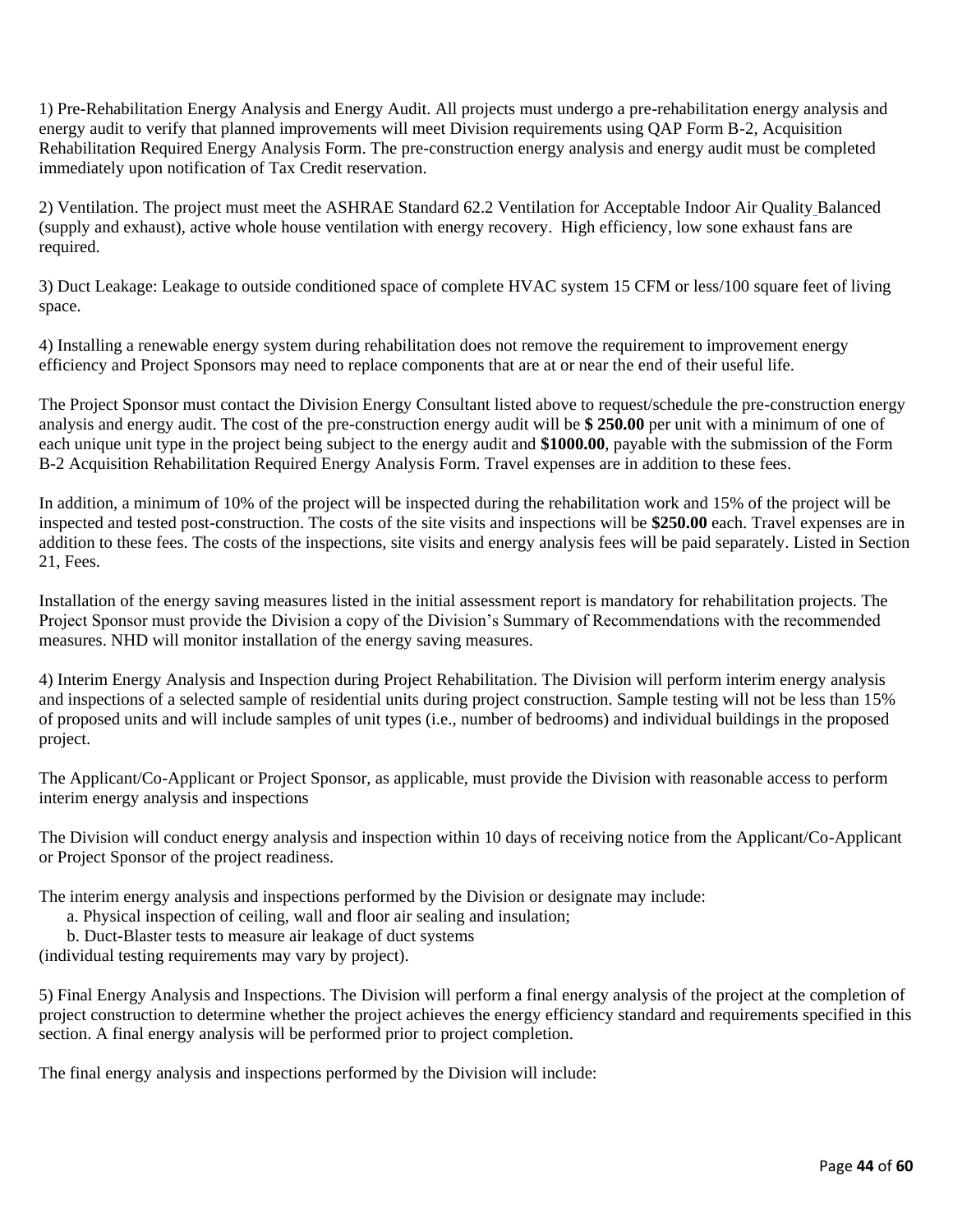1) Pre-Rehabilitation Energy Analysis and Energy Audit. All projects must undergo a pre-rehabilitation energy analysis and energy audit to verify that planned improvements will meet Division requirements using QAP Form B-2, Acquisition Rehabilitation Required Energy Analysis Form. The pre-construction energy analysis and energy audit must be completed immediately upon notification of Tax Credit reservation.

2) Ventilation. The project must meet the ASHRAE Standard 62.2 Ventilation for Acceptable Indoor Air Quality Balanced (supply and exhaust), active whole house ventilation with energy recovery. High efficiency, low sone exhaust fans are required.

3) Duct Leakage: Leakage to outside conditioned space of complete HVAC system 15 CFM or less/100 square feet of living space.

4) Installing a renewable energy system during rehabilitation does not remove the requirement to improvement energy efficiency and Project Sponsors may need to replace components that are at or near the end of their useful life.

The Project Sponsor must contact the Division Energy Consultant listed above to request/schedule the pre-construction energy analysis and energy audit. The cost of the pre-construction energy audit will be **$ 250.00** per unit with a minimum of one of each unique unit type in the project being subject to the energy audit and **$1000.00**, payable with the submission of the Form B-2 Acquisition Rehabilitation Required Energy Analysis Form. Travel expenses are in addition to these fees.

In addition, a minimum of 10% of the project will be inspected during the rehabilitation work and 15% of the project will be inspected and tested post-construction. The costs of the site visits and inspections will be **$250.00** each. Travel expenses are in addition to these fees. The costs of the inspections, site visits and energy analysis fees will be paid separately. Listed in Section 21, Fees.

Installation of the energy saving measures listed in the initial assessment report is mandatory for rehabilitation projects. The Project Sponsor must provide the Division a copy of the Division's Summary of Recommendations with the recommended measures. NHD will monitor installation of the energy saving measures.

4) Interim Energy Analysis and Inspection during Project Rehabilitation. The Division will perform interim energy analysis and inspections of a selected sample of residential units during project construction. Sample testing will not be less than 15% of proposed units and will include samples of unit types (i.e., number of bedrooms) and individual buildings in the proposed project.

The Applicant/Co-Applicant or Project Sponsor, as applicable, must provide the Division with reasonable access to perform interim energy analysis and inspections

The Division will conduct energy analysis and inspection within 10 days of receiving notice from the Applicant/Co-Applicant or Project Sponsor of the project readiness.

The interim energy analysis and inspections performed by the Division or designate may include:

a. Physical inspection of ceiling, wall and floor air sealing and insulation;
b. Duct-Blaster tests to measure air leakage of duct systems

(individual testing requirements may vary by project).

5) Final Energy Analysis and Inspections. The Division will perform a final energy analysis of the project at the completion of project construction to determine whether the project achieves the energy efficiency standard and requirements specified in this section. A final energy analysis will be performed prior to project completion.

The final energy analysis and inspections performed by the Division will include: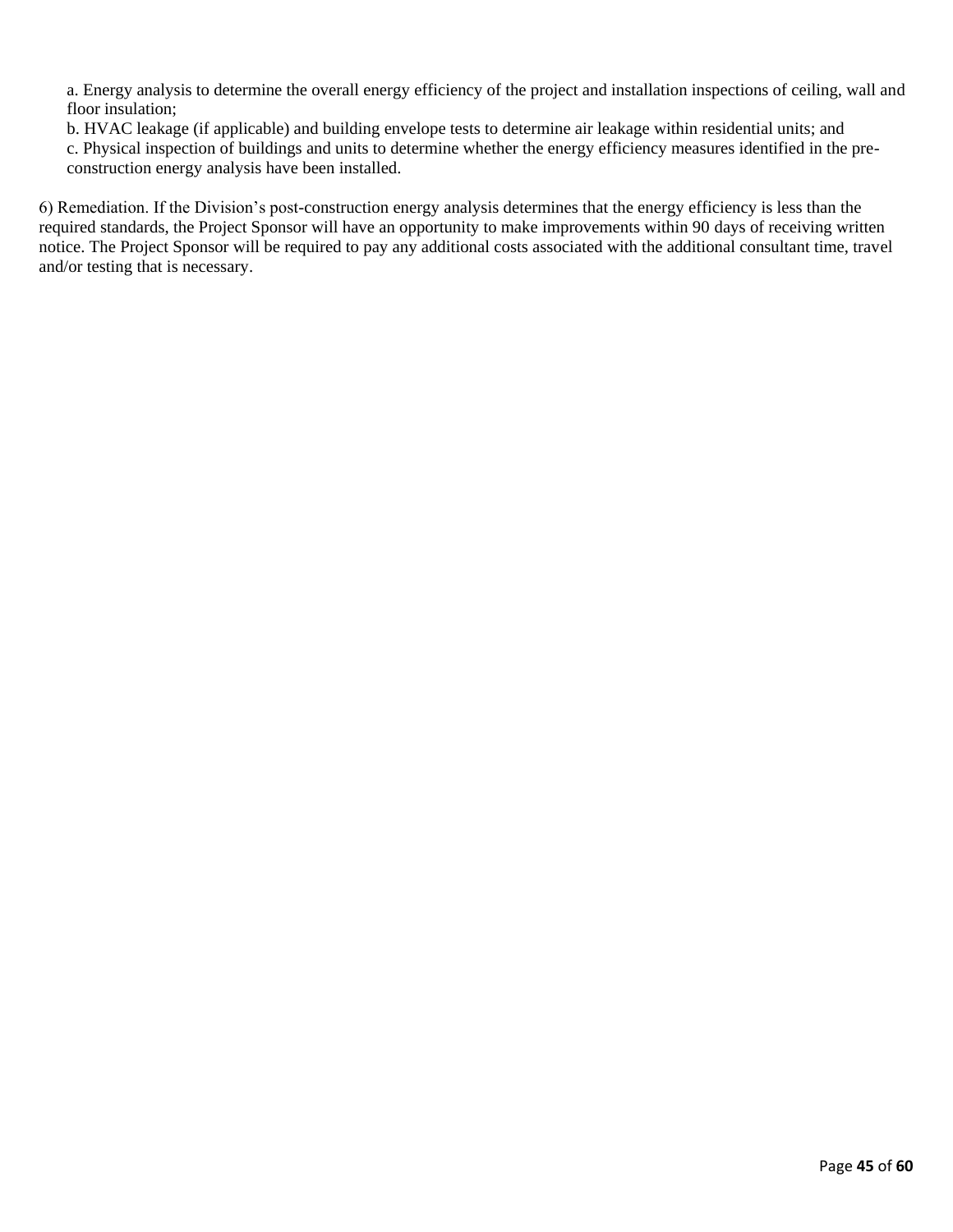a. Energy analysis to determine the overall energy efficiency of the project and installation inspections of ceiling, wall and floor insulation;

b. HVAC leakage (if applicable) and building envelope tests to determine air leakage within residential units; and

c. Physical inspection of buildings and units to determine whether the energy efficiency measures identified in the pre-construction energy analysis have been installed.

6) Remediation. If the Division's post-construction energy analysis determines that the energy efficiency is less than the required standards, the Project Sponsor will have an opportunity to make improvements within 90 days of receiving written notice. The Project Sponsor will be required to pay any additional costs associated with the additional consultant time, travel and/or testing that is necessary.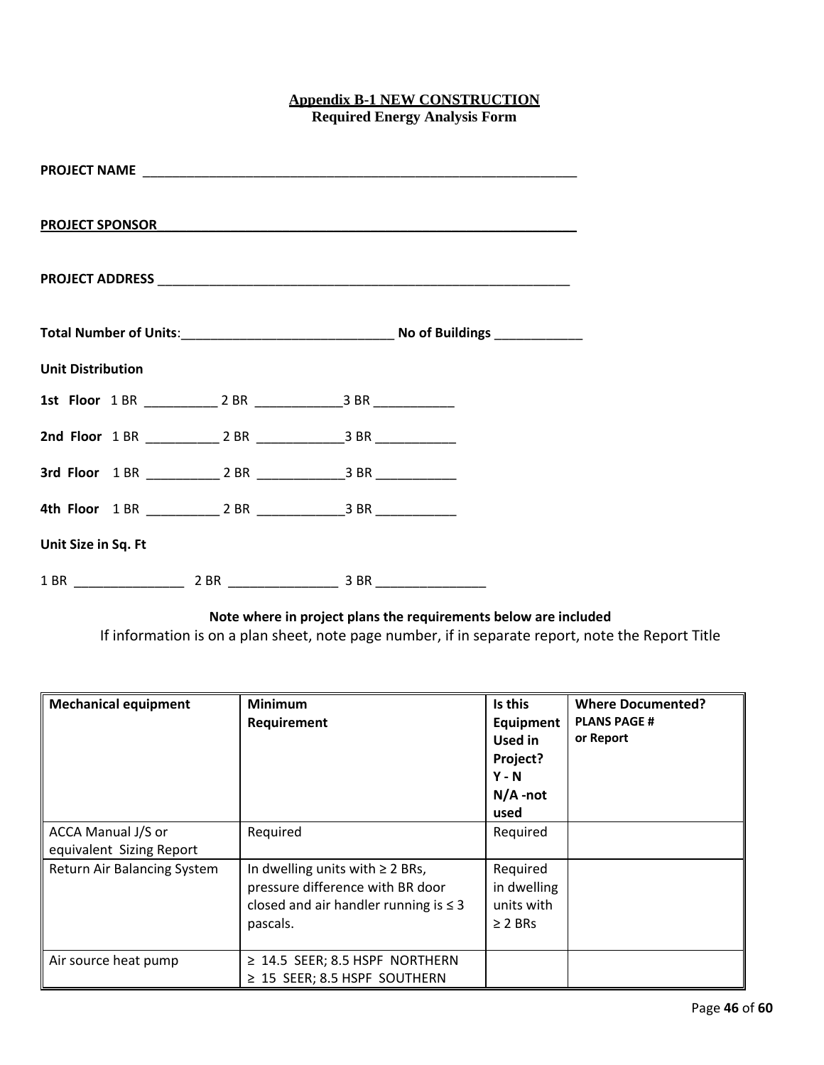**Appendix B-1 NEW CONSTRUCTION**
**Required Energy Analysis Form**

**PROJECT NAME** ___________________________________________________________

**PROJECT SPONSOR**___________________________________________________________

**PROJECT ADDRESS** _________________________________________________________

**Total Number of Units**:____________________________ **No of Buildings** ____________

**Unit Distribution**

**1st Floor** 1 BR __________ 2 BR ____________3 BR ___________

**2nd Floor** 1 BR __________ 2 BR ____________3 BR ___________

**3rd Floor** 1 BR __________ 2 BR ____________3 BR ___________

**4th Floor** 1 BR __________ 2 BR ____________3 BR ___________

**Unit Size in Sq. Ft**

1 BR _______________ 2 BR _______________ 3 BR _______________

**Note where in project plans the requirements below are included**

If information is on a plan sheet, note page number, if in separate report, note the Report Title

| **Mechanical equipment** | **Minimum Requirement** | **Is this Equipment Used in Project? Y - N N/A -not used** | **Where Documented? PLANS PAGE # or Report** |
|---|---|---|---|
| ACCA Manual J/S or equivalent Sizing Report | Required | Required | |
| Return Air Balancing System | In dwelling units with ≥ 2 BRs, pressure difference with BR door closed and air handler running is ≤ 3 pascals. | Required in dwelling units with ≥ 2 BRs | |
| Air source heat pump | ≥ 14.5 SEER; 8.5 HSPF NORTHERN<br>≥ 15 SEER; 8.5 HSPF SOUTHERN | | |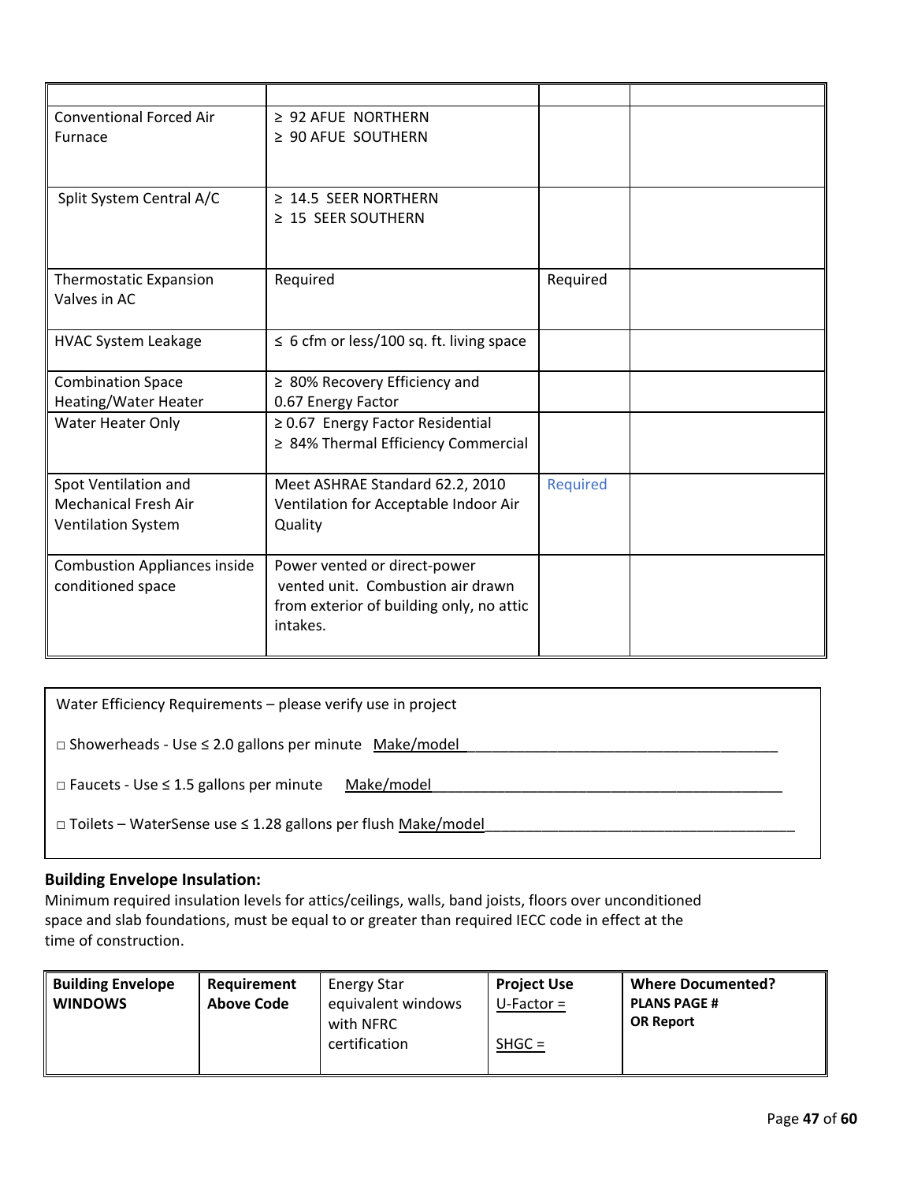| | | | |
|---|---|---|---|
| Conventional Forced Air Furnace | ≥ 92 AFUE NORTHERN<br>≥ 90 AFUE SOUTHERN | | |
| Split System Central A/C | ≥ 14.5 SEER NORTHERN<br>≥ 15 SEER SOUTHERN | | |
| Thermostatic Expansion Valves in AC | Required | Required | |
| HVAC System Leakage | ≤ 6 cfm or less/100 sq. ft. living space | | |
| Combination Space Heating/Water Heater | ≥ 80% Recovery Efficiency and 0.67 Energy Factor | | |
| Water Heater Only | ≥ 0.67 Energy Factor Residential<br>≥ 84% Thermal Efficiency Commercial | | |
| Spot Ventilation and Mechanical Fresh Air Ventilation System | Meet ASHRAE Standard 62.2, 2010 Ventilation for Acceptable Indoor Air Quality | Required | |
| Combustion Appliances inside conditioned space | Power vented or direct-power vented unit. Combustion air drawn from exterior of building only, no attic intakes. | | |

Water Efficiency Requirements – please verify use in project

□ Showerheads - Use ≤ 2.0 gallons per minute Make/model_______________________________________

□ Faucets - Use ≤ 1.5 gallons per minute Make/model____________________________________________

□ Toilets – WaterSense use ≤ 1.28 gallons per flush Make/model_______________________________________

### Building Envelope Insulation:

Minimum required insulation levels for attics/ceilings, walls, band joists, floors over unconditioned space and slab foundations, must be equal to or greater than required IECC code in effect at the time of construction.

| **Building Envelope WINDOWS** | **Requirement Above Code** | Energy Star equivalent windows with NFRC certification | **Project Use**<br>U-Factor =<br><br>SHGC = | **Where Documented?**<br>**PLANS PAGE #**<br>**OR Report** |
|---|---|---|---|---|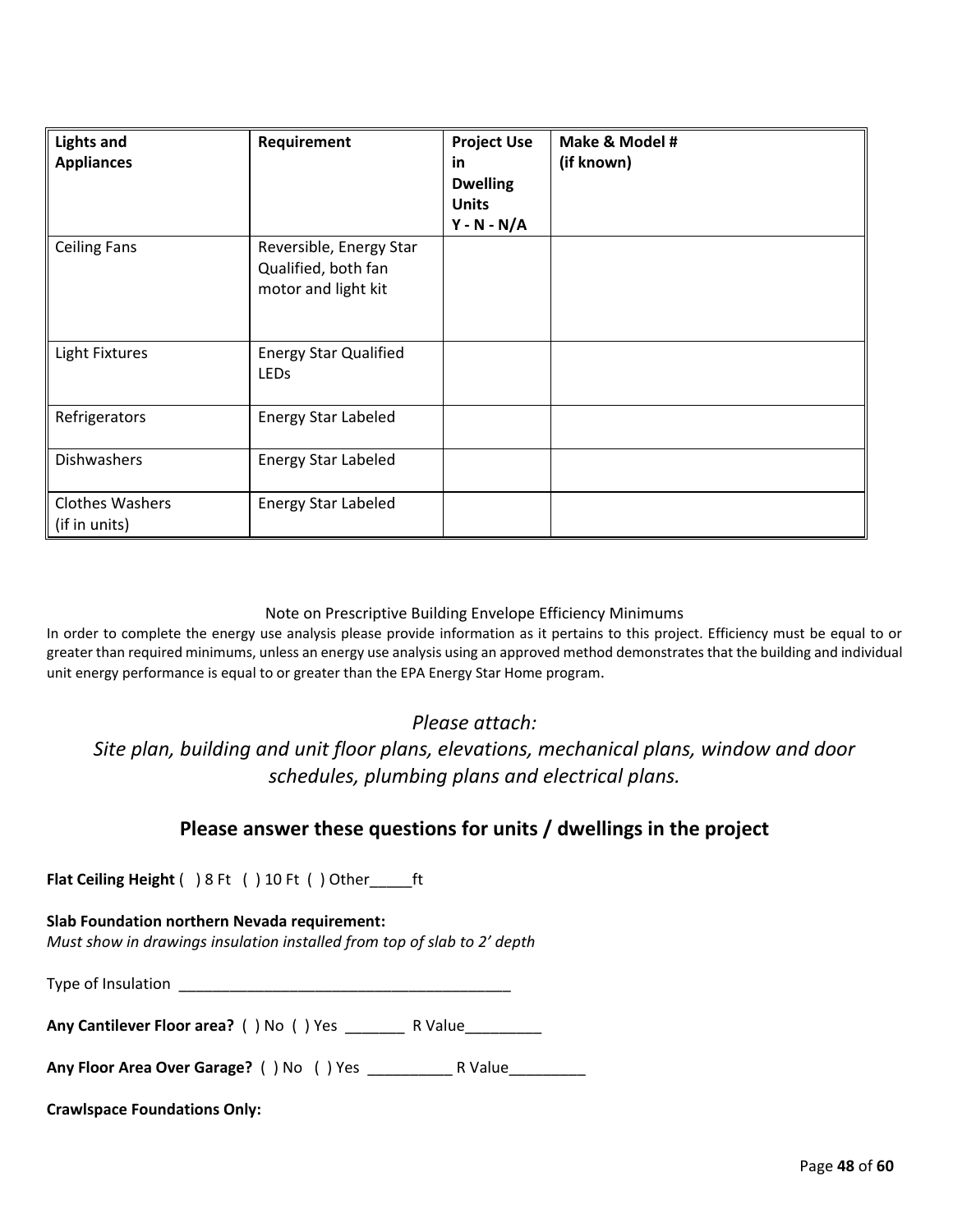| Lights and Appliances | Requirement | Project Use in Dwelling Units Y - N - N/A | Make & Model # (if known) |
|---|---|---|---|
| Ceiling Fans | Reversible, Energy Star Qualified, both fan motor and light kit | | |
| Light Fixtures | Energy Star Qualified LEDs | | |
| Refrigerators | Energy Star Labeled | | |
| Dishwashers | Energy Star Labeled | | |
| Clothes Washers (if in units) | Energy Star Labeled | | |

Note on Prescriptive Building Envelope Efficiency Minimums

In order to complete the energy use analysis please provide information as it pertains to this project. Efficiency must be equal to or greater than required minimums, unless an energy use analysis using an approved method demonstrates that the building and individual unit energy performance is equal to or greater than the EPA Energy Star Home program.

*Please attach:*
*Site plan, building and unit floor plans, elevations, mechanical plans, window and door schedules, plumbing plans and electrical plans.*

## Please answer these questions for units / dwellings in the project

**Flat Ceiling Height** (  ) 8 Ft  (  ) 10 Ft  (  ) Other_____ft

**Slab Foundation northern Nevada requirement:**
*Must show in drawings insulation installed from top of slab to 2' depth*

Type of Insulation ________________________________________

**Any Cantilever Floor area?** (  ) No  (  ) Yes _______ R Value_________

**Any Floor Area Over Garage?** (  ) No  (  ) Yes __________ R Value_________

**Crawlspace Foundations Only:**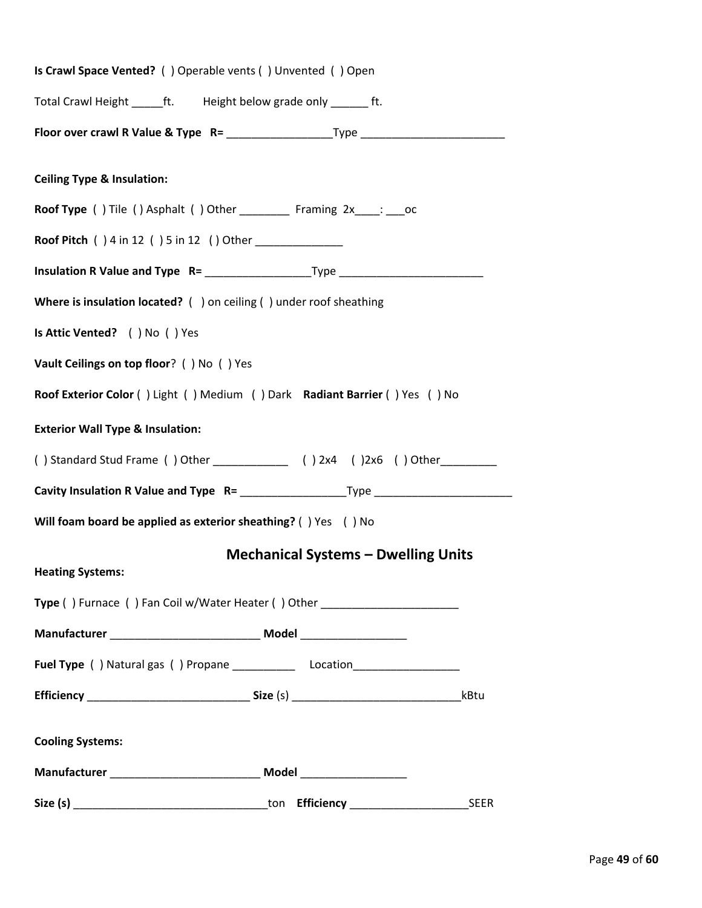**Is Crawl Space Vented?** ( ) Operable vents ( ) Unvented ( ) Open

Total Crawl Height _____ft. Height below grade only ______ ft.

**Floor over crawl R Value & Type R=** _________________Type _______________________

**Ceiling Type & Insulation:**

**Roof Type** ( ) Tile ( ) Asphalt ( ) Other ________ Framing 2x____: ___oc

**Roof Pitch** ( ) 4 in 12 ( ) 5 in 12 ( ) Other ______________

**Insulation R Value and Type R=** _________________Type _______________________

**Where is insulation located?** ( ) on ceiling ( ) under roof sheathing

**Is Attic Vented?** ( ) No ( ) Yes

**Vault Ceilings on top floor**? ( ) No ( ) Yes

**Roof Exterior Color** ( ) Light ( ) Medium ( ) Dark **Radiant Barrier** ( ) Yes ( ) No

**Exterior Wall Type & Insulation:**

( ) Standard Stud Frame ( ) Other ____________ ( ) 2x4 ( )2x6 ( ) Other_________

**Cavity Insulation R Value and Type R=** _________________Type ______________________

**Will foam board be applied as exterior sheathing?** ( ) Yes ( ) No

## Mechanical Systems – Dwelling Units

**Heating Systems:**

**Type** ( ) Furnace ( ) Fan Coil w/Water Heater ( ) Other ______________________

**Manufacturer** ________________________ **Model** _________________

**Fuel Type** ( ) Natural gas ( ) Propane __________ Location_________________

**Efficiency** __________________________ **Size** (s) ___________________________kBtu

**Cooling Systems:**

**Manufacturer** ________________________ **Model** _________________

**Size (s)** _______________________________ton **Efficiency** ___________________SEER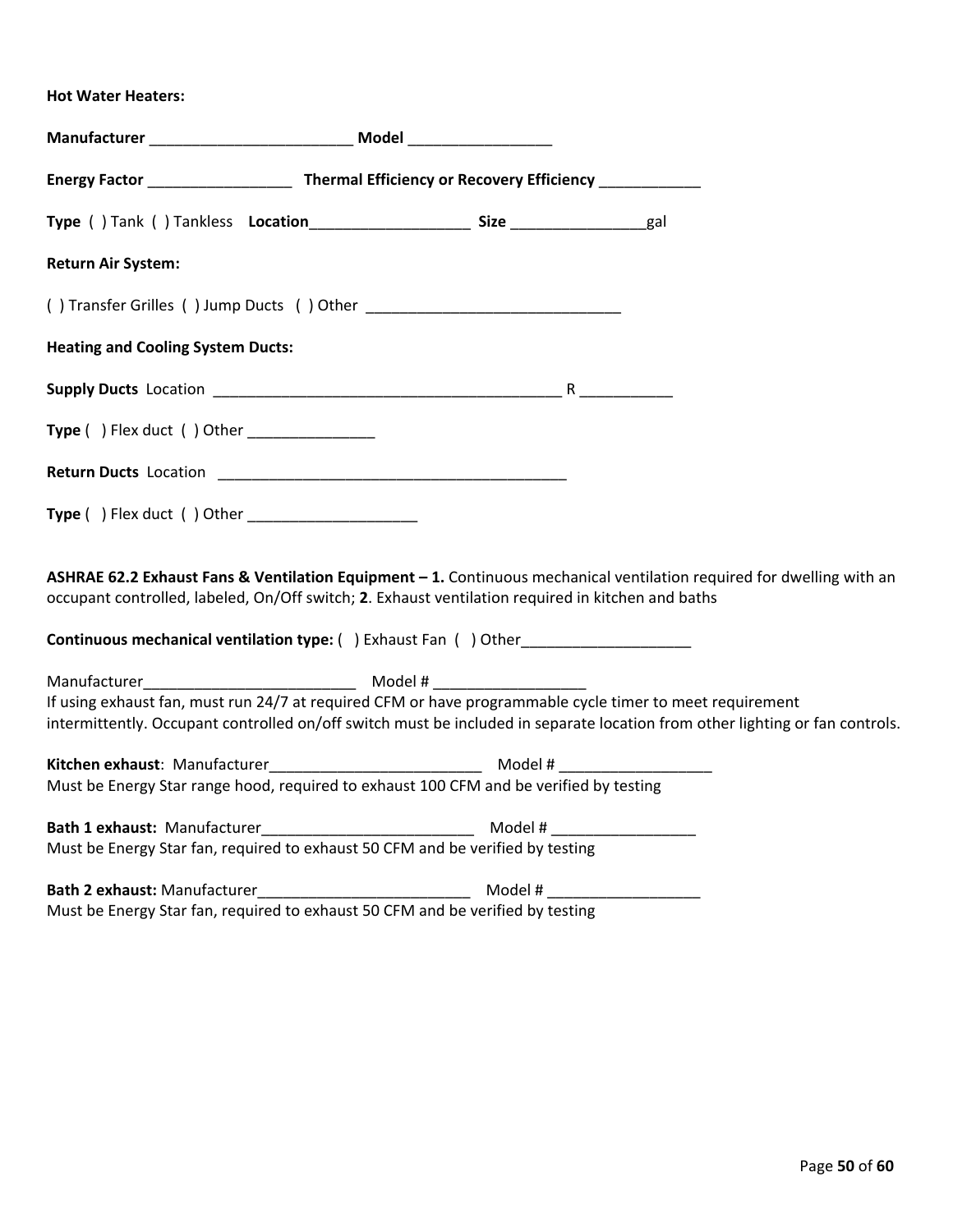**Hot Water Heaters:**

**Manufacturer** ________________________ **Model** _________________

**Energy Factor** _________________ **Thermal Efficiency or Recovery Efficiency** ____________

**Type** ( ) Tank ( ) Tankless **Location**___________________ **Size** ________________gal

**Return Air System:**

( ) Transfer Grilles ( ) Jump Ducts ( ) Other ______________________________

**Heating and Cooling System Ducts:**

**Supply Ducts** Location _________________________________________ R ___________

**Type** ( ) Flex duct ( ) Other _______________

**Return Ducts** Location _________________________________________

**Type** ( ) Flex duct ( ) Other ____________________

**ASHRAE 62.2 Exhaust Fans & Ventilation Equipment – 1.** Continuous mechanical ventilation required for dwelling with an occupant controlled, labeled, On/Off switch; **2**. Exhaust ventilation required in kitchen and baths

**Continuous mechanical ventilation type:** ( ) Exhaust Fan ( ) Other____________________

Manufacturer_________________________ Model # __________________

If using exhaust fan, must run 24/7 at required CFM or have programmable cycle timer to meet requirement intermittently. Occupant controlled on/off switch must be included in separate location from other lighting or fan controls.

**Kitchen exhaust**: Manufacturer_________________________ Model # __________________

Must be Energy Star range hood, required to exhaust 100 CFM and be verified by testing

**Bath 1 exhaust:** Manufacturer_________________________ Model # _________________

Must be Energy Star fan, required to exhaust 50 CFM and be verified by testing

**Bath 2 exhaust:** Manufacturer_________________________ Model # __________________

Must be Energy Star fan, required to exhaust 50 CFM and be verified by testing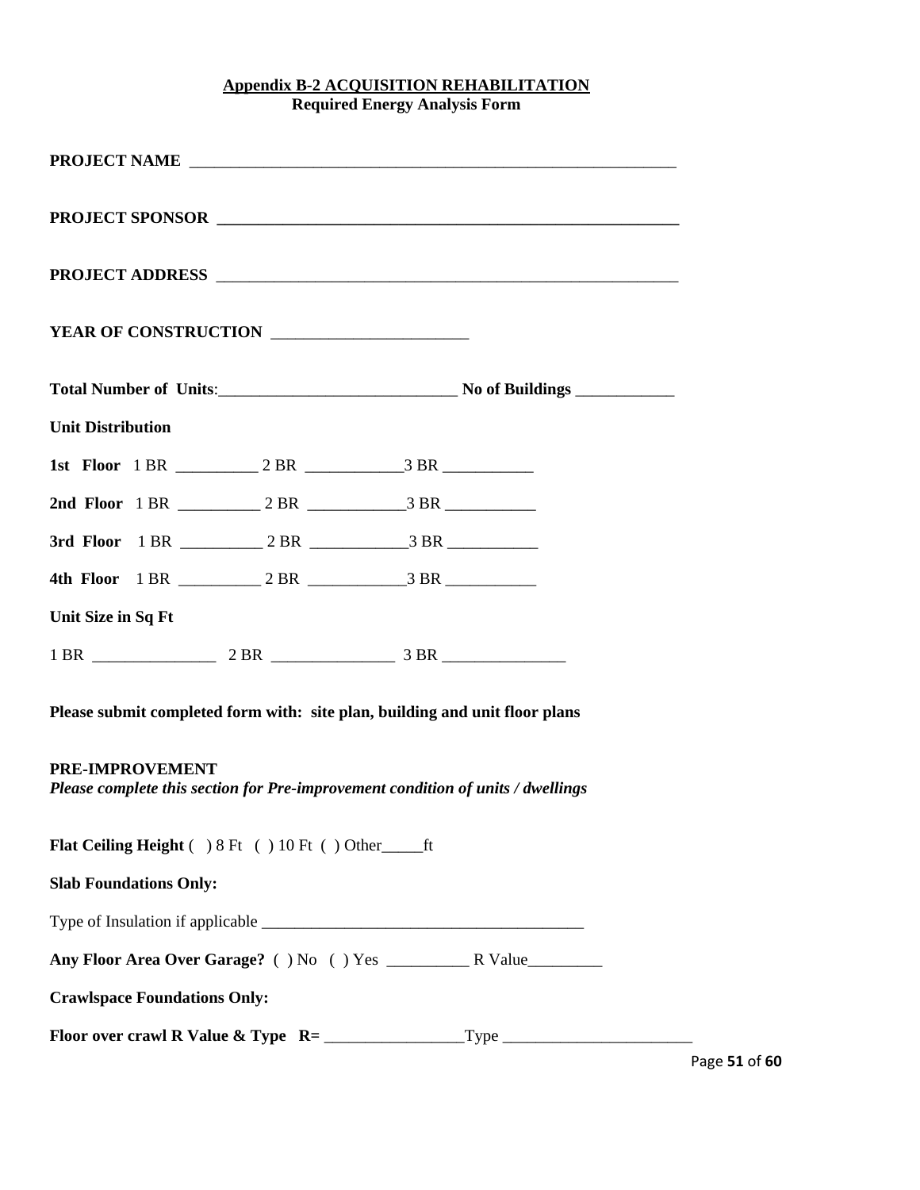## Appendix B-2 ACQUISITION REHABILITATION
### Required Energy Analysis Form

**PROJECT NAME** ____________________________________________________________

**PROJECT SPONSOR** ____________________________________________________________

**PROJECT ADDRESS** ____________________________________________________________

**YEAR OF CONSTRUCTION** ________________________

**Total Number of Units**:_____________________________ **No of Buildings** ____________

**Unit Distribution**

**1st Floor** 1 BR __________ 2 BR ____________3 BR ___________

**2nd Floor** 1 BR __________ 2 BR ____________3 BR ___________

**3rd Floor** 1 BR __________ 2 BR ____________3 BR ___________

**4th Floor** 1 BR __________ 2 BR ____________3 BR ___________

**Unit Size in Sq Ft**

1 BR _______________ 2 BR _______________ 3 BR _______________

**Please submit completed form with: site plan, building and unit floor plans**

**PRE-IMPROVEMENT**
***Please complete this section for Pre-improvement condition of units / dwellings***

**Flat Ceiling Height** ( ) 8 Ft ( ) 10 Ft ( ) Other_____ft

**Slab Foundations Only:**

Type of Insulation if applicable _______________________________________

**Any Floor Area Over Garage?** ( ) No ( ) Yes __________ R Value_________

**Crawlspace Foundations Only:**

**Floor over crawl R Value & Type R=** _________________Type _______________________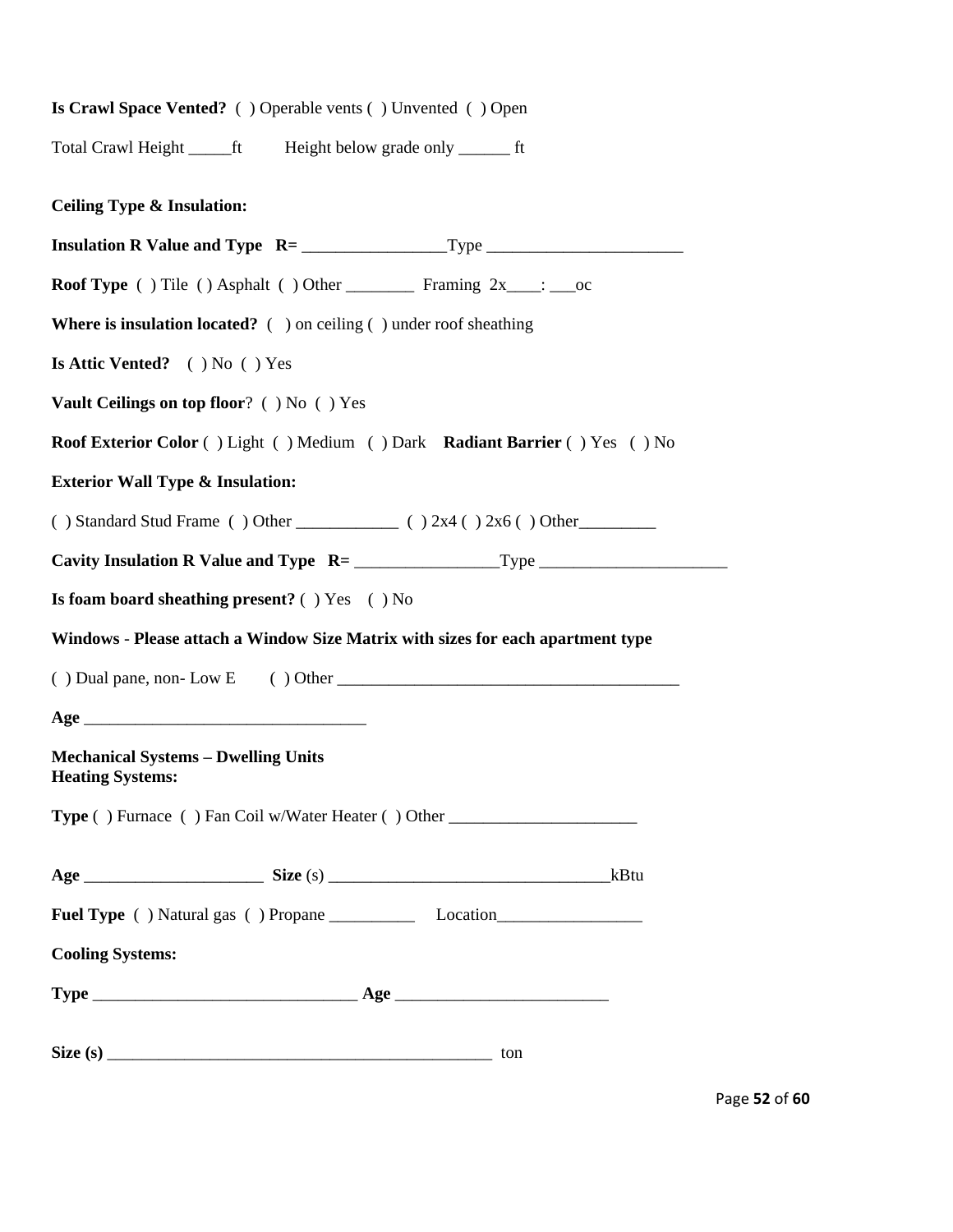**Is Crawl Space Vented?** ( ) Operable vents ( ) Unvented ( ) Open

Total Crawl Height _____ft Height below grade only ______ ft

**Ceiling Type & Insulation:**

**Insulation R Value and Type R=** _________________Type _______________________

**Roof Type** ( ) Tile ( ) Asphalt ( ) Other ________ Framing 2x____: ___oc

**Where is insulation located?** ( ) on ceiling ( ) under roof sheathing

**Is Attic Vented?** ( ) No ( ) Yes

**Vault Ceilings on top floor**? ( ) No ( ) Yes

**Roof Exterior Color** ( ) Light ( ) Medium ( ) Dark **Radiant Barrier** ( ) Yes ( ) No

**Exterior Wall Type & Insulation:**

( ) Standard Stud Frame ( ) Other ____________ ( ) 2x4 ( ) 2x6 ( ) Other_________

**Cavity Insulation R Value and Type R=** _________________Type ______________________

**Is foam board sheathing present?** ( ) Yes ( ) No

**Windows - Please attach a Window Size Matrix with sizes for each apartment type**

( ) Dual pane, non- Low E ( ) Other ________________________________________

**Age** ________________________________

**Mechanical Systems – Dwelling Units**
**Heating Systems:**

**Type** ( ) Furnace ( ) Fan Coil w/Water Heater ( ) Other _____________________

**Age** _____________________ **Size** (s) ________________________________kBtu

**Fuel Type** ( ) Natural gas ( ) Propane __________ Location_________________

**Cooling Systems:**

**Type** ______________________________ **Age** ________________________

**Size (s)** ______________________________________________ ton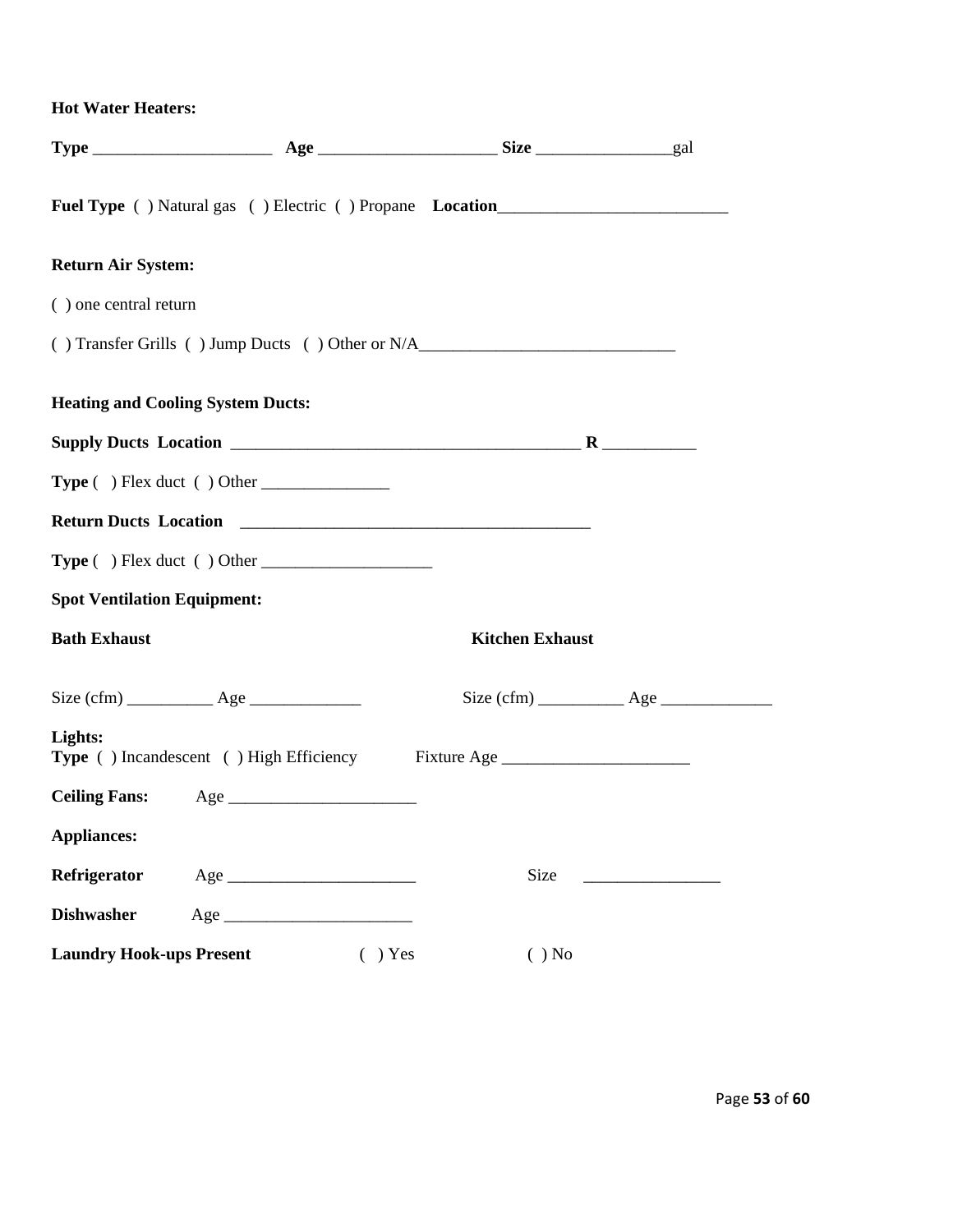**Hot Water Heaters:**

**Type** _____________________ **Age** _____________________ **Size** ________________gal

**Fuel Type** ( ) Natural gas ( ) Electric ( ) Propane **Location**___________________________

**Return Air System:**

( ) one central return

( ) Transfer Grills ( ) Jump Ducts ( ) Other or N/A______________________________

**Heating and Cooling System Ducts:**

**Supply Ducts Location** _________________________________________ **R** ___________

**Type** ( ) Flex duct ( ) Other _______________

**Return Ducts Location** _________________________________________

**Type** ( ) Flex duct ( ) Other ____________________

**Spot Ventilation Equipment:**

**Bath Exhaust**

Size (cfm) __________ Age _____________

**Kitchen Exhaust**

Size (cfm) __________ Age _____________

**Lights:**
**Type** ( ) Incandescent ( ) High Efficiency Fixture Age ______________________

**Ceiling Fans:** Age ______________________

**Appliances:**

**Refrigerator** Age ______________________ Size ________________

**Dishwasher** Age ______________________

**Laundry Hook-ups Present** ( ) Yes ( ) No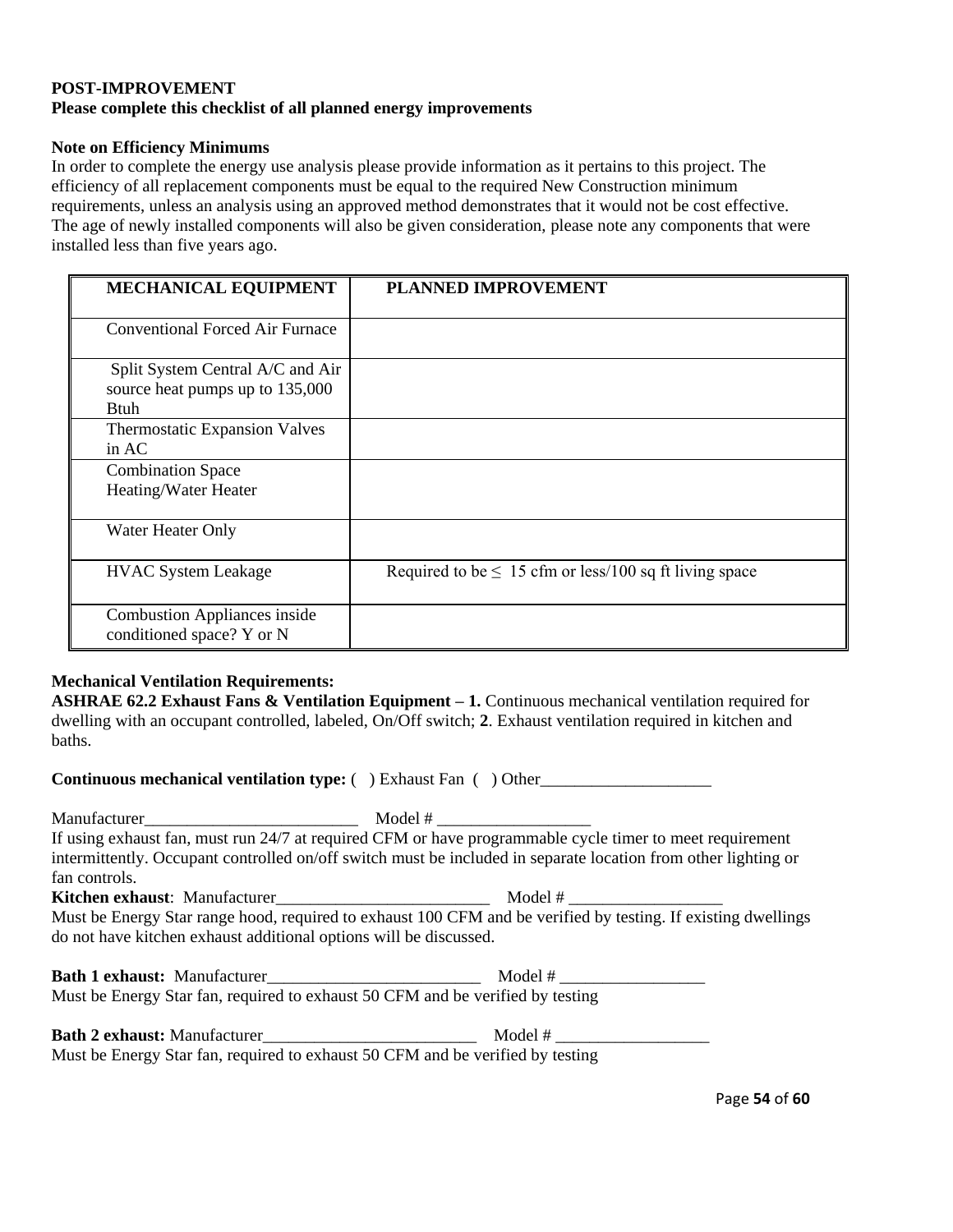**POST-IMPROVEMENT**
**Please complete this checklist of all planned energy improvements**

**Note on Efficiency Minimums**
In order to complete the energy use analysis please provide information as it pertains to this project. The efficiency of all replacement components must be equal to the required New Construction minimum requirements, unless an analysis using an approved method demonstrates that it would not be cost effective. The age of newly installed components will also be given consideration, please note any components that were installed less than five years ago.

| MECHANICAL EQUIPMENT | PLANNED IMPROVEMENT |
|---|---|
| Conventional Forced Air Furnace | |
| Split System Central A/C and Air source heat pumps up to 135,000 Btuh | |
| Thermostatic Expansion Valves in AC | |
| Combination Space Heating/Water Heater | |
| Water Heater Only | |
| HVAC System Leakage | Required to be ≤ 15 cfm or less/100 sq ft living space |
| Combustion Appliances inside conditioned space? Y or N | |

**Mechanical Ventilation Requirements:**
**ASHRAE 62.2 Exhaust Fans & Ventilation Equipment – 1.** Continuous mechanical ventilation required for dwelling with an occupant controlled, labeled, On/Off switch; **2**. Exhaust ventilation required in kitchen and baths.

**Continuous mechanical ventilation type:** (   ) Exhaust Fan  (   ) Other____________________

Manufacturer_________________________   Model # _________________
If using exhaust fan, must run 24/7 at required CFM or have programmable cycle timer to meet requirement intermittently. Occupant controlled on/off switch must be included in separate location from other lighting or fan controls.
**Kitchen exhaust**:  Manufacturer_________________________   Model # __________________
Must be Energy Star range hood, required to exhaust 100 CFM and be verified by testing. If existing dwellings do not have kitchen exhaust additional options will be discussed.

**Bath 1 exhaust:**  Manufacturer_________________________   Model # _________________
Must be Energy Star fan, required to exhaust 50 CFM and be verified by testing

**Bath 2 exhaust:** Manufacturer_________________________   Model # __________________
Must be Energy Star fan, required to exhaust 50 CFM and be verified by testing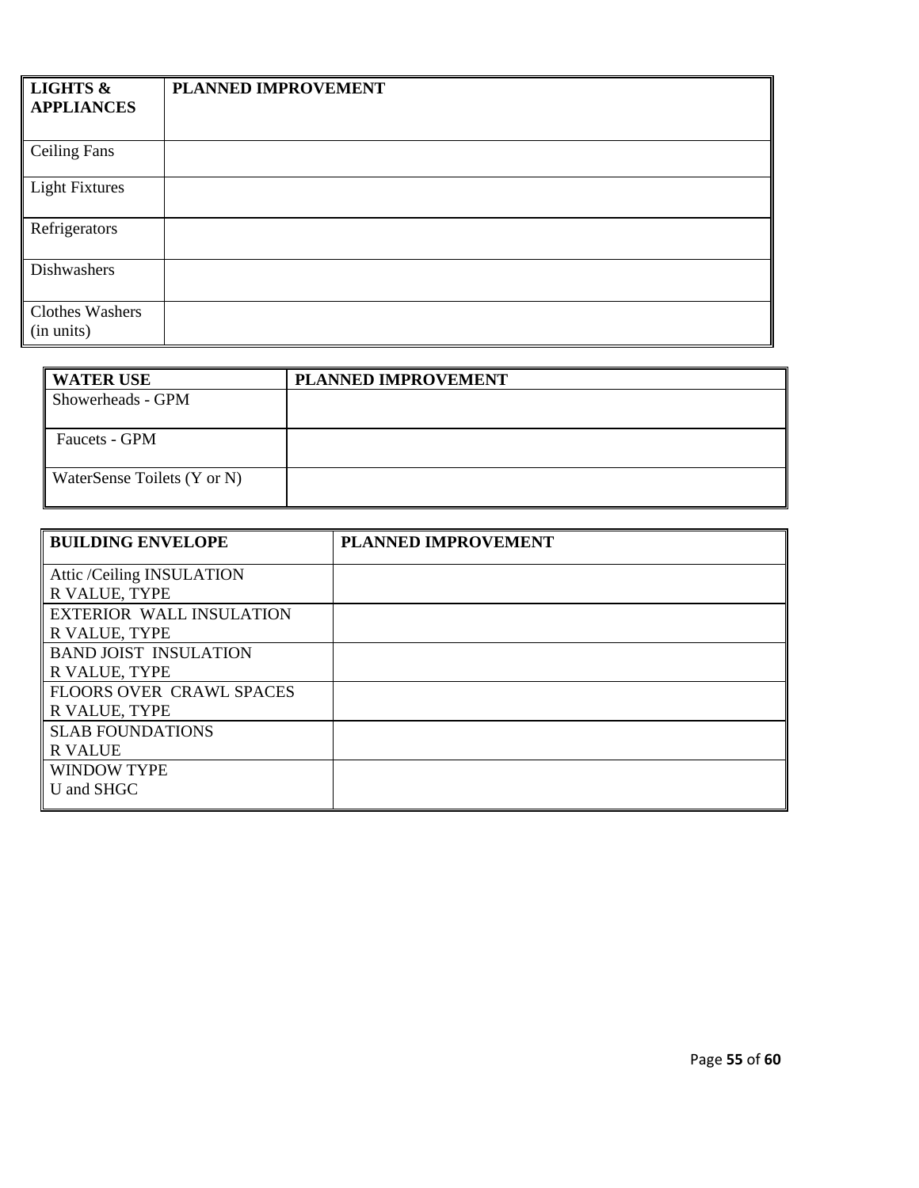| LIGHTS & APPLIANCES | PLANNED IMPROVEMENT |
|---|---|
| Ceiling Fans | |
| Light Fixtures | |
| Refrigerators | |
| Dishwashers | |
| Clothes Washers (in units) | |

| WATER USE | PLANNED IMPROVEMENT |
|---|---|
| Showerheads - GPM | |
| Faucets - GPM | |
| WaterSense Toilets (Y or N) | |

| BUILDING ENVELOPE | PLANNED IMPROVEMENT |
|---|---|
| Attic /Ceiling INSULATION<br>R VALUE, TYPE | |
| EXTERIOR WALL INSULATION<br>R VALUE, TYPE | |
| BAND JOIST INSULATION<br>R VALUE, TYPE | |
| FLOORS OVER CRAWL SPACES<br>R VALUE, TYPE | |
| SLAB FOUNDATIONS<br>R VALUE | |
| WINDOW TYPE<br>U and SHGC | |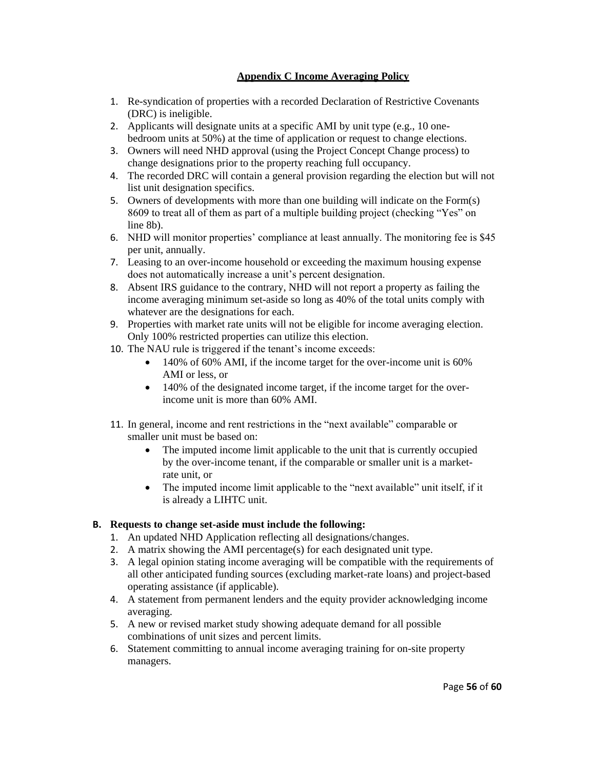## Appendix C Income Averaging Policy

1. Re-syndication of properties with a recorded Declaration of Restrictive Covenants (DRC) is ineligible.
2. Applicants will designate units at a specific AMI by unit type (e.g., 10 one-bedroom units at 50%) at the time of application or request to change elections.
3. Owners will need NHD approval (using the Project Concept Change process) to change designations prior to the property reaching full occupancy.
4. The recorded DRC will contain a general provision regarding the election but will not list unit designation specifics.
5. Owners of developments with more than one building will indicate on the Form(s) 8609 to treat all of them as part of a multiple building project (checking "Yes" on line 8b).
6. NHD will monitor properties' compliance at least annually. The monitoring fee is $45 per unit, annually.
7. Leasing to an over-income household or exceeding the maximum housing expense does not automatically increase a unit's percent designation.
8. Absent IRS guidance to the contrary, NHD will not report a property as failing the income averaging minimum set-aside so long as 40% of the total units comply with whatever are the designations for each.
9. Properties with market rate units will not be eligible for income averaging election. Only 100% restricted properties can utilize this election.
10. The NAU rule is triggered if the tenant's income exceeds:
    - 140% of 60% AMI, if the income target for the over-income unit is 60% AMI or less, or
    - 140% of the designated income target, if the income target for the over-income unit is more than 60% AMI.
11. In general, income and rent restrictions in the "next available" comparable or smaller unit must be based on:
    - The imputed income limit applicable to the unit that is currently occupied by the over-income tenant, if the comparable or smaller unit is a market-rate unit, or
    - The imputed income limit applicable to the "next available" unit itself, if it is already a LIHTC unit.

**B. Requests to change set-aside must include the following:**

1. An updated NHD Application reflecting all designations/changes.
2. A matrix showing the AMI percentage(s) for each designated unit type.
3. A legal opinion stating income averaging will be compatible with the requirements of all other anticipated funding sources (excluding market-rate loans) and project-based operating assistance (if applicable).
4. A statement from permanent lenders and the equity provider acknowledging income averaging.
5. A new or revised market study showing adequate demand for all possible combinations of unit sizes and percent limits.
6. Statement committing to annual income averaging training for on-site property managers.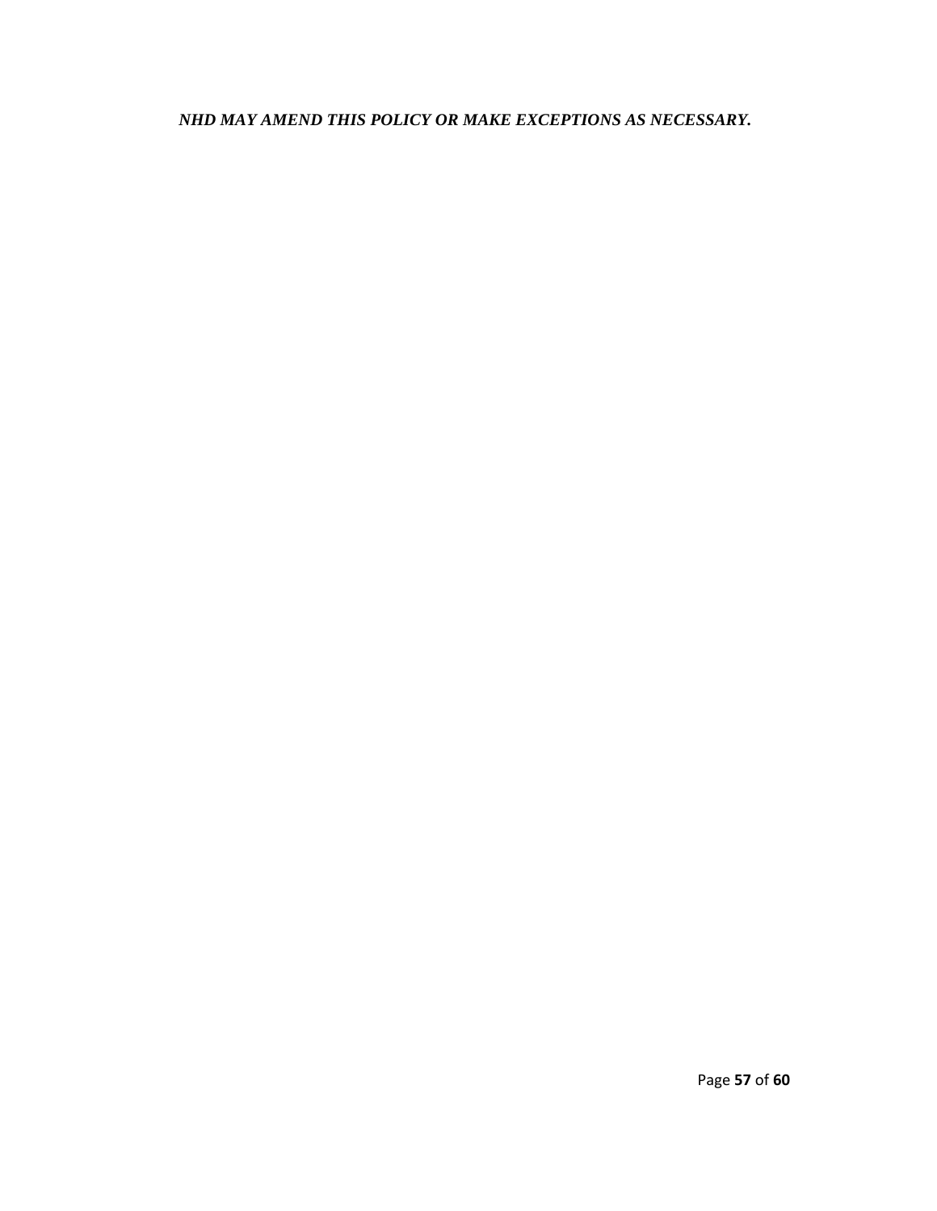***NHD MAY AMEND THIS POLICY OR MAKE EXCEPTIONS AS NECESSARY.***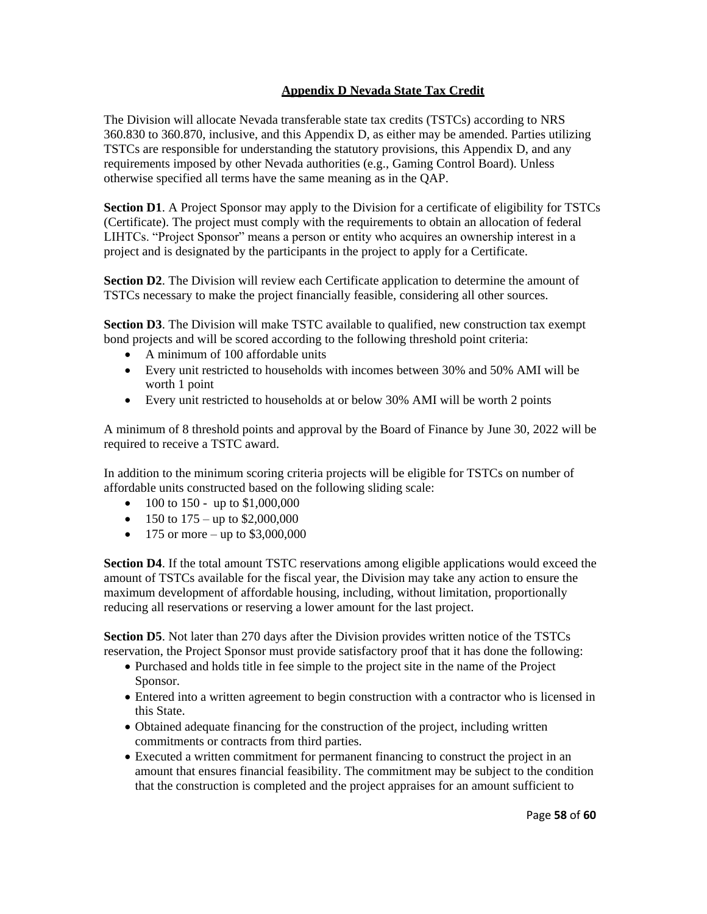## Appendix D Nevada State Tax Credit

The Division will allocate Nevada transferable state tax credits (TSTCs) according to NRS 360.830 to 360.870, inclusive, and this Appendix D, as either may be amended. Parties utilizing TSTCs are responsible for understanding the statutory provisions, this Appendix D, and any requirements imposed by other Nevada authorities (e.g., Gaming Control Board). Unless otherwise specified all terms have the same meaning as in the QAP.

**Section D1**. A Project Sponsor may apply to the Division for a certificate of eligibility for TSTCs (Certificate). The project must comply with the requirements to obtain an allocation of federal LIHTCs. "Project Sponsor" means a person or entity who acquires an ownership interest in a project and is designated by the participants in the project to apply for a Certificate.

**Section D2**. The Division will review each Certificate application to determine the amount of TSTCs necessary to make the project financially feasible, considering all other sources.

**Section D3**. The Division will make TSTC available to qualified, new construction tax exempt bond projects and will be scored according to the following threshold point criteria:

- A minimum of 100 affordable units
- Every unit restricted to households with incomes between 30% and 50% AMI will be worth 1 point
- Every unit restricted to households at or below 30% AMI will be worth 2 points

A minimum of 8 threshold points and approval by the Board of Finance by June 30, 2022 will be required to receive a TSTC award.

In addition to the minimum scoring criteria projects will be eligible for TSTCs on number of affordable units constructed based on the following sliding scale:

- 100 to 150 - up to $1,000,000
- 150 to 175 – up to $2,000,000
- 175 or more – up to $3,000,000

**Section D4**. If the total amount TSTC reservations among eligible applications would exceed the amount of TSTCs available for the fiscal year, the Division may take any action to ensure the maximum development of affordable housing, including, without limitation, proportionally reducing all reservations or reserving a lower amount for the last project.

**Section D5**. Not later than 270 days after the Division provides written notice of the TSTCs reservation, the Project Sponsor must provide satisfactory proof that it has done the following:

- Purchased and holds title in fee simple to the project site in the name of the Project Sponsor.
- Entered into a written agreement to begin construction with a contractor who is licensed in this State.
- Obtained adequate financing for the construction of the project, including written commitments or contracts from third parties.
- Executed a written commitment for permanent financing to construct the project in an amount that ensures financial feasibility. The commitment may be subject to the condition that the construction is completed and the project appraises for an amount sufficient to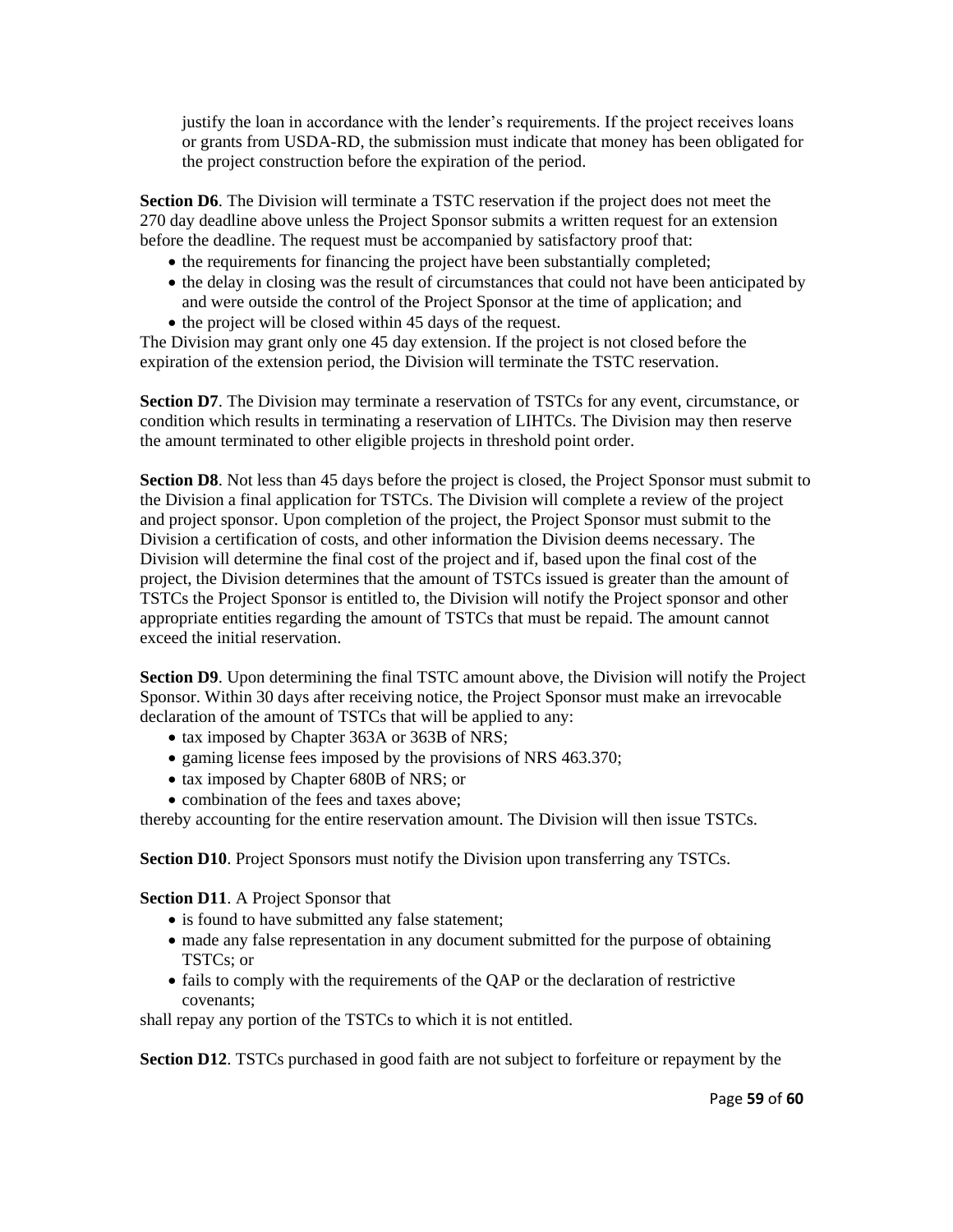justify the loan in accordance with the lender's requirements. If the project receives loans or grants from USDA-RD, the submission must indicate that money has been obligated for the project construction before the expiration of the period.

**Section D6**. The Division will terminate a TSTC reservation if the project does not meet the 270 day deadline above unless the Project Sponsor submits a written request for an extension before the deadline. The request must be accompanied by satisfactory proof that:

- the requirements for financing the project have been substantially completed;
- the delay in closing was the result of circumstances that could not have been anticipated by and were outside the control of the Project Sponsor at the time of application; and
- the project will be closed within 45 days of the request.

The Division may grant only one 45 day extension. If the project is not closed before the expiration of the extension period, the Division will terminate the TSTC reservation.

**Section D7**. The Division may terminate a reservation of TSTCs for any event, circumstance, or condition which results in terminating a reservation of LIHTCs. The Division may then reserve the amount terminated to other eligible projects in threshold point order.

**Section D8**. Not less than 45 days before the project is closed, the Project Sponsor must submit to the Division a final application for TSTCs. The Division will complete a review of the project and project sponsor. Upon completion of the project, the Project Sponsor must submit to the Division a certification of costs, and other information the Division deems necessary. The Division will determine the final cost of the project and if, based upon the final cost of the project, the Division determines that the amount of TSTCs issued is greater than the amount of TSTCs the Project Sponsor is entitled to, the Division will notify the Project sponsor and other appropriate entities regarding the amount of TSTCs that must be repaid. The amount cannot exceed the initial reservation.

**Section D9**. Upon determining the final TSTC amount above, the Division will notify the Project Sponsor. Within 30 days after receiving notice, the Project Sponsor must make an irrevocable declaration of the amount of TSTCs that will be applied to any:

- tax imposed by Chapter 363A or 363B of NRS;
- gaming license fees imposed by the provisions of NRS 463.370;
- tax imposed by Chapter 680B of NRS; or
- combination of the fees and taxes above;

thereby accounting for the entire reservation amount. The Division will then issue TSTCs.

**Section D10**. Project Sponsors must notify the Division upon transferring any TSTCs.

**Section D11**. A Project Sponsor that

- is found to have submitted any false statement;
- made any false representation in any document submitted for the purpose of obtaining TSTCs; or
- fails to comply with the requirements of the QAP or the declaration of restrictive covenants;

shall repay any portion of the TSTCs to which it is not entitled.

**Section D12**. TSTCs purchased in good faith are not subject to forfeiture or repayment by the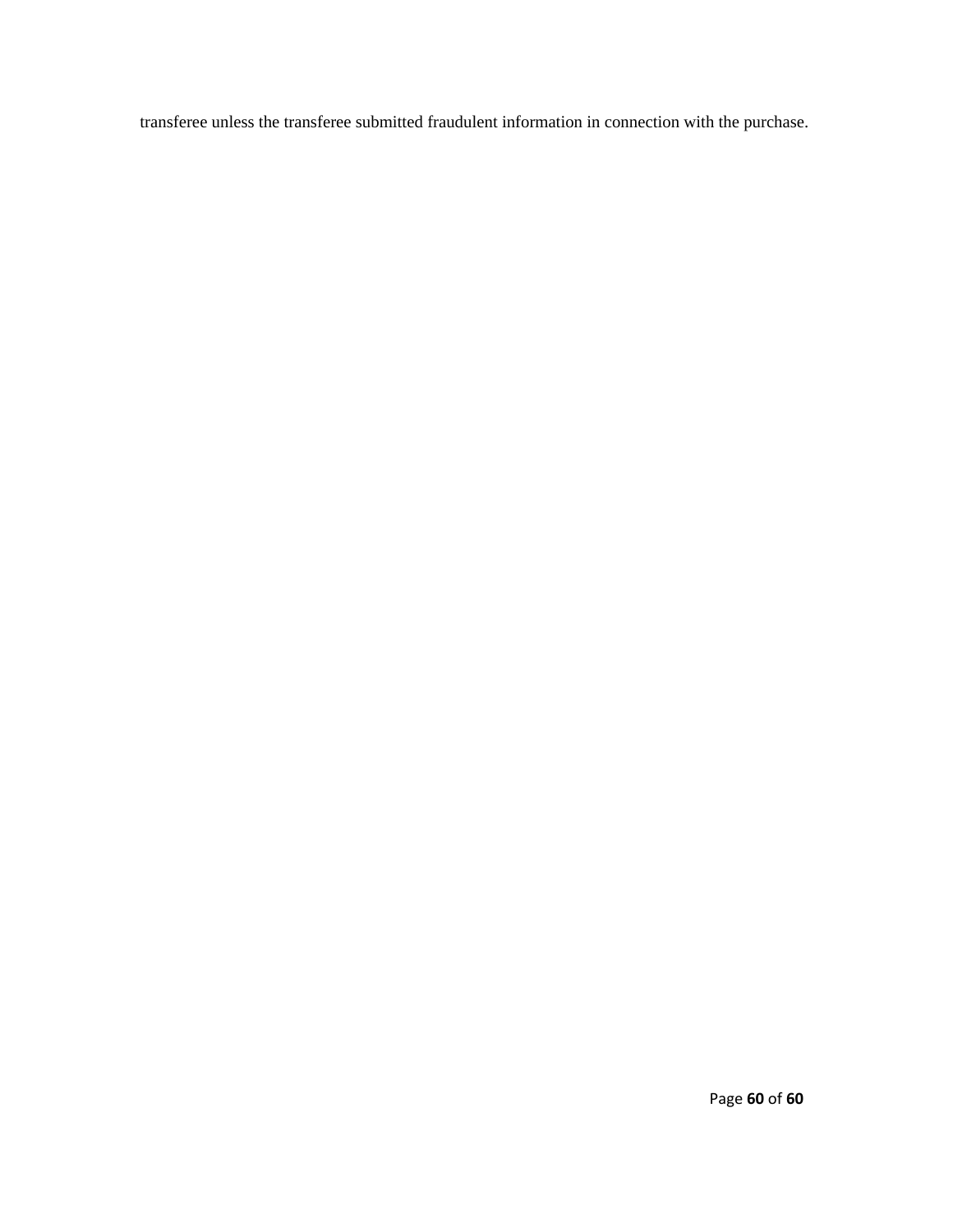transferee unless the transferee submitted fraudulent information in connection with the purchase.